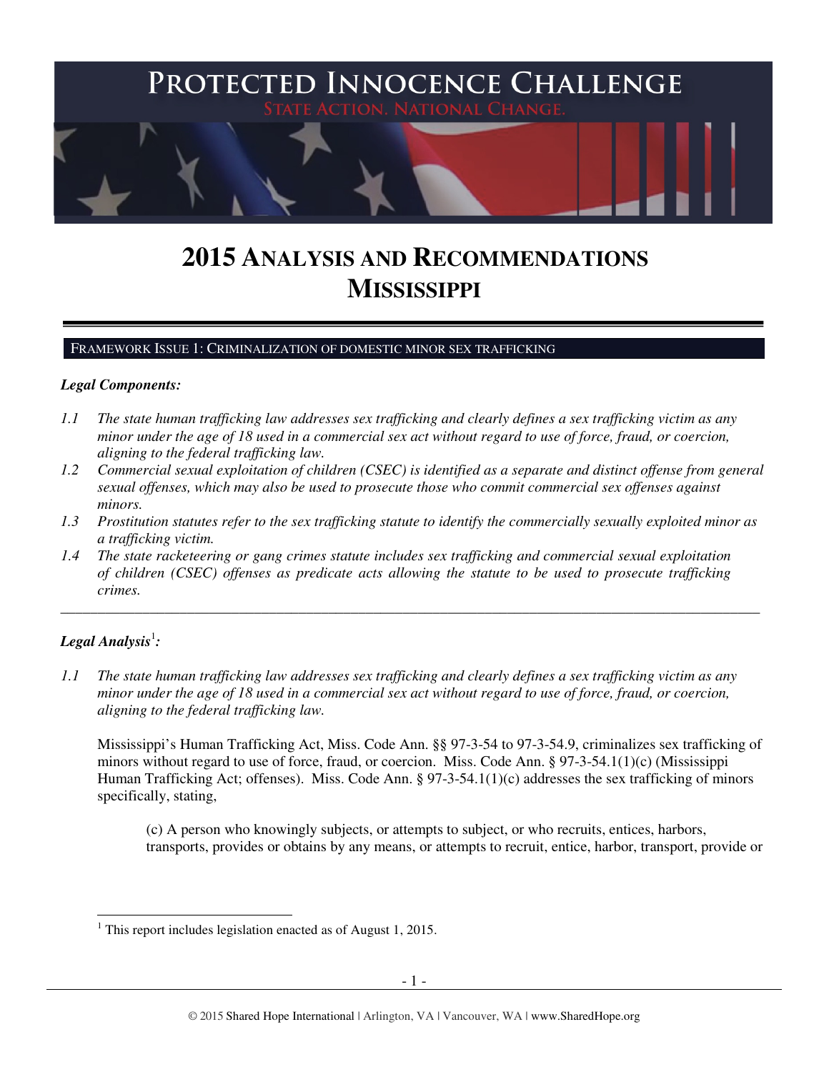# PROTECTED INNOCENCE CHALLENGE

STATE ACTION. NATIONAL CHANGE.

# 2015 ANALYSIS AND RECOMMENDATIONS
# MISSISSIPPI

## FRAMEWORK ISSUE 1: CRIMINALIZATION OF DOMESTIC MINOR SEX TRAFFICKING

***Legal Components:***

*1.1 The state human trafficking law addresses sex trafficking and clearly defines a sex trafficking victim as any minor under the age of 18 used in a commercial sex act without regard to use of force, fraud, or coercion, aligning to the federal trafficking law.*

*1.2 Commercial sexual exploitation of children (CSEC) is identified as a separate and distinct offense from general sexual offenses, which may also be used to prosecute those who commit commercial sex offenses against minors.*

*1.3 Prostitution statutes refer to the sex trafficking statute to identify the commercially sexually exploited minor as a trafficking victim.*

*1.4 The state racketeering or gang crimes statute includes sex trafficking and commercial sexual exploitation of children (CSEC) offenses as predicate acts allowing the statute to be used to prosecute trafficking crimes.*

---

***Legal Analysis***[1]***:***

*1.1 The state human trafficking law addresses sex trafficking and clearly defines a sex trafficking victim as any minor under the age of 18 used in a commercial sex act without regard to use of force, fraud, or coercion, aligning to the federal trafficking law.*

Mississippi's Human Trafficking Act, Miss. Code Ann. §§ 97-3-54 to 97-3-54.9, criminalizes sex trafficking of minors without regard to use of force, fraud, or coercion. Miss. Code Ann. § 97-3-54.1(1)(c) (Mississippi Human Trafficking Act; offenses). Miss. Code Ann. § 97-3-54.1(1)(c) addresses the sex trafficking of minors specifically, stating,

> (c) A person who knowingly subjects, or attempts to subject, or who recruits, entices, harbors, transports, provides or obtains by any means, or attempts to recruit, entice, harbor, transport, provide or

---

[1] This report includes legislation enacted as of August 1, 2015.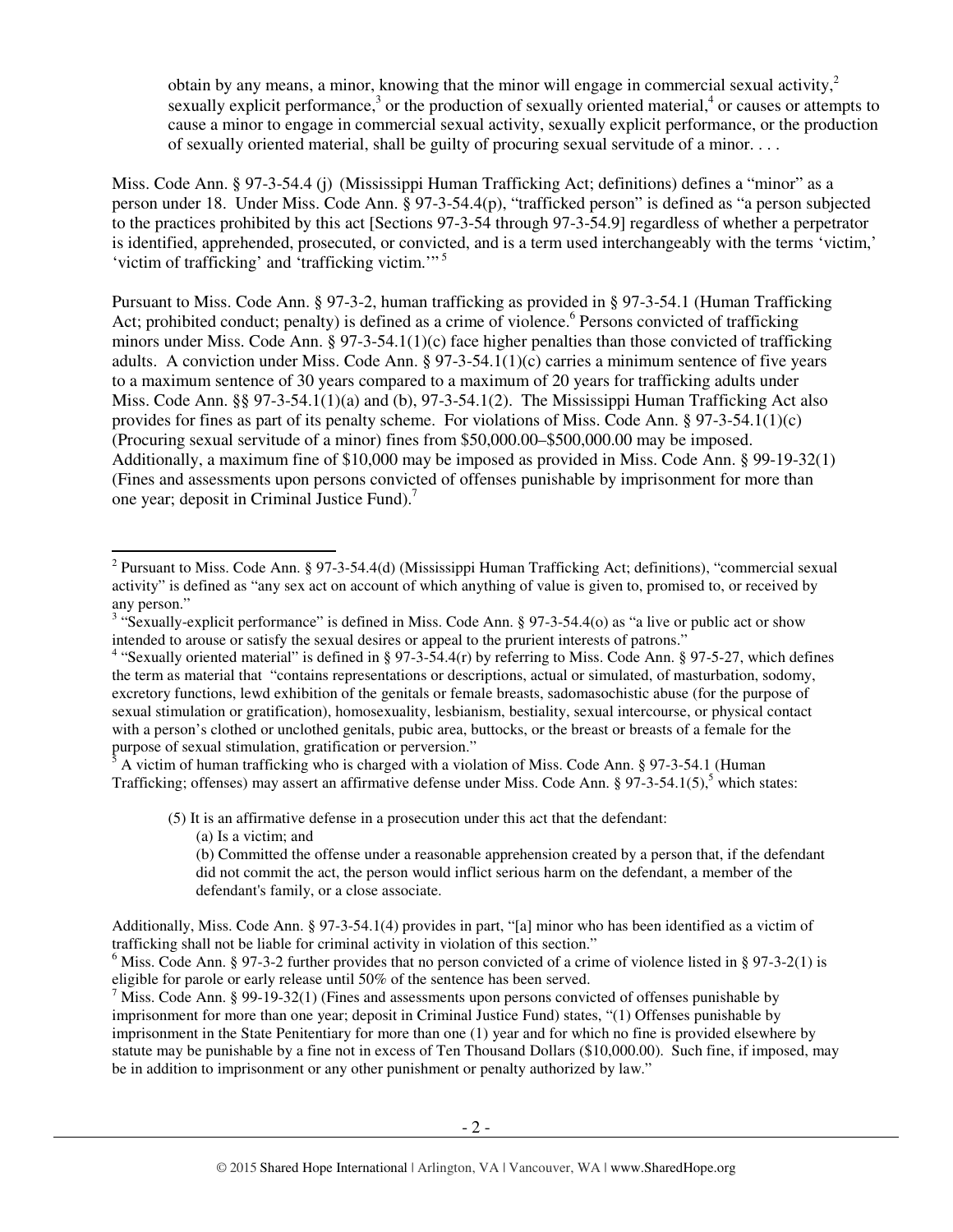obtain by any means, a minor, knowing that the minor will engage in commercial sexual activity,[2] sexually explicit performance,[3] or the production of sexually oriented material,[4] or causes or attempts to cause a minor to engage in commercial sexual activity, sexually explicit performance, or the production of sexually oriented material, shall be guilty of procuring sexual servitude of a minor. . . .

Miss. Code Ann. § 97-3-54.4 (j) (Mississippi Human Trafficking Act; definitions) defines a "minor" as a person under 18. Under Miss. Code Ann. § 97-3-54.4(p), "trafficked person" is defined as "a person subjected to the practices prohibited by this act [Sections 97-3-54 through 97-3-54.9] regardless of whether a perpetrator is identified, apprehended, prosecuted, or convicted, and is a term used interchangeably with the terms 'victim,' 'victim of trafficking' and 'trafficking victim.'"[5]

Pursuant to Miss. Code Ann. § 97-3-2, human trafficking as provided in § 97-3-54.1 (Human Trafficking Act; prohibited conduct; penalty) is defined as a crime of violence.[6] Persons convicted of trafficking minors under Miss. Code Ann. § 97-3-54.1(1)(c) face higher penalties than those convicted of trafficking adults. A conviction under Miss. Code Ann. § 97-3-54.1(1)(c) carries a minimum sentence of five years to a maximum sentence of 30 years compared to a maximum of 20 years for trafficking adults under Miss. Code Ann. §§ 97-3-54.1(1)(a) and (b), 97-3-54.1(2). The Mississippi Human Trafficking Act also provides for fines as part of its penalty scheme. For violations of Miss. Code Ann. § 97-3-54.1(1)(c) (Procuring sexual servitude of a minor) fines from $50,000.00–$500,000.00 may be imposed. Additionally, a maximum fine of $10,000 may be imposed as provided in Miss. Code Ann. § 99-19-32(1) (Fines and assessments upon persons convicted of offenses punishable by imprisonment for more than one year; deposit in Criminal Justice Fund).[7]

---

[2] Pursuant to Miss. Code Ann. § 97-3-54.4(d) (Mississippi Human Trafficking Act; definitions), "commercial sexual activity" is defined as "any sex act on account of which anything of value is given to, promised to, or received by any person."

[3] "Sexually-explicit performance" is defined in Miss. Code Ann. § 97-3-54.4(o) as "a live or public act or show intended to arouse or satisfy the sexual desires or appeal to the prurient interests of patrons."

[4] "Sexually oriented material" is defined in § 97-3-54.4(r) by referring to Miss. Code Ann. § 97-5-27, which defines the term as material that "contains representations or descriptions, actual or simulated, of masturbation, sodomy, excretory functions, lewd exhibition of the genitals or female breasts, sadomasochistic abuse (for the purpose of sexual stimulation or gratification), homosexuality, lesbianism, bestiality, sexual intercourse, or physical contact with a person's clothed or unclothed genitals, pubic area, buttocks, or the breast or breasts of a female for the purpose of sexual stimulation, gratification or perversion."

[5] A victim of human trafficking who is charged with a violation of Miss. Code Ann. § 97-3-54.1 (Human Trafficking; offenses) may assert an affirmative defense under Miss. Code Ann. § 97-3-54.1(5),[5] which states:

> (5) It is an affirmative defense in a prosecution under this act that the defendant:
> (a) Is a victim; and
> (b) Committed the offense under a reasonable apprehension created by a person that, if the defendant did not commit the act, the person would inflict serious harm on the defendant, a member of the defendant's family, or a close associate.

Additionally, Miss. Code Ann. § 97-3-54.1(4) provides in part, "[a] minor who has been identified as a victim of trafficking shall not be liable for criminal activity in violation of this section."

[6] Miss. Code Ann. § 97-3-2 further provides that no person convicted of a crime of violence listed in § 97-3-2(1) is eligible for parole or early release until 50% of the sentence has been served.

[7] Miss. Code Ann. § 99-19-32(1) (Fines and assessments upon persons convicted of offenses punishable by imprisonment for more than one year; deposit in Criminal Justice Fund) states, "(1) Offenses punishable by imprisonment in the State Penitentiary for more than one (1) year and for which no fine is provided elsewhere by statute may be punishable by a fine not in excess of Ten Thousand Dollars ($10,000.00). Such fine, if imposed, may be in addition to imprisonment or any other punishment or penalty authorized by law."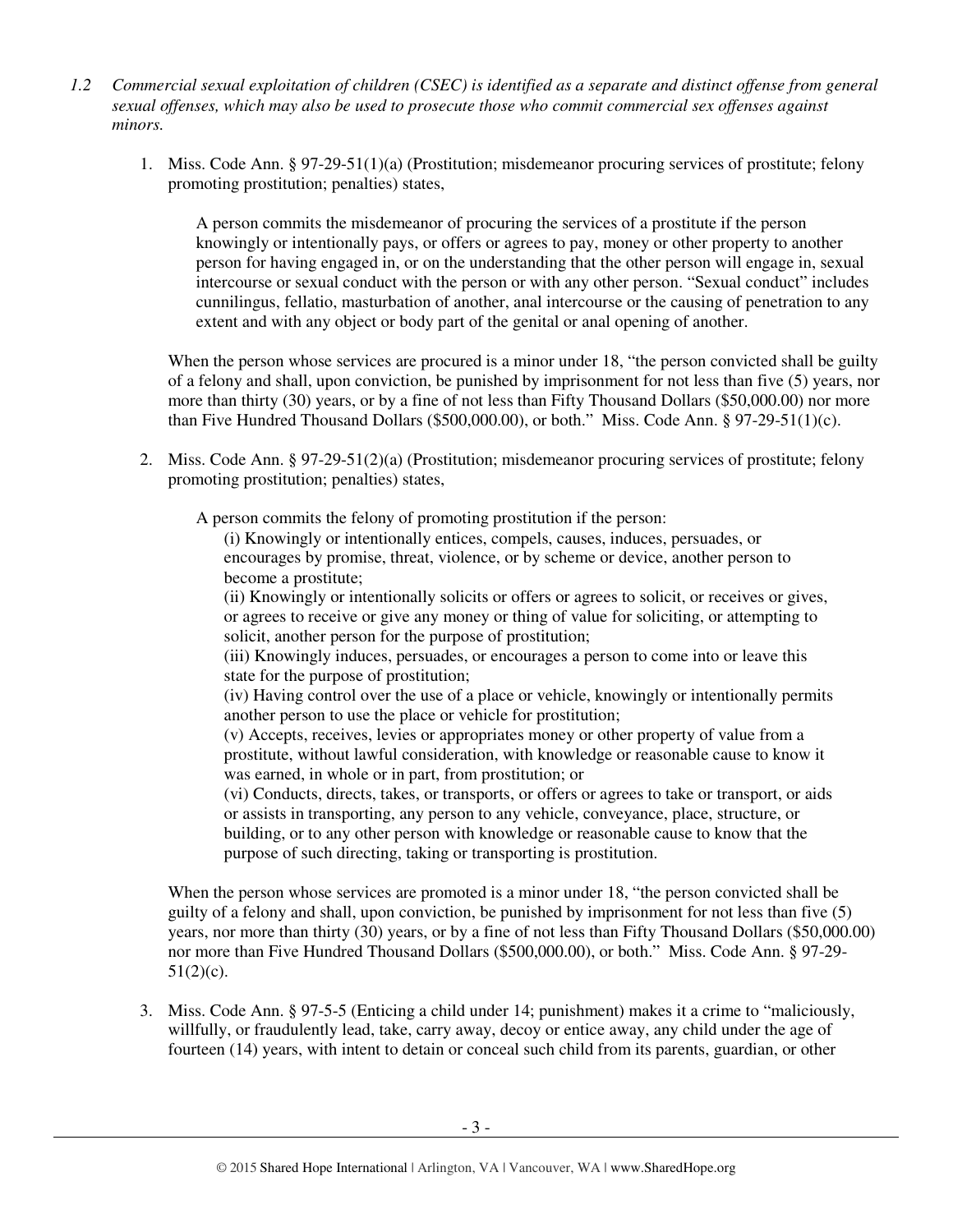*1.2 Commercial sexual exploitation of children (CSEC) is identified as a separate and distinct offense from general sexual offenses, which may also be used to prosecute those who commit commercial sex offenses against minors.*

1. Miss. Code Ann. § 97-29-51(1)(a) (Prostitution; misdemeanor procuring services of prostitute; felony promoting prostitution; penalties) states,

   > A person commits the misdemeanor of procuring the services of a prostitute if the person knowingly or intentionally pays, or offers or agrees to pay, money or other property to another person for having engaged in, or on the understanding that the other person will engage in, sexual intercourse or sexual conduct with the person or with any other person. "Sexual conduct" includes cunnilingus, fellatio, masturbation of another, anal intercourse or the causing of penetration to any extent and with any object or body part of the genital or anal opening of another.

   When the person whose services are procured is a minor under 18, "the person convicted shall be guilty of a felony and shall, upon conviction, be punished by imprisonment for not less than five (5) years, nor more than thirty (30) years, or by a fine of not less than Fifty Thousand Dollars ($50,000.00) nor more than Five Hundred Thousand Dollars ($500,000.00), or both." Miss. Code Ann. § 97-29-51(1)(c).

2. Miss. Code Ann. § 97-29-51(2)(a) (Prostitution; misdemeanor procuring services of prostitute; felony promoting prostitution; penalties) states,

   > A person commits the felony of promoting prostitution if the person:
   > (i) Knowingly or intentionally entices, compels, causes, induces, persuades, or encourages by promise, threat, violence, or by scheme or device, another person to become a prostitute;
   > (ii) Knowingly or intentionally solicits or offers or agrees to solicit, or receives or gives, or agrees to receive or give any money or thing of value for soliciting, or attempting to solicit, another person for the purpose of prostitution;
   > (iii) Knowingly induces, persuades, or encourages a person to come into or leave this state for the purpose of prostitution;
   > (iv) Having control over the use of a place or vehicle, knowingly or intentionally permits another person to use the place or vehicle for prostitution;
   > (v) Accepts, receives, levies or appropriates money or other property of value from a prostitute, without lawful consideration, with knowledge or reasonable cause to know it was earned, in whole or in part, from prostitution; or
   > (vi) Conducts, directs, takes, or transports, or offers or agrees to take or transport, or aids or assists in transporting, any person to any vehicle, conveyance, place, structure, or building, or to any other person with knowledge or reasonable cause to know that the purpose of such directing, taking or transporting is prostitution.

   When the person whose services are promoted is a minor under 18, "the person convicted shall be guilty of a felony and shall, upon conviction, be punished by imprisonment for not less than five (5) years, nor more than thirty (30) years, or by a fine of not less than Fifty Thousand Dollars ($50,000.00) nor more than Five Hundred Thousand Dollars ($500,000.00), or both." Miss. Code Ann. § 97-29-51(2)(c).

3. Miss. Code Ann. § 97-5-5 (Enticing a child under 14; punishment) makes it a crime to "maliciously, willfully, or fraudulently lead, take, carry away, decoy or entice away, any child under the age of fourteen (14) years, with intent to detain or conceal such child from its parents, guardian, or other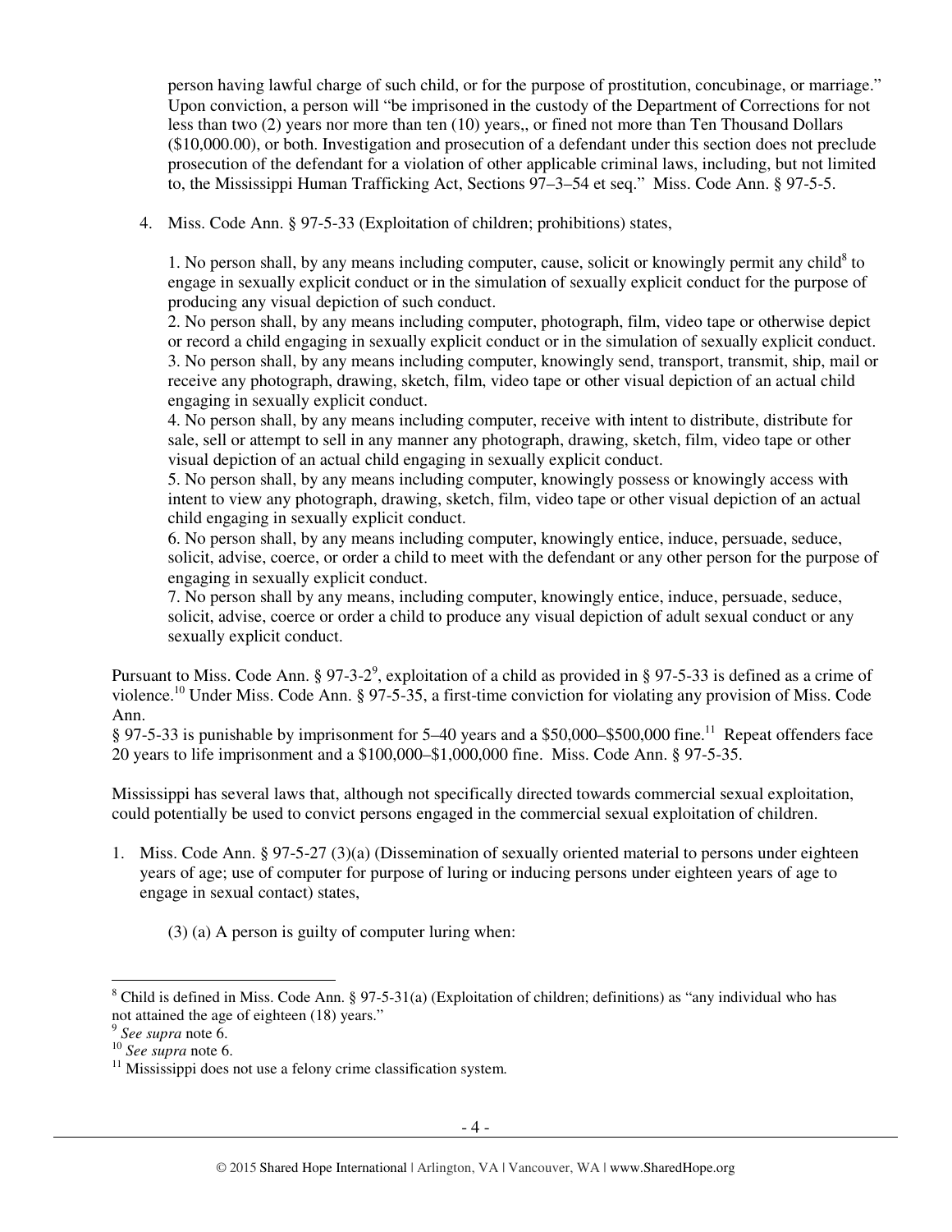person having lawful charge of such child, or for the purpose of prostitution, concubinage, or marriage." Upon conviction, a person will "be imprisoned in the custody of the Department of Corrections for not less than two (2) years nor more than ten (10) years,, or fined not more than Ten Thousand Dollars ($10,000.00), or both. Investigation and prosecution of a defendant under this section does not preclude prosecution of the defendant for a violation of other applicable criminal laws, including, but not limited to, the Mississippi Human Trafficking Act, Sections 97–3–54 et seq." Miss. Code Ann. § 97-5-5.

4. Miss. Code Ann. § 97-5-33 (Exploitation of children; prohibitions) states,

   1. No person shall, by any means including computer, cause, solicit or knowingly permit any child[8] to engage in sexually explicit conduct or in the simulation of sexually explicit conduct for the purpose of producing any visual depiction of such conduct.
   2. No person shall, by any means including computer, photograph, film, video tape or otherwise depict or record a child engaging in sexually explicit conduct or in the simulation of sexually explicit conduct.
   3. No person shall, by any means including computer, knowingly send, transport, transmit, ship, mail or receive any photograph, drawing, sketch, film, video tape or other visual depiction of an actual child engaging in sexually explicit conduct.
   4. No person shall, by any means including computer, receive with intent to distribute, distribute for sale, sell or attempt to sell in any manner any photograph, drawing, sketch, film, video tape or other visual depiction of an actual child engaging in sexually explicit conduct.
   5. No person shall, by any means including computer, knowingly possess or knowingly access with intent to view any photograph, drawing, sketch, film, video tape or other visual depiction of an actual child engaging in sexually explicit conduct.
   6. No person shall, by any means including computer, knowingly entice, induce, persuade, seduce, solicit, advise, coerce, or order a child to meet with the defendant or any other person for the purpose of engaging in sexually explicit conduct.
   7. No person shall by any means, including computer, knowingly entice, induce, persuade, seduce, solicit, advise, coerce or order a child to produce any visual depiction of adult sexual conduct or any sexually explicit conduct.

Pursuant to Miss. Code Ann. § 97-3-2[9], exploitation of a child as provided in § 97-5-33 is defined as a crime of violence.[10] Under Miss. Code Ann. § 97-5-35, a first-time conviction for violating any provision of Miss. Code Ann.
§ 97-5-33 is punishable by imprisonment for 5–40 years and a $50,000–$500,000 fine.[11] Repeat offenders face 20 years to life imprisonment and a $100,000–$1,000,000 fine. Miss. Code Ann. § 97-5-35.

Mississippi has several laws that, although not specifically directed towards commercial sexual exploitation, could potentially be used to convict persons engaged in the commercial sexual exploitation of children.

1. Miss. Code Ann. § 97-5-27 (3)(a) (Dissemination of sexually oriented material to persons under eighteen years of age; use of computer for purpose of luring or inducing persons under eighteen years of age to engage in sexual contact) states,

   (3) (a) A person is guilty of computer luring when:

---

[8] Child is defined in Miss. Code Ann. § 97-5-31(a) (Exploitation of children; definitions) as "any individual who has not attained the age of eighteen (18) years."

[9] *See supra* note 6.

[10] *See supra* note 6.

[11] Mississippi does not use a felony crime classification system.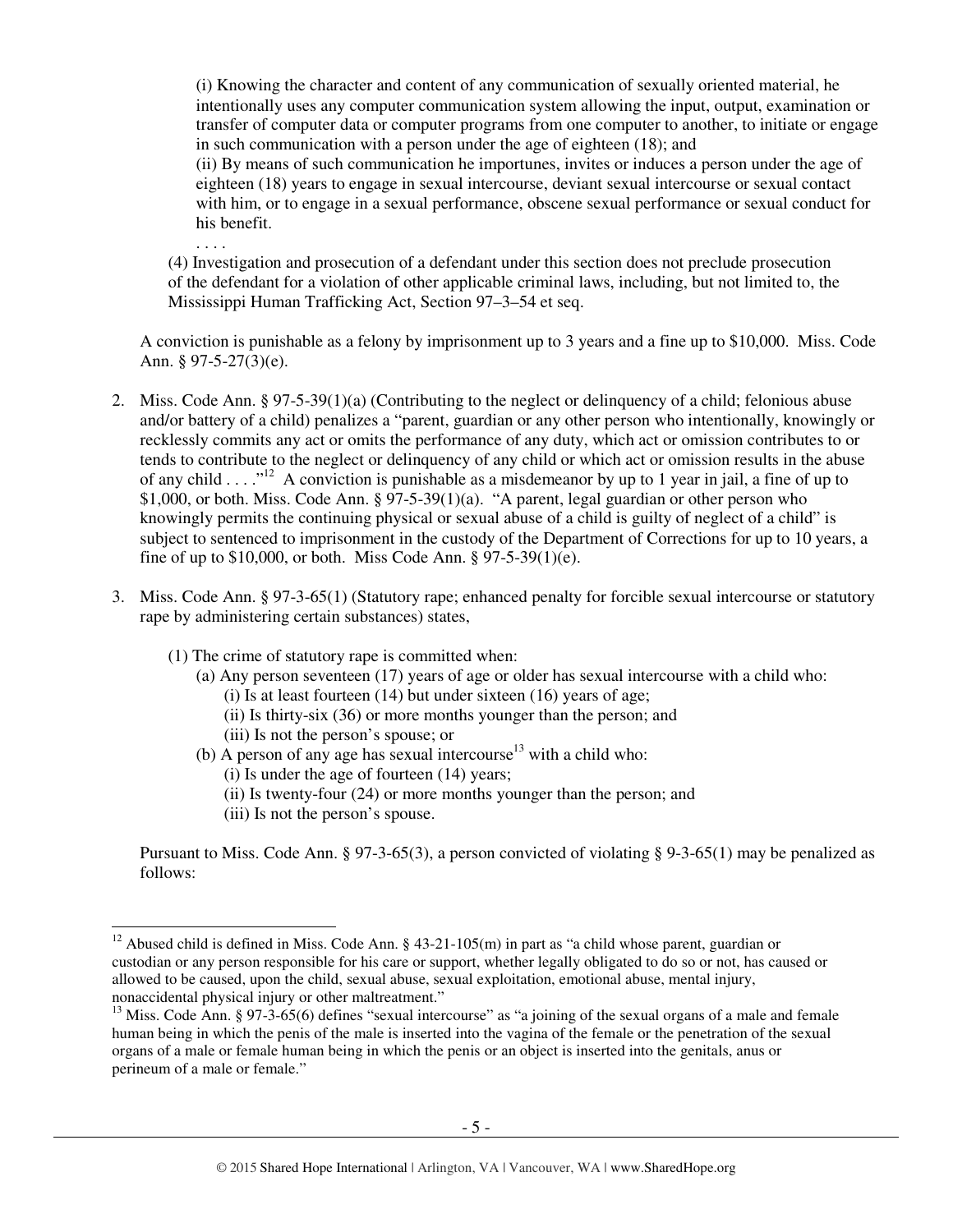(i) Knowing the character and content of any communication of sexually oriented material, he intentionally uses any computer communication system allowing the input, output, examination or transfer of computer data or computer programs from one computer to another, to initiate or engage in such communication with a person under the age of eighteen (18); and

(ii) By means of such communication he importunes, invites or induces a person under the age of eighteen (18) years to engage in sexual intercourse, deviant sexual intercourse or sexual contact with him, or to engage in a sexual performance, obscene sexual performance or sexual conduct for his benefit.

. . . .

(4) Investigation and prosecution of a defendant under this section does not preclude prosecution of the defendant for a violation of other applicable criminal laws, including, but not limited to, the Mississippi Human Trafficking Act, Section 97–3–54 et seq.

A conviction is punishable as a felony by imprisonment up to 3 years and a fine up to $10,000. Miss. Code Ann. § 97-5-27(3)(e).

2. Miss. Code Ann. § 97-5-39(1)(a) (Contributing to the neglect or delinquency of a child; felonious abuse and/or battery of a child) penalizes a "parent, guardian or any other person who intentionally, knowingly or recklessly commits any act or omits the performance of any duty, which act or omission contributes to or tends to contribute to the neglect or delinquency of any child or which act or omission results in the abuse of any child . . . ."[12] A conviction is punishable as a misdemeanor by up to 1 year in jail, a fine of up to $1,000, or both. Miss. Code Ann. § 97-5-39(1)(a). "A parent, legal guardian or other person who knowingly permits the continuing physical or sexual abuse of a child is guilty of neglect of a child" is subject to sentenced to imprisonment in the custody of the Department of Corrections for up to 10 years, a fine of up to $10,000, or both. Miss Code Ann. § 97-5-39(1)(e).

3. Miss. Code Ann. § 97-3-65(1) (Statutory rape; enhanced penalty for forcible sexual intercourse or statutory rape by administering certain substances) states,

   (1) The crime of statutory rape is committed when:
   
   (a) Any person seventeen (17) years of age or older has sexual intercourse with a child who:
   
   (i) Is at least fourteen (14) but under sixteen (16) years of age;
   
   (ii) Is thirty-six (36) or more months younger than the person; and
   
   (iii) Is not the person's spouse; or
   
   (b) A person of any age has sexual intercourse[13] with a child who:
   
   (i) Is under the age of fourteen (14) years;
   
   (ii) Is twenty-four (24) or more months younger than the person; and
   
   (iii) Is not the person's spouse.

   Pursuant to Miss. Code Ann. § 97-3-65(3), a person convicted of violating § 9-3-65(1) may be penalized as follows:

---

[12] Abused child is defined in Miss. Code Ann. § 43-21-105(m) in part as "a child whose parent, guardian or custodian or any person responsible for his care or support, whether legally obligated to do so or not, has caused or allowed to be caused, upon the child, sexual abuse, sexual exploitation, emotional abuse, mental injury, nonaccidental physical injury or other maltreatment."

[13] Miss. Code Ann. § 97-3-65(6) defines "sexual intercourse" as "a joining of the sexual organs of a male and female human being in which the penis of the male is inserted into the vagina of the female or the penetration of the sexual organs of a male or female human being in which the penis or an object is inserted into the genitals, anus or perineum of a male or female."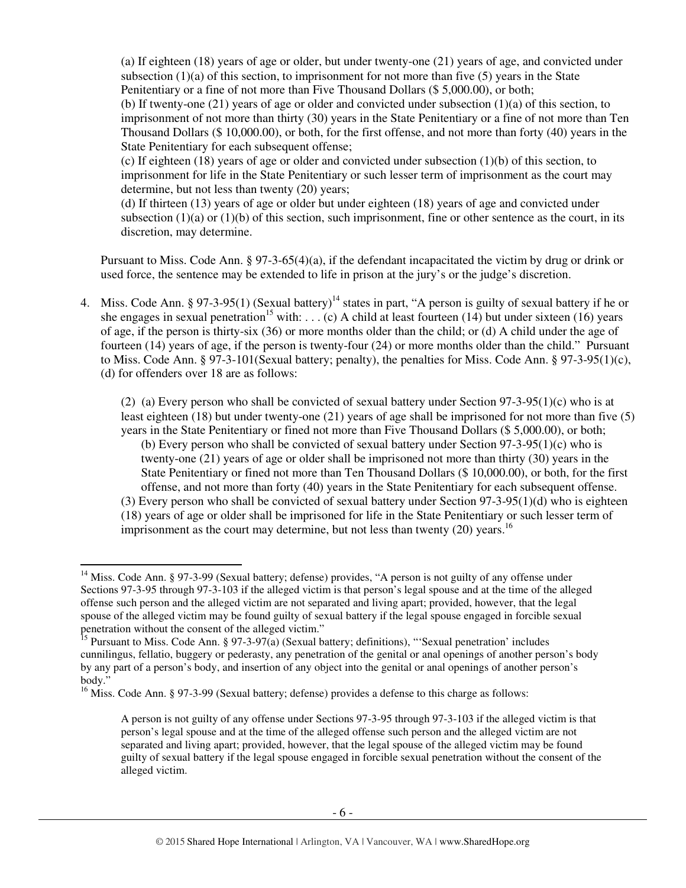(a) If eighteen (18) years of age or older, but under twenty-one (21) years of age, and convicted under subsection (1)(a) of this section, to imprisonment for not more than five (5) years in the State Penitentiary or a fine of not more than Five Thousand Dollars ($ 5,000.00), or both;
(b) If twenty-one (21) years of age or older and convicted under subsection (1)(a) of this section, to imprisonment of not more than thirty (30) years in the State Penitentiary or a fine of not more than Ten Thousand Dollars ($ 10,000.00), or both, for the first offense, and not more than forty (40) years in the State Penitentiary for each subsequent offense;
(c) If eighteen (18) years of age or older and convicted under subsection (1)(b) of this section, to imprisonment for life in the State Penitentiary or such lesser term of imprisonment as the court may determine, but not less than twenty (20) years;
(d) If thirteen (13) years of age or older but under eighteen (18) years of age and convicted under subsection (1)(a) or (1)(b) of this section, such imprisonment, fine or other sentence as the court, in its discretion, may determine.

Pursuant to Miss. Code Ann. § 97-3-65(4)(a), if the defendant incapacitated the victim by drug or drink or used force, the sentence may be extended to life in prison at the jury's or the judge's discretion.

4. Miss. Code Ann. § 97-3-95(1) (Sexual battery)[14] states in part, "A person is guilty of sexual battery if he or she engages in sexual penetration[15] with: . . . (c) A child at least fourteen (14) but under sixteen (16) years of age, if the person is thirty-six (36) or more months older than the child; or (d) A child under the age of fourteen (14) years of age, if the person is twenty-four (24) or more months older than the child." Pursuant to Miss. Code Ann. § 97-3-101(Sexual battery; penalty), the penalties for Miss. Code Ann. § 97-3-95(1)(c), (d) for offenders over 18 are as follows:

(2) (a) Every person who shall be convicted of sexual battery under Section 97-3-95(1)(c) who is at least eighteen (18) but under twenty-one (21) years of age shall be imprisoned for not more than five (5) years in the State Penitentiary or fined not more than Five Thousand Dollars ($ 5,000.00), or both;
(b) Every person who shall be convicted of sexual battery under Section 97-3-95(1)(c) who is twenty-one (21) years of age or older shall be imprisoned not more than thirty (30) years in the State Penitentiary or fined not more than Ten Thousand Dollars ($ 10,000.00), or both, for the first offense, and not more than forty (40) years in the State Penitentiary for each subsequent offense.
(3) Every person who shall be convicted of sexual battery under Section 97-3-95(1)(d) who is eighteen (18) years of age or older shall be imprisoned for life in the State Penitentiary or such lesser term of imprisonment as the court may determine, but not less than twenty (20) years.[16]

---

[14] Miss. Code Ann. § 97-3-99 (Sexual battery; defense) provides, "A person is not guilty of any offense under Sections 97-3-95 through 97-3-103 if the alleged victim is that person's legal spouse and at the time of the alleged offense such person and the alleged victim are not separated and living apart; provided, however, that the legal spouse of the alleged victim may be found guilty of sexual battery if the legal spouse engaged in forcible sexual penetration without the consent of the alleged victim."

[15] Pursuant to Miss. Code Ann. § 97-3-97(a) (Sexual battery; definitions), "'Sexual penetration' includes cunnilingus, fellatio, buggery or pederasty, any penetration of the genital or anal openings of another person's body by any part of a person's body, and insertion of any object into the genital or anal openings of another person's body."

[16] Miss. Code Ann. § 97-3-99 (Sexual battery; defense) provides a defense to this charge as follows:

> A person is not guilty of any offense under Sections 97-3-95 through 97-3-103 if the alleged victim is that person's legal spouse and at the time of the alleged offense such person and the alleged victim are not separated and living apart; provided, however, that the legal spouse of the alleged victim may be found guilty of sexual battery if the legal spouse engaged in forcible sexual penetration without the consent of the alleged victim.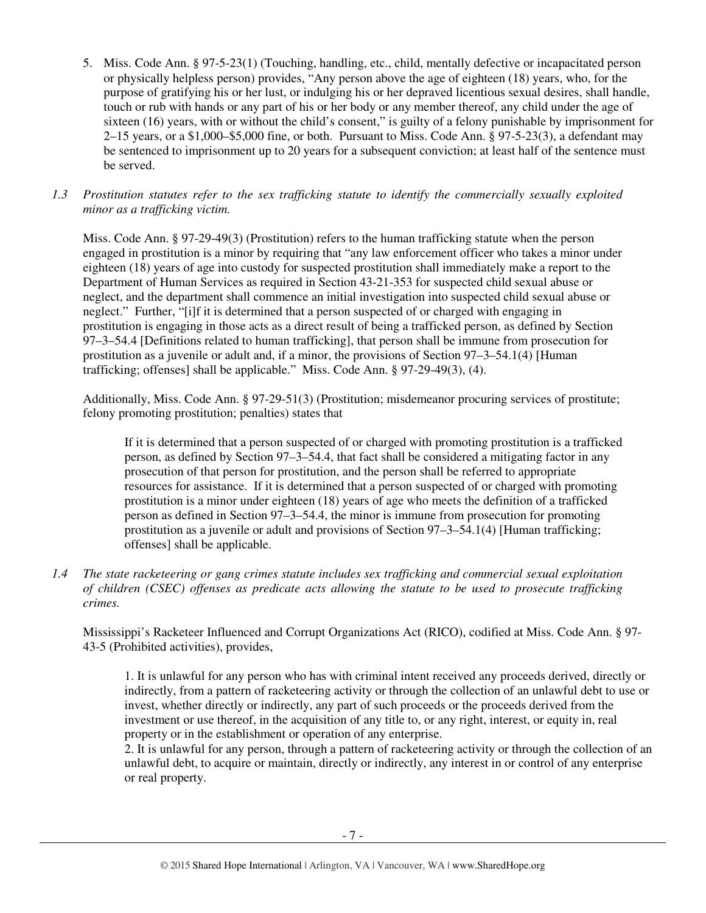5. Miss. Code Ann. § 97-5-23(1) (Touching, handling, etc., child, mentally defective or incapacitated person or physically helpless person) provides, "Any person above the age of eighteen (18) years, who, for the purpose of gratifying his or her lust, or indulging his or her depraved licentious sexual desires, shall handle, touch or rub with hands or any part of his or her body or any member thereof, any child under the age of sixteen (16) years, with or without the child's consent," is guilty of a felony punishable by imprisonment for 2–15 years, or a $1,000–$5,000 fine, or both. Pursuant to Miss. Code Ann. § 97-5-23(3), a defendant may be sentenced to imprisonment up to 20 years for a subsequent conviction; at least half of the sentence must be served.

*1.3 Prostitution statutes refer to the sex trafficking statute to identify the commercially sexually exploited minor as a trafficking victim.*

Miss. Code Ann. § 97-29-49(3) (Prostitution) refers to the human trafficking statute when the person engaged in prostitution is a minor by requiring that "any law enforcement officer who takes a minor under eighteen (18) years of age into custody for suspected prostitution shall immediately make a report to the Department of Human Services as required in Section 43-21-353 for suspected child sexual abuse or neglect, and the department shall commence an initial investigation into suspected child sexual abuse or neglect." Further, "[i]f it is determined that a person suspected of or charged with engaging in prostitution is engaging in those acts as a direct result of being a trafficked person, as defined by Section 97–3–54.4 [Definitions related to human trafficking], that person shall be immune from prosecution for prostitution as a juvenile or adult and, if a minor, the provisions of Section 97–3–54.1(4) [Human trafficking; offenses] shall be applicable." Miss. Code Ann. § 97-29-49(3), (4).

Additionally, Miss. Code Ann. § 97-29-51(3) (Prostitution; misdemeanor procuring services of prostitute; felony promoting prostitution; penalties) states that

> If it is determined that a person suspected of or charged with promoting prostitution is a trafficked person, as defined by Section 97–3–54.4, that fact shall be considered a mitigating factor in any prosecution of that person for prostitution, and the person shall be referred to appropriate resources for assistance. If it is determined that a person suspected of or charged with promoting prostitution is a minor under eighteen (18) years of age who meets the definition of a trafficked person as defined in Section 97–3–54.4, the minor is immune from prosecution for promoting prostitution as a juvenile or adult and provisions of Section 97–3–54.1(4) [Human trafficking; offenses] shall be applicable.

*1.4 The state racketeering or gang crimes statute includes sex trafficking and commercial sexual exploitation of children (CSEC) offenses as predicate acts allowing the statute to be used to prosecute trafficking crimes.*

Mississippi's Racketeer Influenced and Corrupt Organizations Act (RICO), codified at Miss. Code Ann. § 97-43-5 (Prohibited activities), provides,

> 1. It is unlawful for any person who has with criminal intent received any proceeds derived, directly or indirectly, from a pattern of racketeering activity or through the collection of an unlawful debt to use or invest, whether directly or indirectly, any part of such proceeds or the proceeds derived from the investment or use thereof, in the acquisition of any title to, or any right, interest, or equity in, real property or in the establishment or operation of any enterprise.
> 2. It is unlawful for any person, through a pattern of racketeering activity or through the collection of an unlawful debt, to acquire or maintain, directly or indirectly, any interest in or control of any enterprise or real property.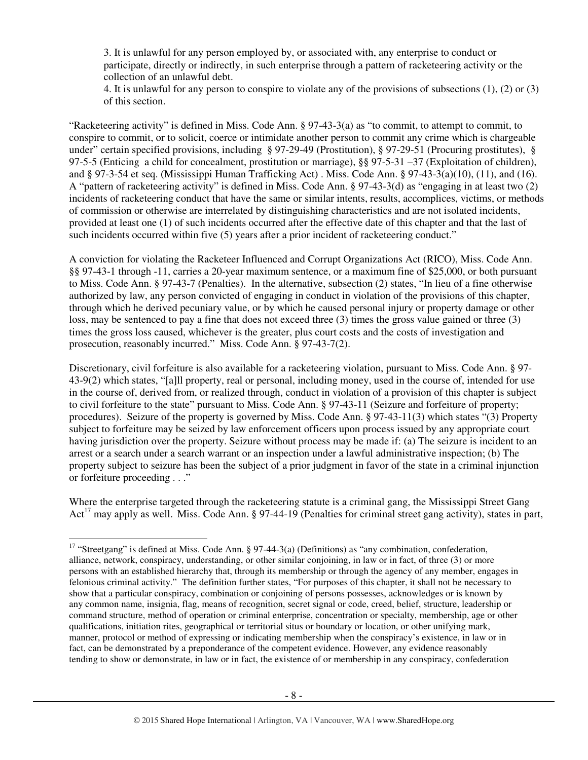3. It is unlawful for any person employed by, or associated with, any enterprise to conduct or participate, directly or indirectly, in such enterprise through a pattern of racketeering activity or the collection of an unlawful debt.

4. It is unlawful for any person to conspire to violate any of the provisions of subsections (1), (2) or (3) of this section.

"Racketeering activity" is defined in Miss. Code Ann. § 97-43-3(a) as "to commit, to attempt to commit, to conspire to commit, or to solicit, coerce or intimidate another person to commit any crime which is chargeable under" certain specified provisions, including § 97-29-49 (Prostitution), § 97-29-51 (Procuring prostitutes), § 97-5-5 (Enticing a child for concealment, prostitution or marriage), §§ 97-5-31 –37 (Exploitation of children), and § 97-3-54 et seq. (Mississippi Human Trafficking Act) . Miss. Code Ann. § 97-43-3(a)(10), (11), and (16). A "pattern of racketeering activity" is defined in Miss. Code Ann. § 97-43-3(d) as "engaging in at least two (2) incidents of racketeering conduct that have the same or similar intents, results, accomplices, victims, or methods of commission or otherwise are interrelated by distinguishing characteristics and are not isolated incidents, provided at least one (1) of such incidents occurred after the effective date of this chapter and that the last of such incidents occurred within five (5) years after a prior incident of racketeering conduct."

A conviction for violating the Racketeer Influenced and Corrupt Organizations Act (RICO), Miss. Code Ann. §§ 97-43-1 through -11, carries a 20-year maximum sentence, or a maximum fine of $25,000, or both pursuant to Miss. Code Ann. § 97-43-7 (Penalties). In the alternative, subsection (2) states, "In lieu of a fine otherwise authorized by law, any person convicted of engaging in conduct in violation of the provisions of this chapter, through which he derived pecuniary value, or by which he caused personal injury or property damage or other loss, may be sentenced to pay a fine that does not exceed three (3) times the gross value gained or three (3) times the gross loss caused, whichever is the greater, plus court costs and the costs of investigation and prosecution, reasonably incurred." Miss. Code Ann. § 97-43-7(2).

Discretionary, civil forfeiture is also available for a racketeering violation, pursuant to Miss. Code Ann. § 97-43-9(2) which states, "[a]ll property, real or personal, including money, used in the course of, intended for use in the course of, derived from, or realized through, conduct in violation of a provision of this chapter is subject to civil forfeiture to the state" pursuant to Miss. Code Ann. § 97-43-11 (Seizure and forfeiture of property; procedures). Seizure of the property is governed by Miss. Code Ann. § 97-43-11(3) which states "(3) Property subject to forfeiture may be seized by law enforcement officers upon process issued by any appropriate court having jurisdiction over the property. Seizure without process may be made if: (a) The seizure is incident to an arrest or a search under a search warrant or an inspection under a lawful administrative inspection; (b) The property subject to seizure has been the subject of a prior judgment in favor of the state in a criminal injunction or forfeiture proceeding . . ."

Where the enterprise targeted through the racketeering statute is a criminal gang, the Mississippi Street Gang Act[17] may apply as well. Miss. Code Ann. § 97-44-19 (Penalties for criminal street gang activity), states in part,

---

[17] "Streetgang" is defined at Miss. Code Ann. § 97-44-3(a) (Definitions) as "any combination, confederation, alliance, network, conspiracy, understanding, or other similar conjoining, in law or in fact, of three (3) or more persons with an established hierarchy that, through its membership or through the agency of any member, engages in felonious criminal activity." The definition further states, "For purposes of this chapter, it shall not be necessary to show that a particular conspiracy, combination or conjoining of persons possesses, acknowledges or is known by any common name, insignia, flag, means of recognition, secret signal or code, creed, belief, structure, leadership or command structure, method of operation or criminal enterprise, concentration or specialty, membership, age or other qualifications, initiation rites, geographical or territorial situs or boundary or location, or other unifying mark, manner, protocol or method of expressing or indicating membership when the conspiracy's existence, in law or in fact, can be demonstrated by a preponderance of the competent evidence. However, any evidence reasonably tending to show or demonstrate, in law or in fact, the existence of or membership in any conspiracy, confederation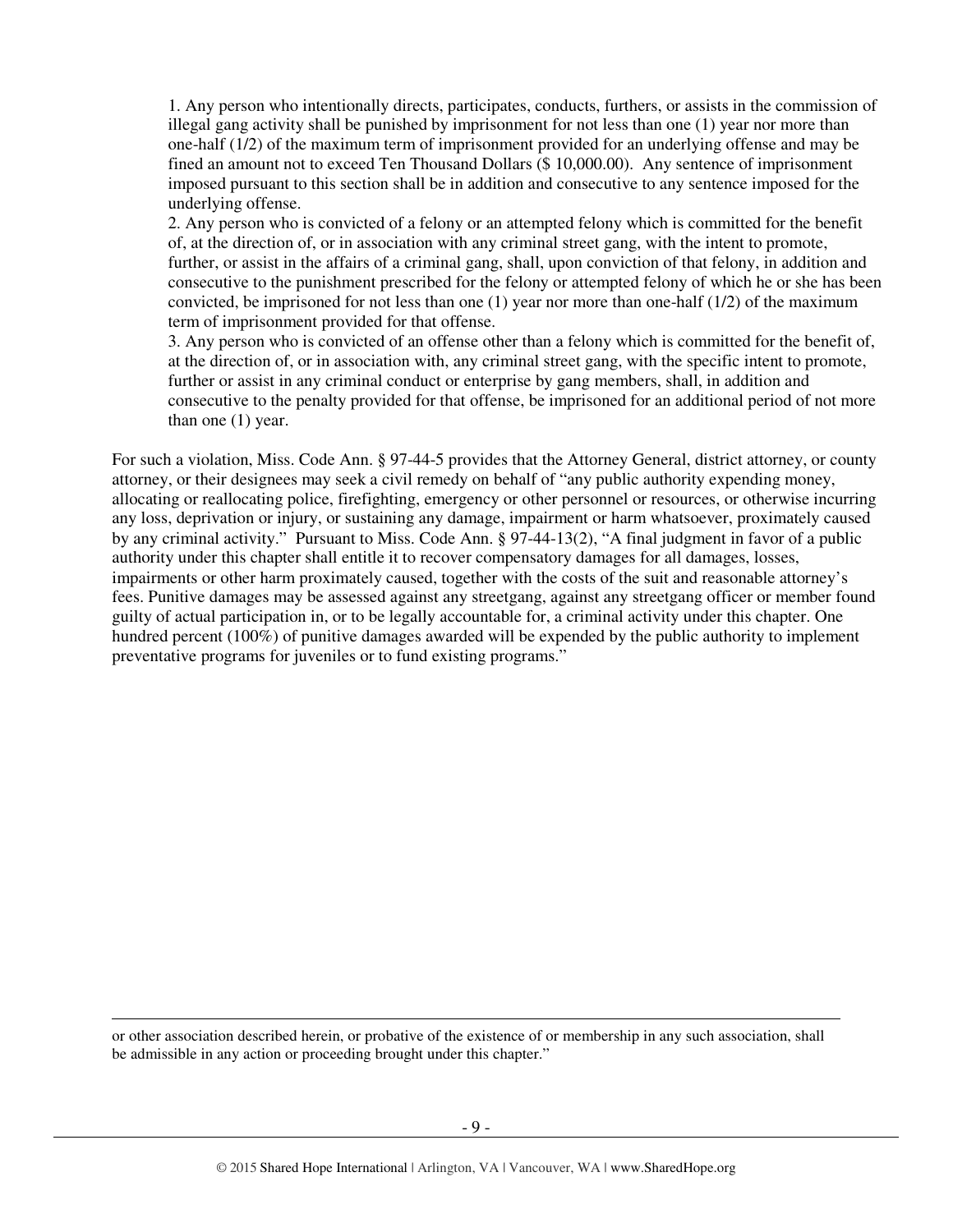1. Any person who intentionally directs, participates, conducts, furthers, or assists in the commission of illegal gang activity shall be punished by imprisonment for not less than one (1) year nor more than one-half (1/2) of the maximum term of imprisonment provided for an underlying offense and may be fined an amount not to exceed Ten Thousand Dollars ($ 10,000.00). Any sentence of imprisonment imposed pursuant to this section shall be in addition and consecutive to any sentence imposed for the underlying offense.

2. Any person who is convicted of a felony or an attempted felony which is committed for the benefit of, at the direction of, or in association with any criminal street gang, with the intent to promote, further, or assist in the affairs of a criminal gang, shall, upon conviction of that felony, in addition and consecutive to the punishment prescribed for the felony or attempted felony of which he or she has been convicted, be imprisoned for not less than one (1) year nor more than one-half (1/2) of the maximum term of imprisonment provided for that offense.

3. Any person who is convicted of an offense other than a felony which is committed for the benefit of, at the direction of, or in association with, any criminal street gang, with the specific intent to promote, further or assist in any criminal conduct or enterprise by gang members, shall, in addition and consecutive to the penalty provided for that offense, be imprisoned for an additional period of not more than one (1) year.

For such a violation, Miss. Code Ann. § 97-44-5 provides that the Attorney General, district attorney, or county attorney, or their designees may seek a civil remedy on behalf of "any public authority expending money, allocating or reallocating police, firefighting, emergency or other personnel or resources, or otherwise incurring any loss, deprivation or injury, or sustaining any damage, impairment or harm whatsoever, proximately caused by any criminal activity." Pursuant to Miss. Code Ann. § 97-44-13(2), "A final judgment in favor of a public authority under this chapter shall entitle it to recover compensatory damages for all damages, losses, impairments or other harm proximately caused, together with the costs of the suit and reasonable attorney's fees. Punitive damages may be assessed against any streetgang, against any streetgang officer or member found guilty of actual participation in, or to be legally accountable for, a criminal activity under this chapter. One hundred percent (100%) of punitive damages awarded will be expended by the public authority to implement preventative programs for juveniles or to fund existing programs."

or other association described herein, or probative of the existence of or membership in any such association, shall be admissible in any action or proceeding brought under this chapter."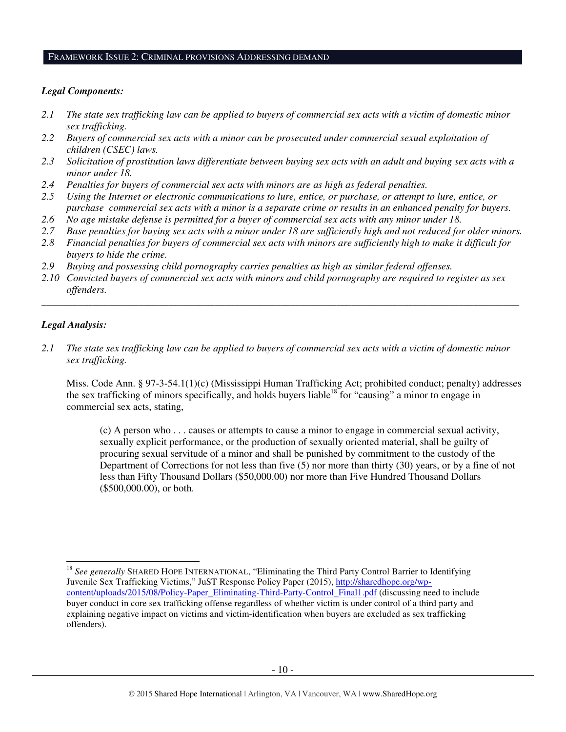## FRAMEWORK ISSUE 2: CRIMINAL PROVISIONS ADDRESSING DEMAND

***Legal Components:***

2.1 *The state sex trafficking law can be applied to buyers of commercial sex acts with a victim of domestic minor sex trafficking.*
2.2 *Buyers of commercial sex acts with a minor can be prosecuted under commercial sexual exploitation of children (CSEC) laws.*
2.3 *Solicitation of prostitution laws differentiate between buying sex acts with an adult and buying sex acts with a minor under 18.*
2.4 *Penalties for buyers of commercial sex acts with minors are as high as federal penalties.*
2.5 *Using the Internet or electronic communications to lure, entice, or purchase, or attempt to lure, entice, or purchase commercial sex acts with a minor is a separate crime or results in an enhanced penalty for buyers.*
2.6 *No age mistake defense is permitted for a buyer of commercial sex acts with any minor under 18.*
2.7 *Base penalties for buying sex acts with a minor under 18 are sufficiently high and not reduced for older minors.*
2.8 *Financial penalties for buyers of commercial sex acts with minors are sufficiently high to make it difficult for buyers to hide the crime.*
2.9 *Buying and possessing child pornography carries penalties as high as similar federal offenses.*
2.10 *Convicted buyers of commercial sex acts with minors and child pornography are required to register as sex offenders.*

---

***Legal Analysis:***

2.1 *The state sex trafficking law can be applied to buyers of commercial sex acts with a victim of domestic minor sex trafficking.*

Miss. Code Ann. § 97-3-54.1(1)(c) (Mississippi Human Trafficking Act; prohibited conduct; penalty) addresses the sex trafficking of minors specifically, and holds buyers liable[18] for "causing" a minor to engage in commercial sex acts, stating,

> (c) A person who . . . causes or attempts to cause a minor to engage in commercial sexual activity, sexually explicit performance, or the production of sexually oriented material, shall be guilty of procuring sexual servitude of a minor and shall be punished by commitment to the custody of the Department of Corrections for not less than five (5) nor more than thirty (30) years, or by a fine of not less than Fifty Thousand Dollars ($50,000.00) nor more than Five Hundred Thousand Dollars ($500,000.00), or both.

---

[18] *See generally* SHARED HOPE INTERNATIONAL, "Eliminating the Third Party Control Barrier to Identifying Juvenile Sex Trafficking Victims," JuST Response Policy Paper (2015), http://sharedhope.org/wp-content/uploads/2015/08/Policy-Paper_Eliminating-Third-Party-Control_Final1.pdf (discussing need to include buyer conduct in core sex trafficking offense regardless of whether victim is under control of a third party and explaining negative impact on victims and victim-identification when buyers are excluded as sex trafficking offenders).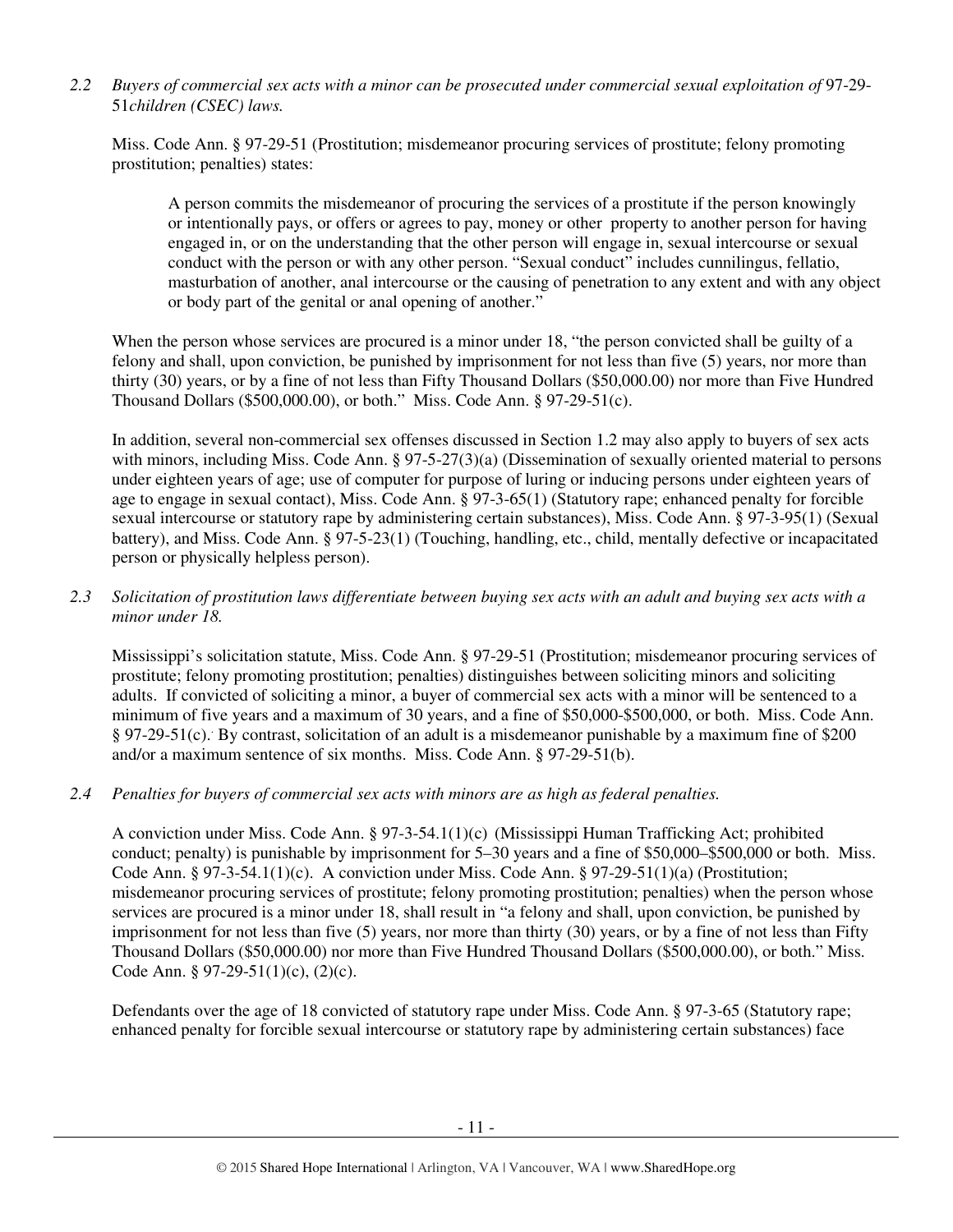*2.2 Buyers of commercial sex acts with a minor can be prosecuted under commercial sexual exploitation of* 97-29-51*children (CSEC) laws.*

Miss. Code Ann. § 97-29-51 (Prostitution; misdemeanor procuring services of prostitute; felony promoting prostitution; penalties) states:

> A person commits the misdemeanor of procuring the services of a prostitute if the person knowingly or intentionally pays, or offers or agrees to pay, money or other property to another person for having engaged in, or on the understanding that the other person will engage in, sexual intercourse or sexual conduct with the person or with any other person. "Sexual conduct" includes cunnilingus, fellatio, masturbation of another, anal intercourse or the causing of penetration to any extent and with any object or body part of the genital or anal opening of another."

When the person whose services are procured is a minor under 18, "the person convicted shall be guilty of a felony and shall, upon conviction, be punished by imprisonment for not less than five (5) years, nor more than thirty (30) years, or by a fine of not less than Fifty Thousand Dollars ($50,000.00) nor more than Five Hundred Thousand Dollars ($500,000.00), or both." Miss. Code Ann. § 97-29-51(c).

In addition, several non-commercial sex offenses discussed in Section 1.2 may also apply to buyers of sex acts with minors, including Miss. Code Ann. § 97-5-27(3)(a) (Dissemination of sexually oriented material to persons under eighteen years of age; use of computer for purpose of luring or inducing persons under eighteen years of age to engage in sexual contact), Miss. Code Ann. § 97-3-65(1) (Statutory rape; enhanced penalty for forcible sexual intercourse or statutory rape by administering certain substances), Miss. Code Ann. § 97-3-95(1) (Sexual battery), and Miss. Code Ann. § 97-5-23(1) (Touching, handling, etc., child, mentally defective or incapacitated person or physically helpless person).

*2.3 Solicitation of prostitution laws differentiate between buying sex acts with an adult and buying sex acts with a minor under 18.*

Mississippi's solicitation statute, Miss. Code Ann. § 97-29-51 (Prostitution; misdemeanor procuring services of prostitute; felony promoting prostitution; penalties) distinguishes between soliciting minors and soliciting adults. If convicted of soliciting a minor, a buyer of commercial sex acts with a minor will be sentenced to a minimum of five years and a maximum of 30 years, and a fine of $50,000-$500,000, or both. Miss. Code Ann. § 97-29-51(c). By contrast, solicitation of an adult is a misdemeanor punishable by a maximum fine of $200 and/or a maximum sentence of six months. Miss. Code Ann. § 97-29-51(b).

*2.4 Penalties for buyers of commercial sex acts with minors are as high as federal penalties.*

A conviction under Miss. Code Ann. § 97-3-54.1(1)(c) (Mississippi Human Trafficking Act; prohibited conduct; penalty) is punishable by imprisonment for 5–30 years and a fine of $50,000–$500,000 or both. Miss. Code Ann. § 97-3-54.1(1)(c). A conviction under Miss. Code Ann. § 97-29-51(1)(a) (Prostitution; misdemeanor procuring services of prostitute; felony promoting prostitution; penalties) when the person whose services are procured is a minor under 18, shall result in "a felony and shall, upon conviction, be punished by imprisonment for not less than five (5) years, nor more than thirty (30) years, or by a fine of not less than Fifty Thousand Dollars ($50,000.00) nor more than Five Hundred Thousand Dollars ($500,000.00), or both." Miss. Code Ann. § 97-29-51(1)(c), (2)(c).

Defendants over the age of 18 convicted of statutory rape under Miss. Code Ann. § 97-3-65 (Statutory rape; enhanced penalty for forcible sexual intercourse or statutory rape by administering certain substances) face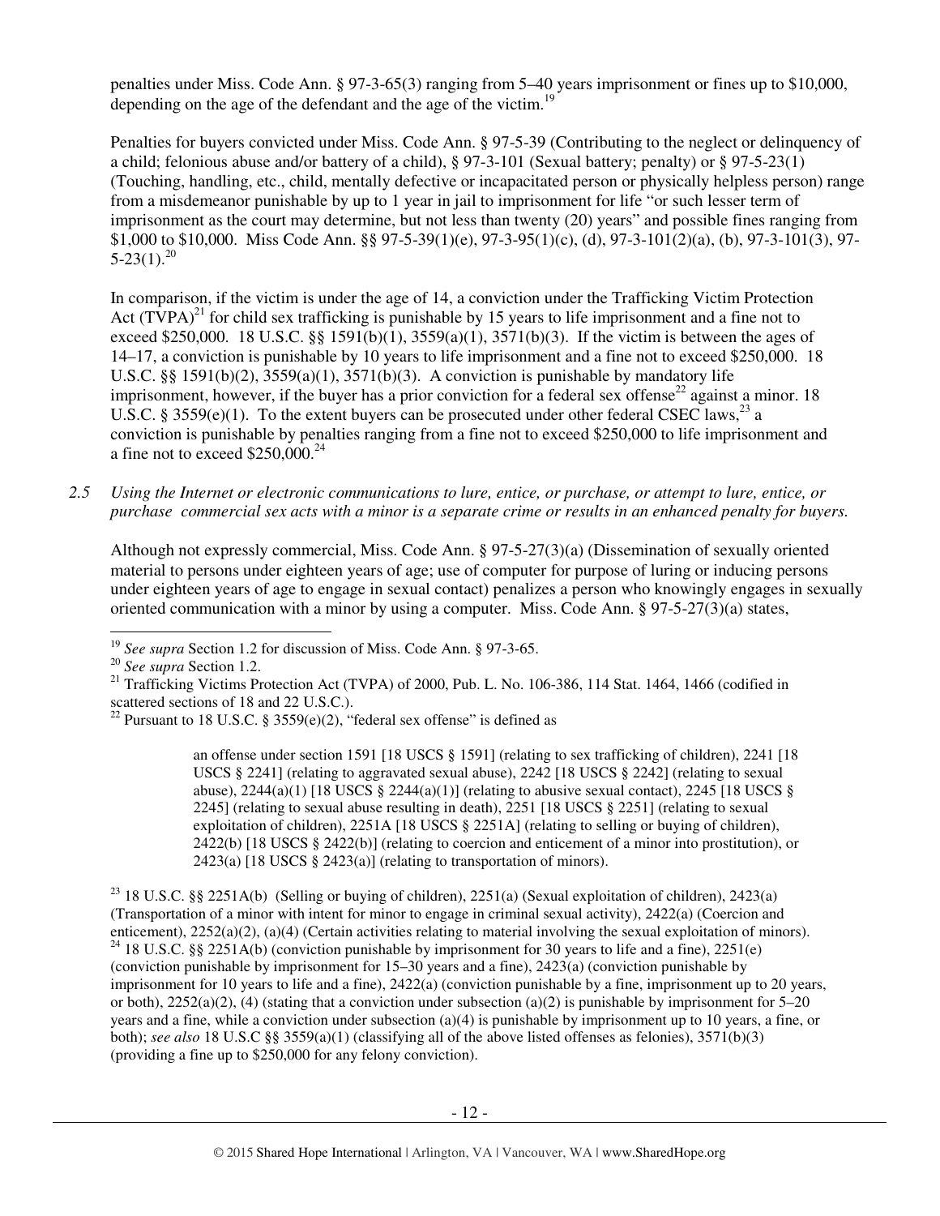penalties under Miss. Code Ann. § 97-3-65(3) ranging from 5–40 years imprisonment or fines up to $10,000, depending on the age of the defendant and the age of the victim.[19]

Penalties for buyers convicted under Miss. Code Ann. § 97-5-39 (Contributing to the neglect or delinquency of a child; felonious abuse and/or battery of a child), § 97-3-101 (Sexual battery; penalty) or § 97-5-23(1) (Touching, handling, etc., child, mentally defective or incapacitated person or physically helpless person) range from a misdemeanor punishable by up to 1 year in jail to imprisonment for life "or such lesser term of imprisonment as the court may determine, but not less than twenty (20) years" and possible fines ranging from $1,000 to $10,000. Miss Code Ann. §§ 97-5-39(1)(e), 97-3-95(1)(c), (d), 97-3-101(2)(a), (b), 97-3-101(3), 97-5-23(1).[20]

In comparison, if the victim is under the age of 14, a conviction under the Trafficking Victim Protection Act (TVPA)[21] for child sex trafficking is punishable by 15 years to life imprisonment and a fine not to exceed $250,000. 18 U.S.C. §§ 1591(b)(1), 3559(a)(1), 3571(b)(3). If the victim is between the ages of 14–17, a conviction is punishable by 10 years to life imprisonment and a fine not to exceed $250,000. 18 U.S.C. §§ 1591(b)(2), 3559(a)(1), 3571(b)(3). A conviction is punishable by mandatory life imprisonment, however, if the buyer has a prior conviction for a federal sex offense[22] against a minor. 18 U.S.C. § 3559(e)(1). To the extent buyers can be prosecuted under other federal CSEC laws,[23] a conviction is punishable by penalties ranging from a fine not to exceed $250,000 to life imprisonment and a fine not to exceed $250,000.[24]

*2.5 Using the Internet or electronic communications to lure, entice, or purchase, or attempt to lure, entice, or purchase commercial sex acts with a minor is a separate crime or results in an enhanced penalty for buyers.*

Although not expressly commercial, Miss. Code Ann. § 97-5-27(3)(a) (Dissemination of sexually oriented material to persons under eighteen years of age; use of computer for purpose of luring or inducing persons under eighteen years of age to engage in sexual contact) penalizes a person who knowingly engages in sexually oriented communication with a minor by using a computer. Miss. Code Ann. § 97-5-27(3)(a) states,

---

[19] *See supra* Section 1.2 for discussion of Miss. Code Ann. § 97-3-65.

[20] *See supra* Section 1.2.

[21] Trafficking Victims Protection Act (TVPA) of 2000, Pub. L. No. 106-386, 114 Stat. 1464, 1466 (codified in scattered sections of 18 and 22 U.S.C.).

[22] Pursuant to 18 U.S.C. § 3559(e)(2), "federal sex offense" is defined as

> an offense under section 1591 [18 USCS § 1591] (relating to sex trafficking of children), 2241 [18 USCS § 2241] (relating to aggravated sexual abuse), 2242 [18 USCS § 2242] (relating to sexual abuse), 2244(a)(1) [18 USCS § 2244(a)(1)] (relating to abusive sexual contact), 2245 [18 USCS § 2245] (relating to sexual abuse resulting in death), 2251 [18 USCS § 2251] (relating to sexual exploitation of children), 2251A [18 USCS § 2251A] (relating to selling or buying of children), 2422(b) [18 USCS § 2422(b)] (relating to coercion and enticement of a minor into prostitution), or 2423(a) [18 USCS § 2423(a)] (relating to transportation of minors).

[23] 18 U.S.C. §§ 2251A(b) (Selling or buying of children), 2251(a) (Sexual exploitation of children), 2423(a) (Transportation of a minor with intent for minor to engage in criminal sexual activity), 2422(a) (Coercion and enticement), 2252(a)(2), (a)(4) (Certain activities relating to material involving the sexual exploitation of minors).

[24] 18 U.S.C. §§ 2251A(b) (conviction punishable by imprisonment for 30 years to life and a fine), 2251(e) (conviction punishable by imprisonment for 15–30 years and a fine), 2423(a) (conviction punishable by imprisonment for 10 years to life and a fine), 2422(a) (conviction punishable by a fine, imprisonment up to 20 years, or both), 2252(a)(2), (4) (stating that a conviction under subsection (a)(2) is punishable by imprisonment for 5–20 years and a fine, while a conviction under subsection (a)(4) is punishable by imprisonment up to 10 years, a fine, or both); *see also* 18 U.S.C §§ 3559(a)(1) (classifying all of the above listed offenses as felonies), 3571(b)(3) (providing a fine up to $250,000 for any felony conviction).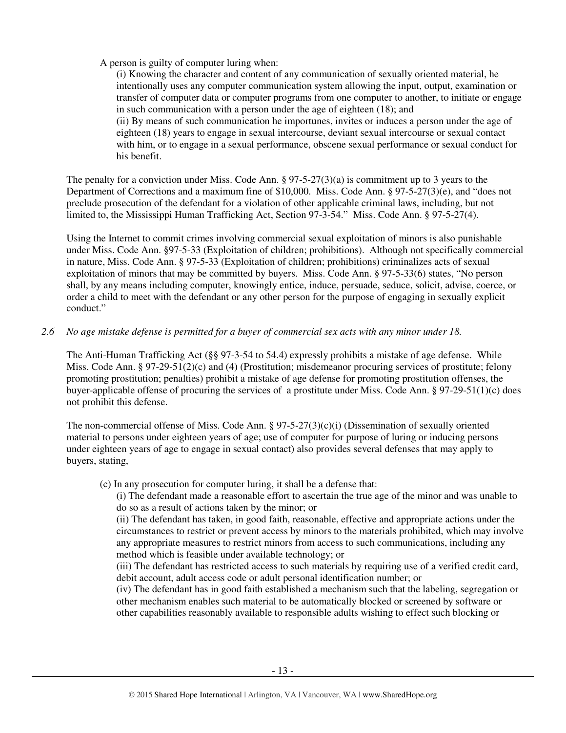A person is guilty of computer luring when:

(i) Knowing the character and content of any communication of sexually oriented material, he intentionally uses any computer communication system allowing the input, output, examination or transfer of computer data or computer programs from one computer to another, to initiate or engage in such communication with a person under the age of eighteen (18); and

(ii) By means of such communication he importunes, invites or induces a person under the age of eighteen (18) years to engage in sexual intercourse, deviant sexual intercourse or sexual contact with him, or to engage in a sexual performance, obscene sexual performance or sexual conduct for his benefit.

The penalty for a conviction under Miss. Code Ann. § 97-5-27(3)(a) is commitment up to 3 years to the Department of Corrections and a maximum fine of $10,000. Miss. Code Ann. § 97-5-27(3)(e), and "does not preclude prosecution of the defendant for a violation of other applicable criminal laws, including, but not limited to, the Mississippi Human Trafficking Act, Section 97-3-54." Miss. Code Ann. § 97-5-27(4).

Using the Internet to commit crimes involving commercial sexual exploitation of minors is also punishable under Miss. Code Ann. §97-5-33 (Exploitation of children; prohibitions). Although not specifically commercial in nature, Miss. Code Ann. § 97-5-33 (Exploitation of children; prohibitions) criminalizes acts of sexual exploitation of minors that may be committed by buyers. Miss. Code Ann. § 97-5-33(6) states, "No person shall, by any means including computer, knowingly entice, induce, persuade, seduce, solicit, advise, coerce, or order a child to meet with the defendant or any other person for the purpose of engaging in sexually explicit conduct."

*2.6 No age mistake defense is permitted for a buyer of commercial sex acts with any minor under 18.*

The Anti-Human Trafficking Act (§§ 97-3-54 to 54.4) expressly prohibits a mistake of age defense. While Miss. Code Ann. § 97-29-51(2)(c) and (4) (Prostitution; misdemeanor procuring services of prostitute; felony promoting prostitution; penalties) prohibit a mistake of age defense for promoting prostitution offenses, the buyer-applicable offense of procuring the services of a prostitute under Miss. Code Ann. § 97-29-51(1)(c) does not prohibit this defense.

The non-commercial offense of Miss. Code Ann. § 97-5-27(3)(c)(i) (Dissemination of sexually oriented material to persons under eighteen years of age; use of computer for purpose of luring or inducing persons under eighteen years of age to engage in sexual contact) also provides several defenses that may apply to buyers, stating,

(c) In any prosecution for computer luring, it shall be a defense that:

(i) The defendant made a reasonable effort to ascertain the true age of the minor and was unable to do so as a result of actions taken by the minor; or

(ii) The defendant has taken, in good faith, reasonable, effective and appropriate actions under the circumstances to restrict or prevent access by minors to the materials prohibited, which may involve any appropriate measures to restrict minors from access to such communications, including any method which is feasible under available technology; or

(iii) The defendant has restricted access to such materials by requiring use of a verified credit card, debit account, adult access code or adult personal identification number; or

(iv) The defendant has in good faith established a mechanism such that the labeling, segregation or other mechanism enables such material to be automatically blocked or screened by software or other capabilities reasonably available to responsible adults wishing to effect such blocking or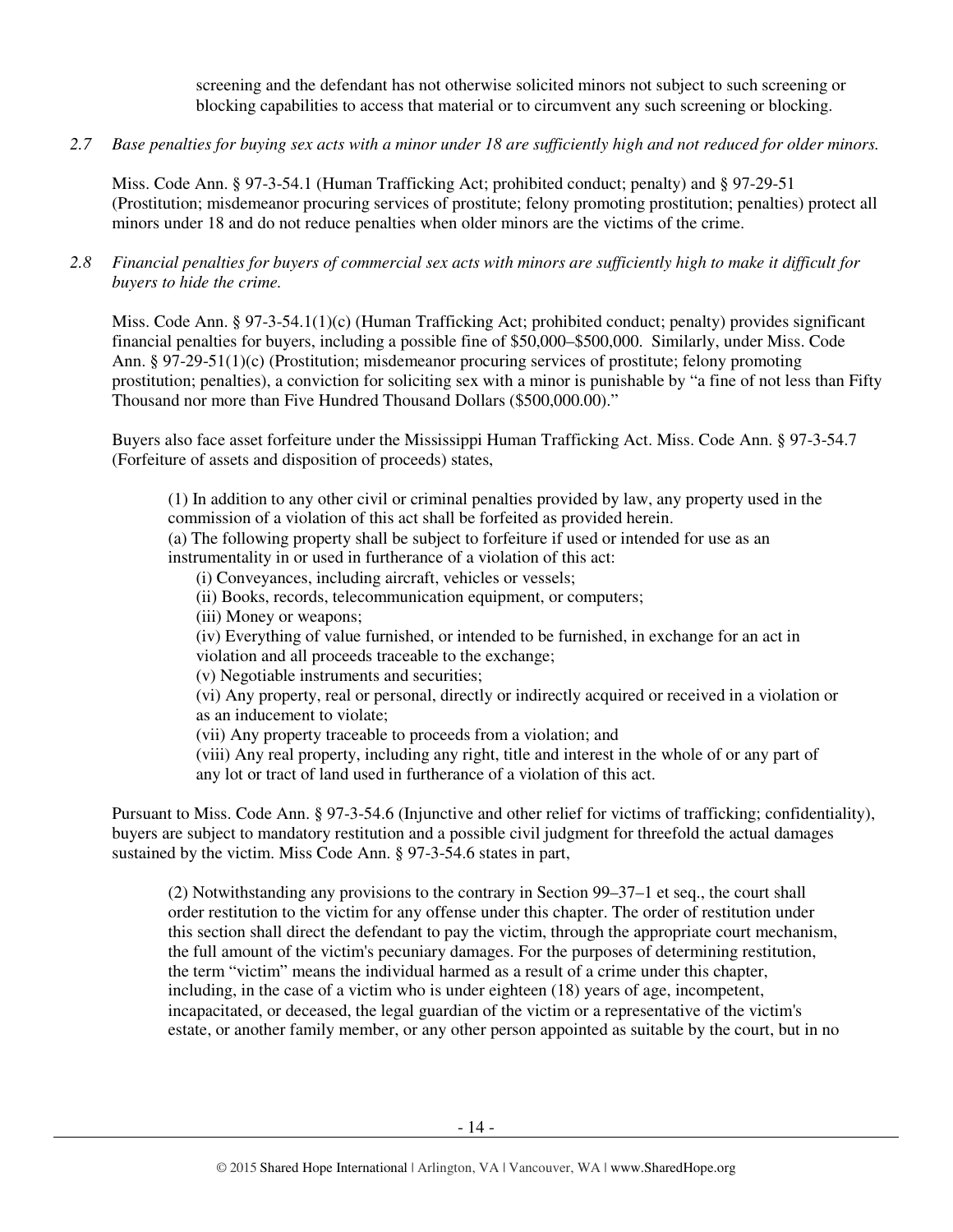screening and the defendant has not otherwise solicited minors not subject to such screening or blocking capabilities to access that material or to circumvent any such screening or blocking.

*2.7 Base penalties for buying sex acts with a minor under 18 are sufficiently high and not reduced for older minors.*

Miss. Code Ann. § 97-3-54.1 (Human Trafficking Act; prohibited conduct; penalty) and § 97-29-51 (Prostitution; misdemeanor procuring services of prostitute; felony promoting prostitution; penalties) protect all minors under 18 and do not reduce penalties when older minors are the victims of the crime.

*2.8 Financial penalties for buyers of commercial sex acts with minors are sufficiently high to make it difficult for buyers to hide the crime.*

Miss. Code Ann. § 97-3-54.1(1)(c) (Human Trafficking Act; prohibited conduct; penalty) provides significant financial penalties for buyers, including a possible fine of $50,000–$500,000. Similarly, under Miss. Code Ann. § 97-29-51(1)(c) (Prostitution; misdemeanor procuring services of prostitute; felony promoting prostitution; penalties), a conviction for soliciting sex with a minor is punishable by "a fine of not less than Fifty Thousand nor more than Five Hundred Thousand Dollars ($500,000.00)."

Buyers also face asset forfeiture under the Mississippi Human Trafficking Act. Miss. Code Ann. § 97-3-54.7 (Forfeiture of assets and disposition of proceeds) states,

> (1) In addition to any other civil or criminal penalties provided by law, any property used in the commission of a violation of this act shall be forfeited as provided herein.
> (a) The following property shall be subject to forfeiture if used or intended for use as an instrumentality in or used in furtherance of a violation of this act:
> (i) Conveyances, including aircraft, vehicles or vessels;
> (ii) Books, records, telecommunication equipment, or computers;
> (iii) Money or weapons;
> (iv) Everything of value furnished, or intended to be furnished, in exchange for an act in violation and all proceeds traceable to the exchange;
> (v) Negotiable instruments and securities;
> (vi) Any property, real or personal, directly or indirectly acquired or received in a violation or as an inducement to violate;
> (vii) Any property traceable to proceeds from a violation; and
> (viii) Any real property, including any right, title and interest in the whole of or any part of any lot or tract of land used in furtherance of a violation of this act.

Pursuant to Miss. Code Ann. § 97-3-54.6 (Injunctive and other relief for victims of trafficking; confidentiality), buyers are subject to mandatory restitution and a possible civil judgment for threefold the actual damages sustained by the victim. Miss Code Ann. § 97-3-54.6 states in part,

> (2) Notwithstanding any provisions to the contrary in Section 99–37–1 et seq., the court shall order restitution to the victim for any offense under this chapter. The order of restitution under this section shall direct the defendant to pay the victim, through the appropriate court mechanism, the full amount of the victim's pecuniary damages. For the purposes of determining restitution, the term "victim" means the individual harmed as a result of a crime under this chapter, including, in the case of a victim who is under eighteen (18) years of age, incompetent, incapacitated, or deceased, the legal guardian of the victim or a representative of the victim's estate, or another family member, or any other person appointed as suitable by the court, but in no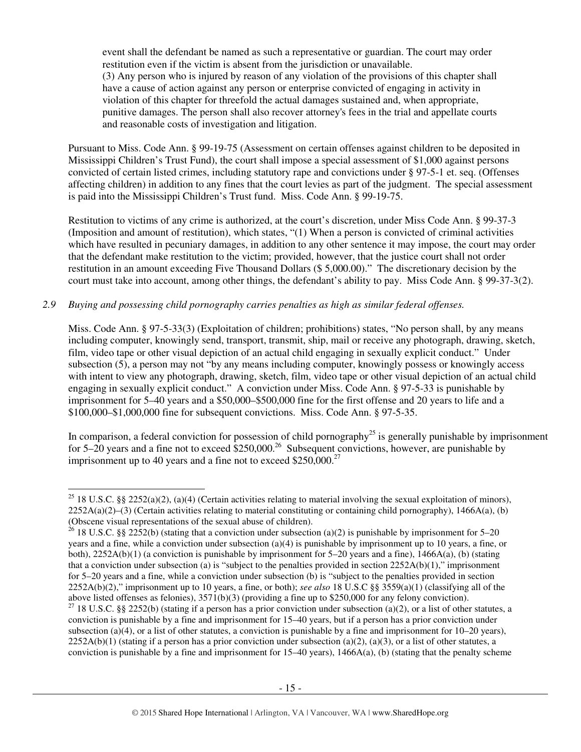event shall the defendant be named as such a representative or guardian. The court may order restitution even if the victim is absent from the jurisdiction or unavailable.
(3) Any person who is injured by reason of any violation of the provisions of this chapter shall have a cause of action against any person or enterprise convicted of engaging in activity in violation of this chapter for threefold the actual damages sustained and, when appropriate, punitive damages. The person shall also recover attorney's fees in the trial and appellate courts and reasonable costs of investigation and litigation.

Pursuant to Miss. Code Ann. § 99-19-75 (Assessment on certain offenses against children to be deposited in Mississippi Children's Trust Fund), the court shall impose a special assessment of $1,000 against persons convicted of certain listed crimes, including statutory rape and convictions under § 97-5-1 et. seq. (Offenses affecting children) in addition to any fines that the court levies as part of the judgment. The special assessment is paid into the Mississippi Children's Trust fund. Miss. Code Ann. § 99-19-75.

Restitution to victims of any crime is authorized, at the court's discretion, under Miss Code Ann. § 99-37-3 (Imposition and amount of restitution), which states, "(1) When a person is convicted of criminal activities which have resulted in pecuniary damages, in addition to any other sentence it may impose, the court may order that the defendant make restitution to the victim; provided, however, that the justice court shall not order restitution in an amount exceeding Five Thousand Dollars ($ 5,000.00)." The discretionary decision by the court must take into account, among other things, the defendant's ability to pay. Miss Code Ann. § 99-37-3(2).

*2.9 Buying and possessing child pornography carries penalties as high as similar federal offenses.*

Miss. Code Ann. § 97-5-33(3) (Exploitation of children; prohibitions) states, "No person shall, by any means including computer, knowingly send, transport, transmit, ship, mail or receive any photograph, drawing, sketch, film, video tape or other visual depiction of an actual child engaging in sexually explicit conduct." Under subsection (5), a person may not "by any means including computer, knowingly possess or knowingly access with intent to view any photograph, drawing, sketch, film, video tape or other visual depiction of an actual child engaging in sexually explicit conduct." A conviction under Miss. Code Ann. § 97-5-33 is punishable by imprisonment for 5–40 years and a $50,000–$500,000 fine for the first offense and 20 years to life and a $100,000–$1,000,000 fine for subsequent convictions. Miss. Code Ann. § 97-5-35.

In comparison, a federal conviction for possession of child pornography[25] is generally punishable by imprisonment for 5–20 years and a fine not to exceed $250,000.[26] Subsequent convictions, however, are punishable by imprisonment up to 40 years and a fine not to exceed $250,000.[27]

---

[25] 18 U.S.C. §§ 2252(a)(2), (a)(4) (Certain activities relating to material involving the sexual exploitation of minors), 2252A(a)(2)–(3) (Certain activities relating to material constituting or containing child pornography), 1466A(a), (b) (Obscene visual representations of the sexual abuse of children).

[26] 18 U.S.C. §§ 2252(b) (stating that a conviction under subsection (a)(2) is punishable by imprisonment for 5–20 years and a fine, while a conviction under subsection (a)(4) is punishable by imprisonment up to 10 years, a fine, or both), 2252A(b)(1) (a conviction is punishable by imprisonment for 5–20 years and a fine), 1466A(a), (b) (stating that a conviction under subsection (a) is "subject to the penalties provided in section 2252A(b)(1)," imprisonment for 5–20 years and a fine, while a conviction under subsection (b) is "subject to the penalties provided in section 2252A(b)(2)," imprisonment up to 10 years, a fine, or both); *see also* 18 U.S.C §§ 3559(a)(1) (classifying all of the above listed offenses as felonies), 3571(b)(3) (providing a fine up to $250,000 for any felony conviction).

[27] 18 U.S.C. §§ 2252(b) (stating if a person has a prior conviction under subsection (a)(2), or a list of other statutes, a conviction is punishable by a fine and imprisonment for 15–40 years, but if a person has a prior conviction under subsection (a)(4), or a list of other statutes, a conviction is punishable by a fine and imprisonment for 10–20 years), 2252A(b)(1) (stating if a person has a prior conviction under subsection (a)(2), (a)(3), or a list of other statutes, a conviction is punishable by a fine and imprisonment for 15–40 years), 1466A(a), (b) (stating that the penalty scheme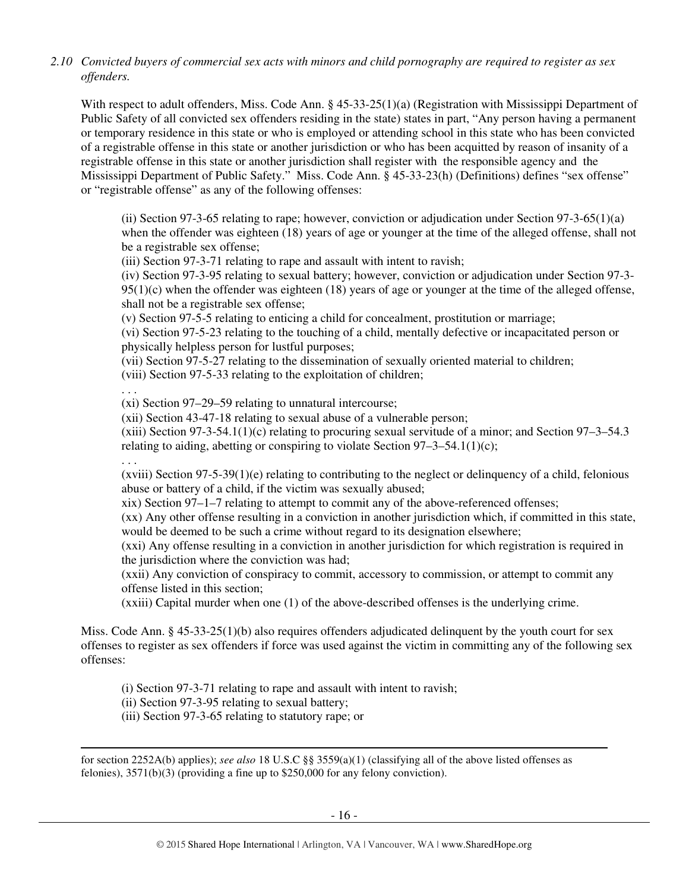*2.10 Convicted buyers of commercial sex acts with minors and child pornography are required to register as sex offenders.*

With respect to adult offenders, Miss. Code Ann. § 45-33-25(1)(a) (Registration with Mississippi Department of Public Safety of all convicted sex offenders residing in the state) states in part, "Any person having a permanent or temporary residence in this state or who is employed or attending school in this state who has been convicted of a registrable offense in this state or another jurisdiction or who has been acquitted by reason of insanity of a registrable offense in this state or another jurisdiction shall register with the responsible agency and the Mississippi Department of Public Safety." Miss. Code Ann. § 45-33-23(h) (Definitions) defines "sex offense" or "registrable offense" as any of the following offenses:

> (ii) Section 97-3-65 relating to rape; however, conviction or adjudication under Section 97-3-65(1)(a) when the offender was eighteen (18) years of age or younger at the time of the alleged offense, shall not be a registrable sex offense;
> (iii) Section 97-3-71 relating to rape and assault with intent to ravish;
> (iv) Section 97-3-95 relating to sexual battery; however, conviction or adjudication under Section 97-3-95(1)(c) when the offender was eighteen (18) years of age or younger at the time of the alleged offense, shall not be a registrable sex offense;
> (v) Section 97-5-5 relating to enticing a child for concealment, prostitution or marriage;
> (vi) Section 97-5-23 relating to the touching of a child, mentally defective or incapacitated person or physically helpless person for lustful purposes;
> (vii) Section 97-5-27 relating to the dissemination of sexually oriented material to children;
> (viii) Section 97-5-33 relating to the exploitation of children;
> . . .
> (xi) Section 97–29–59 relating to unnatural intercourse;
> (xii) Section 43-47-18 relating to sexual abuse of a vulnerable person;
> (xiii) Section 97-3-54.1(1)(c) relating to procuring sexual servitude of a minor; and Section 97–3–54.3 relating to aiding, abetting or conspiring to violate Section 97–3–54.1(1)(c);
> . . .
> (xviii) Section 97-5-39(1)(e) relating to contributing to the neglect or delinquency of a child, felonious abuse or battery of a child, if the victim was sexually abused;
> xix) Section 97–1–7 relating to attempt to commit any of the above-referenced offenses;
> (xx) Any other offense resulting in a conviction in another jurisdiction which, if committed in this state, would be deemed to be such a crime without regard to its designation elsewhere;
> (xxi) Any offense resulting in a conviction in another jurisdiction for which registration is required in the jurisdiction where the conviction was had;
> (xxii) Any conviction of conspiracy to commit, accessory to commission, or attempt to commit any offense listed in this section;
> (xxiii) Capital murder when one (1) of the above-described offenses is the underlying crime.

Miss. Code Ann. § 45-33-25(1)(b) also requires offenders adjudicated delinquent by the youth court for sex offenses to register as sex offenders if force was used against the victim in committing any of the following sex offenses:

> (i) Section 97-3-71 relating to rape and assault with intent to ravish;
> (ii) Section 97-3-95 relating to sexual battery;
> (iii) Section 97-3-65 relating to statutory rape; or

---

for section 2252A(b) applies); *see also* 18 U.S.C §§ 3559(a)(1) (classifying all of the above listed offenses as felonies), 3571(b)(3) (providing a fine up to $250,000 for any felony conviction).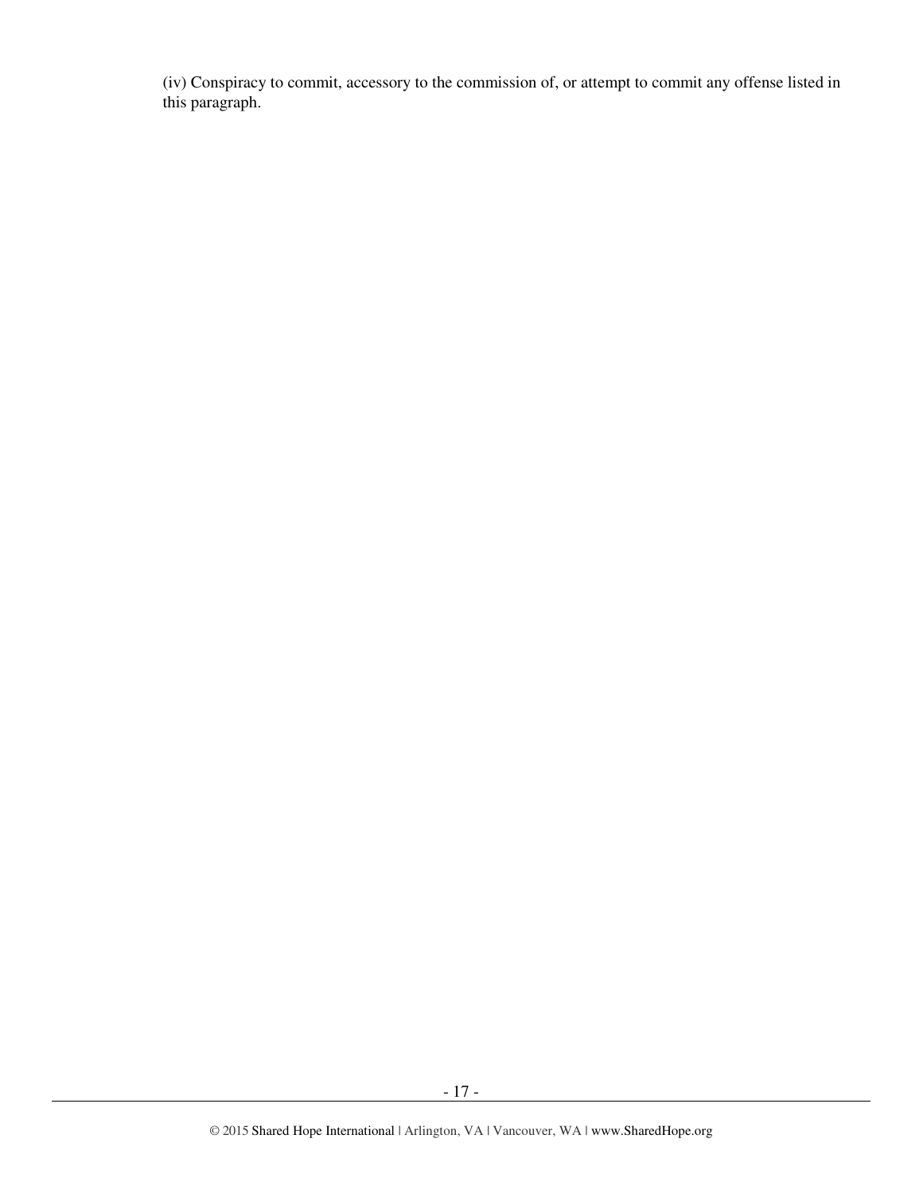(iv) Conspiracy to commit, accessory to the commission of, or attempt to commit any offense listed in this paragraph.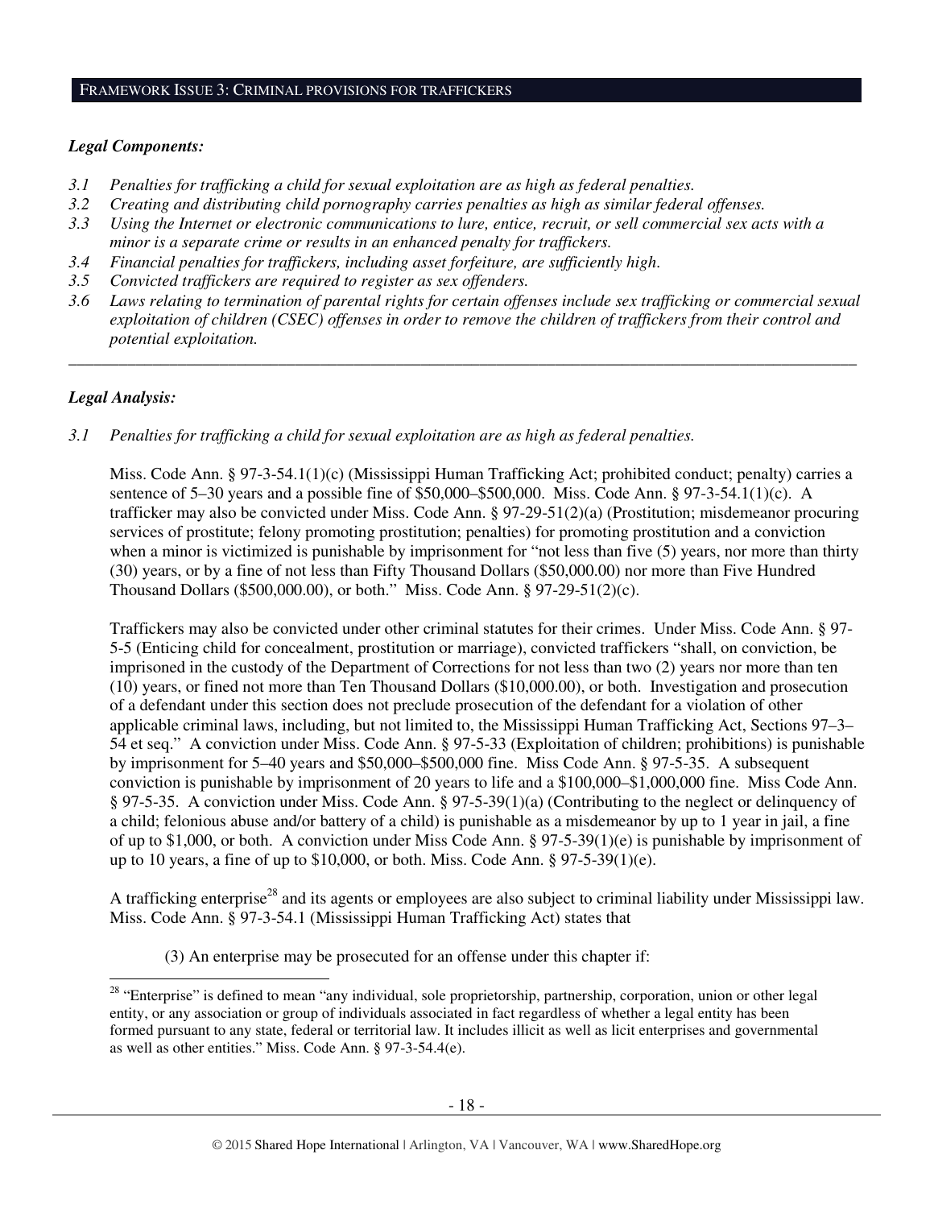## FRAMEWORK ISSUE 3: CRIMINAL PROVISIONS FOR TRAFFICKERS

### *Legal Components:*

*3.1 Penalties for trafficking a child for sexual exploitation are as high as federal penalties.*
*3.2 Creating and distributing child pornography carries penalties as high as similar federal offenses.*
*3.3 Using the Internet or electronic communications to lure, entice, recruit, or sell commercial sex acts with a minor is a separate crime or results in an enhanced penalty for traffickers.*
*3.4 Financial penalties for traffickers, including asset forfeiture, are sufficiently high.*
*3.5 Convicted traffickers are required to register as sex offenders.*
*3.6 Laws relating to termination of parental rights for certain offenses include sex trafficking or commercial sexual exploitation of children (CSEC) offenses in order to remove the children of traffickers from their control and potential exploitation.*

---

### *Legal Analysis:*

*3.1 Penalties for trafficking a child for sexual exploitation are as high as federal penalties.*

Miss. Code Ann. § 97-3-54.1(1)(c) (Mississippi Human Trafficking Act; prohibited conduct; penalty) carries a sentence of 5–30 years and a possible fine of $50,000–$500,000. Miss. Code Ann. § 97-3-54.1(1)(c). A trafficker may also be convicted under Miss. Code Ann. § 97-29-51(2)(a) (Prostitution; misdemeanor procuring services of prostitute; felony promoting prostitution; penalties) for promoting prostitution and a conviction when a minor is victimized is punishable by imprisonment for "not less than five (5) years, nor more than thirty (30) years, or by a fine of not less than Fifty Thousand Dollars ($50,000.00) nor more than Five Hundred Thousand Dollars ($500,000.00), or both." Miss. Code Ann. § 97-29-51(2)(c).

Traffickers may also be convicted under other criminal statutes for their crimes. Under Miss. Code Ann. § 97-5-5 (Enticing child for concealment, prostitution or marriage), convicted traffickers "shall, on conviction, be imprisoned in the custody of the Department of Corrections for not less than two (2) years nor more than ten (10) years, or fined not more than Ten Thousand Dollars ($10,000.00), or both. Investigation and prosecution of a defendant under this section does not preclude prosecution of the defendant for a violation of other applicable criminal laws, including, but not limited to, the Mississippi Human Trafficking Act, Sections 97–3–54 et seq." A conviction under Miss. Code Ann. § 97-5-33 (Exploitation of children; prohibitions) is punishable by imprisonment for 5–40 years and $50,000–$500,000 fine. Miss Code Ann. § 97-5-35. A subsequent conviction is punishable by imprisonment of 20 years to life and a $100,000–$1,000,000 fine. Miss Code Ann. § 97-5-35. A conviction under Miss. Code Ann. § 97-5-39(1)(a) (Contributing to the neglect or delinquency of a child; felonious abuse and/or battery of a child) is punishable as a misdemeanor by up to 1 year in jail, a fine of up to $1,000, or both. A conviction under Miss Code Ann. § 97-5-39(1)(e) is punishable by imprisonment of up to 10 years, a fine of up to $10,000, or both. Miss. Code Ann. § 97-5-39(1)(e).

A trafficking enterprise[28] and its agents or employees are also subject to criminal liability under Mississippi law. Miss. Code Ann. § 97-3-54.1 (Mississippi Human Trafficking Act) states that

> (3) An enterprise may be prosecuted for an offense under this chapter if:

---

[28] "Enterprise" is defined to mean "any individual, sole proprietorship, partnership, corporation, union or other legal entity, or any association or group of individuals associated in fact regardless of whether a legal entity has been formed pursuant to any state, federal or territorial law. It includes illicit as well as licit enterprises and governmental as well as other entities." Miss. Code Ann. § 97-3-54.4(e).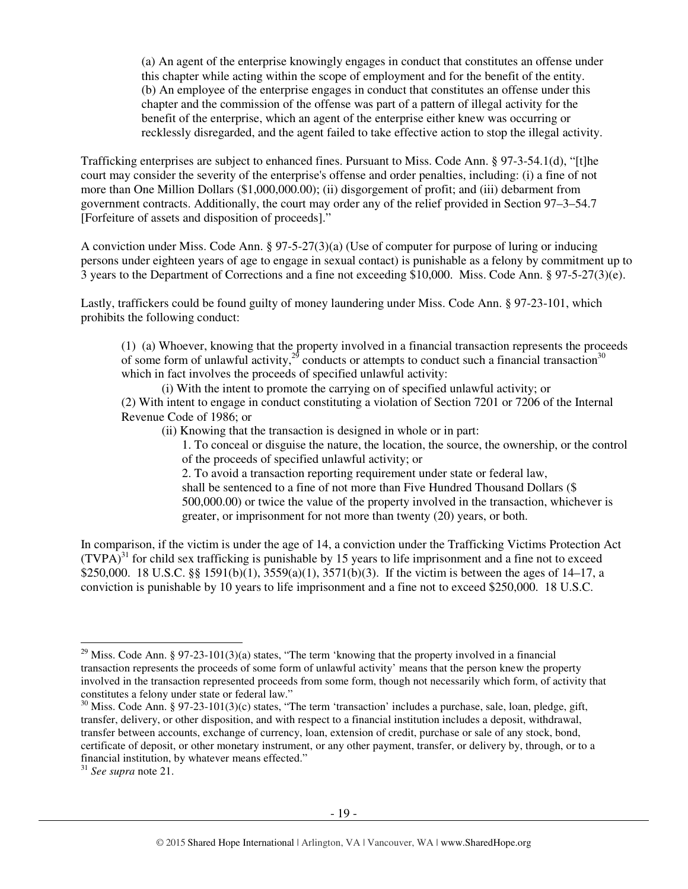(a) An agent of the enterprise knowingly engages in conduct that constitutes an offense under this chapter while acting within the scope of employment and for the benefit of the entity.
(b) An employee of the enterprise engages in conduct that constitutes an offense under this chapter and the commission of the offense was part of a pattern of illegal activity for the benefit of the enterprise, which an agent of the enterprise either knew was occurring or recklessly disregarded, and the agent failed to take effective action to stop the illegal activity.

Trafficking enterprises are subject to enhanced fines. Pursuant to Miss. Code Ann. § 97-3-54.1(d), "[t]he court may consider the severity of the enterprise's offense and order penalties, including: (i) a fine of not more than One Million Dollars ($1,000,000.00); (ii) disgorgement of profit; and (iii) debarment from government contracts. Additionally, the court may order any of the relief provided in Section 97–3–54.7 [Forfeiture of assets and disposition of proceeds]."

A conviction under Miss. Code Ann. § 97-5-27(3)(a) (Use of computer for purpose of luring or inducing persons under eighteen years of age to engage in sexual contact) is punishable as a felony by commitment up to 3 years to the Department of Corrections and a fine not exceeding $10,000. Miss. Code Ann. § 97-5-27(3)(e).

Lastly, traffickers could be found guilty of money laundering under Miss. Code Ann. § 97-23-101, which prohibits the following conduct:

> (1) (a) Whoever, knowing that the property involved in a financial transaction represents the proceeds of some form of unlawful activity,[29] conducts or attempts to conduct such a financial transaction[30] which in fact involves the proceeds of specified unlawful activity:
>
> (i) With the intent to promote the carrying on of specified unlawful activity; or
>
> (2) With intent to engage in conduct constituting a violation of Section 7201 or 7206 of the Internal Revenue Code of 1986; or
>
> (ii) Knowing that the transaction is designed in whole or in part:
>
> 1. To conceal or disguise the nature, the location, the source, the ownership, or the control of the proceeds of specified unlawful activity; or
> 2. To avoid a transaction reporting requirement under state or federal law,
>
> shall be sentenced to a fine of not more than Five Hundred Thousand Dollars ($ 500,000.00) or twice the value of the property involved in the transaction, whichever is greater, or imprisonment for not more than twenty (20) years, or both.

In comparison, if the victim is under the age of 14, a conviction under the Trafficking Victims Protection Act (TVPA)[31] for child sex trafficking is punishable by 15 years to life imprisonment and a fine not to exceed $250,000. 18 U.S.C. §§ 1591(b)(1), 3559(a)(1), 3571(b)(3). If the victim is between the ages of 14–17, a conviction is punishable by 10 years to life imprisonment and a fine not to exceed $250,000. 18 U.S.C.

---

[29] Miss. Code Ann. § 97-23-101(3)(a) states, "The term 'knowing that the property involved in a financial transaction represents the proceeds of some form of unlawful activity' means that the person knew the property involved in the transaction represented proceeds from some form, though not necessarily which form, of activity that constitutes a felony under state or federal law."

[30] Miss. Code Ann. § 97-23-101(3)(c) states, "The term 'transaction' includes a purchase, sale, loan, pledge, gift, transfer, delivery, or other disposition, and with respect to a financial institution includes a deposit, withdrawal, transfer between accounts, exchange of currency, loan, extension of credit, purchase or sale of any stock, bond, certificate of deposit, or other monetary instrument, or any other payment, transfer, or delivery by, through, or to a financial institution, by whatever means effected."

[31] *See supra* note 21.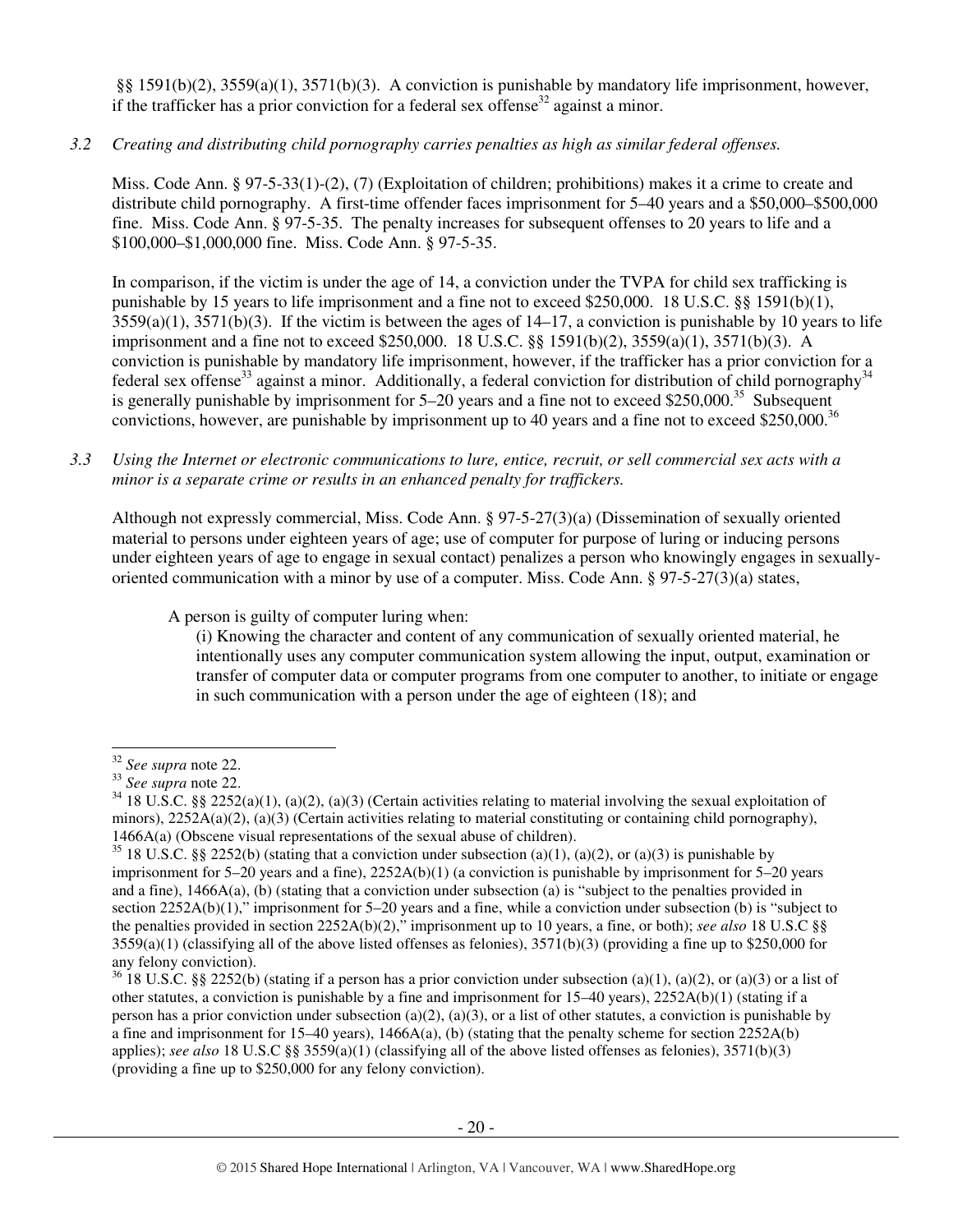§§ 1591(b)(2), 3559(a)(1), 3571(b)(3). A conviction is punishable by mandatory life imprisonment, however, if the trafficker has a prior conviction for a federal sex offense[32] against a minor.

*3.2 Creating and distributing child pornography carries penalties as high as similar federal offenses.*

Miss. Code Ann. § 97-5-33(1)-(2), (7) (Exploitation of children; prohibitions) makes it a crime to create and distribute child pornography. A first-time offender faces imprisonment for 5–40 years and a $50,000–$500,000 fine. Miss. Code Ann. § 97-5-35. The penalty increases for subsequent offenses to 20 years to life and a $100,000–$1,000,000 fine. Miss. Code Ann. § 97-5-35.

In comparison, if the victim is under the age of 14, a conviction under the TVPA for child sex trafficking is punishable by 15 years to life imprisonment and a fine not to exceed $250,000. 18 U.S.C. §§ 1591(b)(1), 3559(a)(1), 3571(b)(3). If the victim is between the ages of 14–17, a conviction is punishable by 10 years to life imprisonment and a fine not to exceed $250,000. 18 U.S.C. §§ 1591(b)(2), 3559(a)(1), 3571(b)(3). A conviction is punishable by mandatory life imprisonment, however, if the trafficker has a prior conviction for a federal sex offense[33] against a minor. Additionally, a federal conviction for distribution of child pornography[34] is generally punishable by imprisonment for 5–20 years and a fine not to exceed $250,000.[35] Subsequent convictions, however, are punishable by imprisonment up to 40 years and a fine not to exceed $250,000.[36]

*3.3 Using the Internet or electronic communications to lure, entice, recruit, or sell commercial sex acts with a minor is a separate crime or results in an enhanced penalty for traffickers.*

Although not expressly commercial, Miss. Code Ann. § 97-5-27(3)(a) (Dissemination of sexually oriented material to persons under eighteen years of age; use of computer for purpose of luring or inducing persons under eighteen years of age to engage in sexual contact) penalizes a person who knowingly engages in sexually-oriented communication with a minor by use of a computer. Miss. Code Ann. § 97-5-27(3)(a) states,

> A person is guilty of computer luring when:
>
> (i) Knowing the character and content of any communication of sexually oriented material, he intentionally uses any computer communication system allowing the input, output, examination or transfer of computer data or computer programs from one computer to another, to initiate or engage in such communication with a person under the age of eighteen (18); and

---

[32] *See supra* note 22.

[33] *See supra* note 22.

[34] 18 U.S.C. §§ 2252(a)(1), (a)(2), (a)(3) (Certain activities relating to material involving the sexual exploitation of minors), 2252A(a)(2), (a)(3) (Certain activities relating to material constituting or containing child pornography), 1466A(a) (Obscene visual representations of the sexual abuse of children).

[35] 18 U.S.C. §§ 2252(b) (stating that a conviction under subsection (a)(1), (a)(2), or (a)(3) is punishable by imprisonment for 5–20 years and a fine), 2252A(b)(1) (a conviction is punishable by imprisonment for 5–20 years and a fine), 1466A(a), (b) (stating that a conviction under subsection (a) is "subject to the penalties provided in section 2252A(b)(1)," imprisonment for 5–20 years and a fine, while a conviction under subsection (b) is "subject to the penalties provided in section 2252A(b)(2)," imprisonment up to 10 years, a fine, or both); *see also* 18 U.S.C §§ 3559(a)(1) (classifying all of the above listed offenses as felonies), 3571(b)(3) (providing a fine up to $250,000 for any felony conviction).

[36] 18 U.S.C. §§ 2252(b) (stating if a person has a prior conviction under subsection (a)(1), (a)(2), or (a)(3) or a list of other statutes, a conviction is punishable by a fine and imprisonment for 15–40 years), 2252A(b)(1) (stating if a person has a prior conviction under subsection (a)(2), (a)(3), or a list of other statutes, a conviction is punishable by a fine and imprisonment for 15–40 years), 1466A(a), (b) (stating that the penalty scheme for section 2252A(b) applies); *see also* 18 U.S.C §§ 3559(a)(1) (classifying all of the above listed offenses as felonies), 3571(b)(3) (providing a fine up to $250,000 for any felony conviction).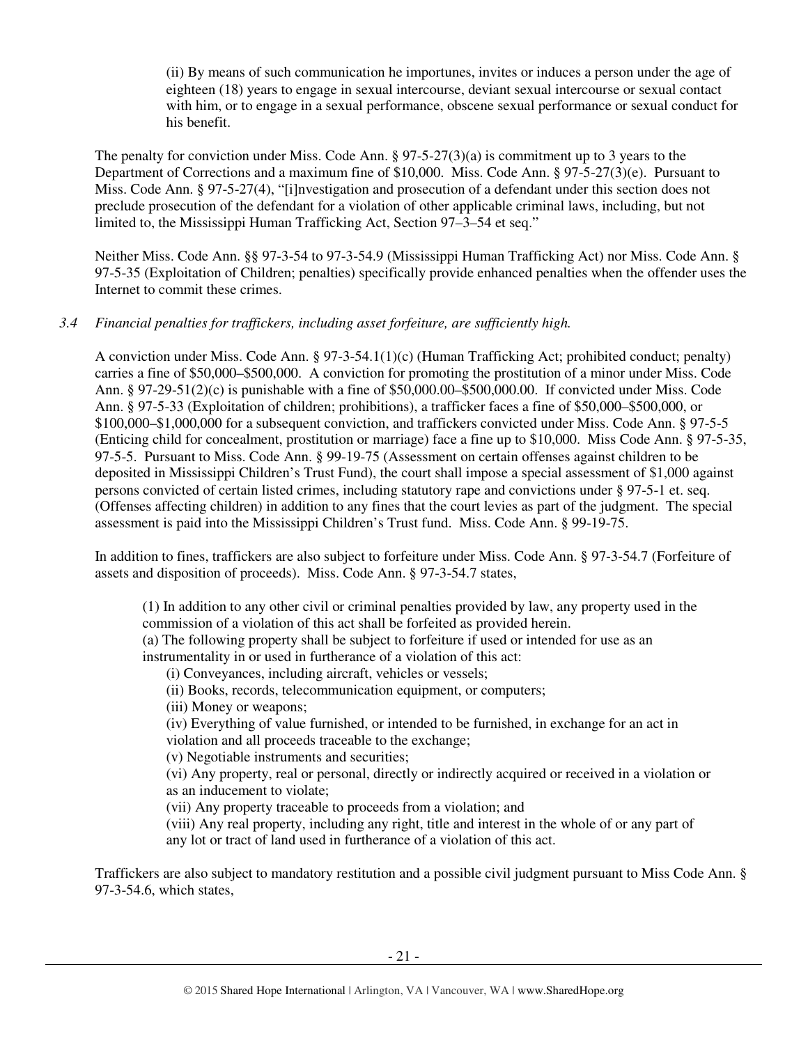(ii) By means of such communication he importunes, invites or induces a person under the age of eighteen (18) years to engage in sexual intercourse, deviant sexual intercourse or sexual contact with him, or to engage in a sexual performance, obscene sexual performance or sexual conduct for his benefit.

The penalty for conviction under Miss. Code Ann. § 97-5-27(3)(a) is commitment up to 3 years to the Department of Corrections and a maximum fine of $10,000. Miss. Code Ann. § 97-5-27(3)(e). Pursuant to Miss. Code Ann. § 97-5-27(4), "[i]nvestigation and prosecution of a defendant under this section does not preclude prosecution of the defendant for a violation of other applicable criminal laws, including, but not limited to, the Mississippi Human Trafficking Act, Section 97–3–54 et seq."

Neither Miss. Code Ann. §§ 97-3-54 to 97-3-54.9 (Mississippi Human Trafficking Act) nor Miss. Code Ann. § 97-5-35 (Exploitation of Children; penalties) specifically provide enhanced penalties when the offender uses the Internet to commit these crimes.

*3.4 Financial penalties for traffickers, including asset forfeiture, are sufficiently high.*

A conviction under Miss. Code Ann. § 97-3-54.1(1)(c) (Human Trafficking Act; prohibited conduct; penalty) carries a fine of $50,000–$500,000. A conviction for promoting the prostitution of a minor under Miss. Code Ann. § 97-29-51(2)(c) is punishable with a fine of $50,000.00–$500,000.00. If convicted under Miss. Code Ann. § 97-5-33 (Exploitation of children; prohibitions), a trafficker faces a fine of $50,000–$500,000, or $100,000–$1,000,000 for a subsequent conviction, and traffickers convicted under Miss. Code Ann. § 97-5-5 (Enticing child for concealment, prostitution or marriage) face a fine up to $10,000. Miss Code Ann. § 97-5-35, 97-5-5. Pursuant to Miss. Code Ann. § 99-19-75 (Assessment on certain offenses against children to be deposited in Mississippi Children's Trust Fund), the court shall impose a special assessment of $1,000 against persons convicted of certain listed crimes, including statutory rape and convictions under § 97-5-1 et. seq. (Offenses affecting children) in addition to any fines that the court levies as part of the judgment. The special assessment is paid into the Mississippi Children's Trust fund. Miss. Code Ann. § 99-19-75.

In addition to fines, traffickers are also subject to forfeiture under Miss. Code Ann. § 97-3-54.7 (Forfeiture of assets and disposition of proceeds). Miss. Code Ann. § 97-3-54.7 states,

> (1) In addition to any other civil or criminal penalties provided by law, any property used in the commission of a violation of this act shall be forfeited as provided herein.
> (a) The following property shall be subject to forfeiture if used or intended for use as an instrumentality in or used in furtherance of a violation of this act:
> (i) Conveyances, including aircraft, vehicles or vessels;
> (ii) Books, records, telecommunication equipment, or computers;
> (iii) Money or weapons;
> (iv) Everything of value furnished, or intended to be furnished, in exchange for an act in violation and all proceeds traceable to the exchange;
> (v) Negotiable instruments and securities;
> (vi) Any property, real or personal, directly or indirectly acquired or received in a violation or as an inducement to violate;
> (vii) Any property traceable to proceeds from a violation; and
> (viii) Any real property, including any right, title and interest in the whole of or any part of any lot or tract of land used in furtherance of a violation of this act.

Traffickers are also subject to mandatory restitution and a possible civil judgment pursuant to Miss Code Ann. § 97-3-54.6, which states,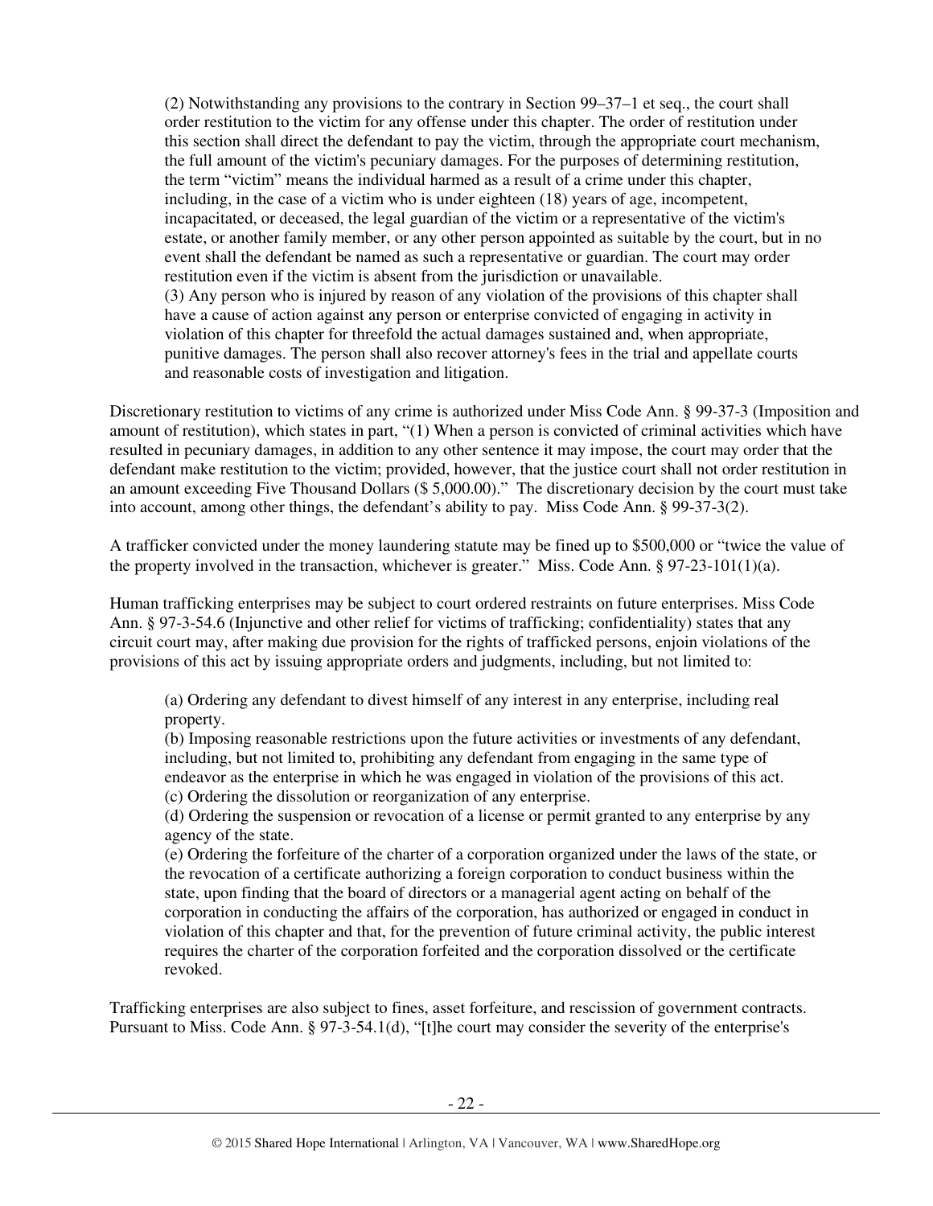> (2) Notwithstanding any provisions to the contrary in Section 99–37–1 et seq., the court shall order restitution to the victim for any offense under this chapter. The order of restitution under this section shall direct the defendant to pay the victim, through the appropriate court mechanism, the full amount of the victim's pecuniary damages. For the purposes of determining restitution, the term "victim" means the individual harmed as a result of a crime under this chapter, including, in the case of a victim who is under eighteen (18) years of age, incompetent, incapacitated, or deceased, the legal guardian of the victim or a representative of the victim's estate, or another family member, or any other person appointed as suitable by the court, but in no event shall the defendant be named as such a representative or guardian. The court may order restitution even if the victim is absent from the jurisdiction or unavailable.
> (3) Any person who is injured by reason of any violation of the provisions of this chapter shall have a cause of action against any person or enterprise convicted of engaging in activity in violation of this chapter for threefold the actual damages sustained and, when appropriate, punitive damages. The person shall also recover attorney's fees in the trial and appellate courts and reasonable costs of investigation and litigation.

Discretionary restitution to victims of any crime is authorized under Miss Code Ann. § 99-37-3 (Imposition and amount of restitution), which states in part, "(1) When a person is convicted of criminal activities which have resulted in pecuniary damages, in addition to any other sentence it may impose, the court may order that the defendant make restitution to the victim; provided, however, that the justice court shall not order restitution in an amount exceeding Five Thousand Dollars ($ 5,000.00)." The discretionary decision by the court must take into account, among other things, the defendant's ability to pay. Miss Code Ann. § 99-37-3(2).

A trafficker convicted under the money laundering statute may be fined up to $500,000 or "twice the value of the property involved in the transaction, whichever is greater." Miss. Code Ann. § 97-23-101(1)(a).

Human trafficking enterprises may be subject to court ordered restraints on future enterprises. Miss Code Ann. § 97-3-54.6 (Injunctive and other relief for victims of trafficking; confidentiality) states that any circuit court may, after making due provision for the rights of trafficked persons, enjoin violations of the provisions of this act by issuing appropriate orders and judgments, including, but not limited to:

> (a) Ordering any defendant to divest himself of any interest in any enterprise, including real property.
> (b) Imposing reasonable restrictions upon the future activities or investments of any defendant, including, but not limited to, prohibiting any defendant from engaging in the same type of endeavor as the enterprise in which he was engaged in violation of the provisions of this act.
> (c) Ordering the dissolution or reorganization of any enterprise.
> (d) Ordering the suspension or revocation of a license or permit granted to any enterprise by any agency of the state.
> (e) Ordering the forfeiture of the charter of a corporation organized under the laws of the state, or the revocation of a certificate authorizing a foreign corporation to conduct business within the state, upon finding that the board of directors or a managerial agent acting on behalf of the corporation in conducting the affairs of the corporation, has authorized or engaged in conduct in violation of this chapter and that, for the prevention of future criminal activity, the public interest requires the charter of the corporation forfeited and the corporation dissolved or the certificate revoked.

Trafficking enterprises are also subject to fines, asset forfeiture, and rescission of government contracts. Pursuant to Miss. Code Ann. § 97-3-54.1(d), "[t]he court may consider the severity of the enterprise's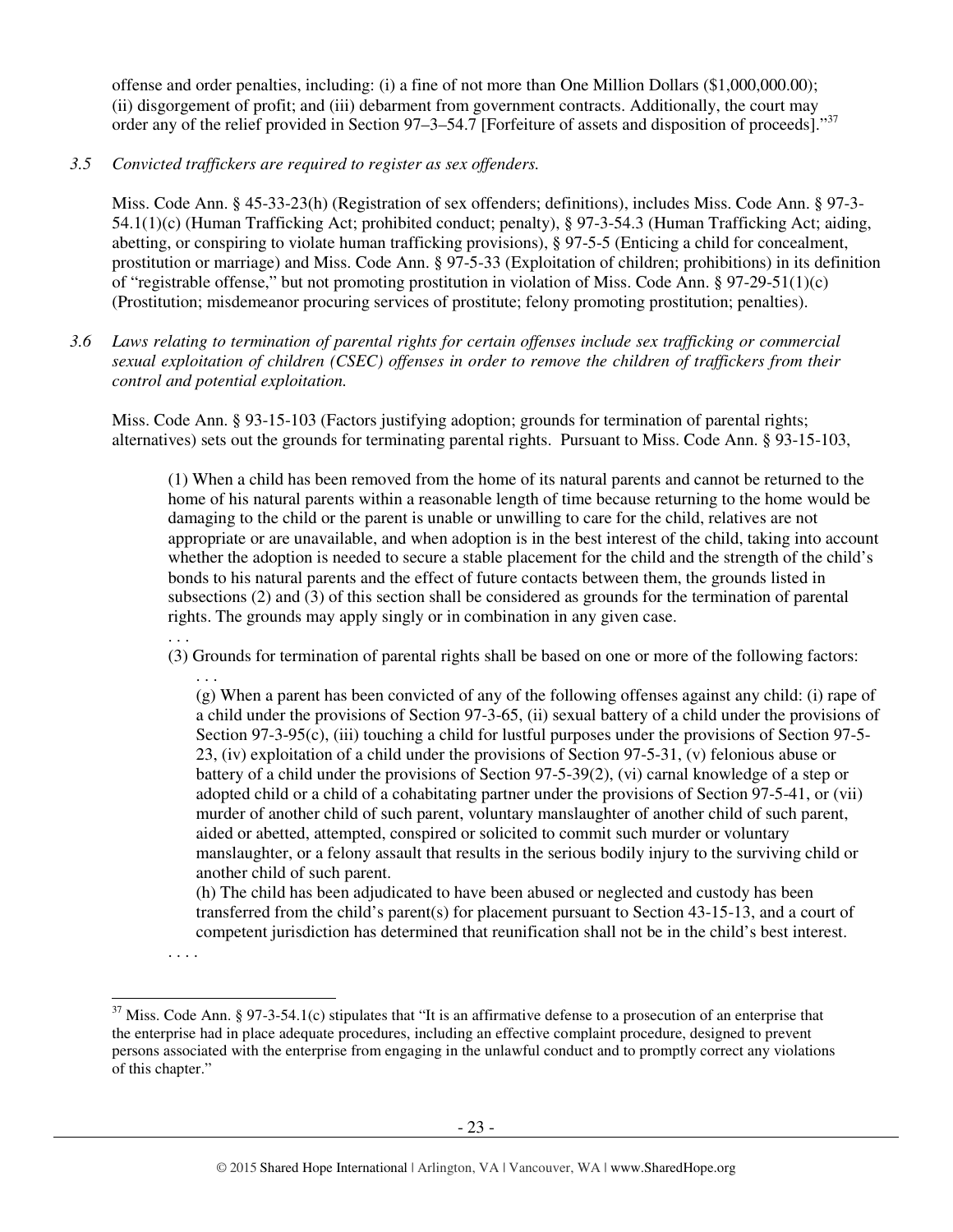offense and order penalties, including: (i) a fine of not more than One Million Dollars ($1,000,000.00); (ii) disgorgement of profit; and (iii) debarment from government contracts. Additionally, the court may order any of the relief provided in Section 97–3–54.7 [Forfeiture of assets and disposition of proceeds]."[37]

*3.5 Convicted traffickers are required to register as sex offenders.*

Miss. Code Ann. § 45-33-23(h) (Registration of sex offenders; definitions), includes Miss. Code Ann. § 97-3-54.1(1)(c) (Human Trafficking Act; prohibited conduct; penalty), § 97-3-54.3 (Human Trafficking Act; aiding, abetting, or conspiring to violate human trafficking provisions), § 97-5-5 (Enticing a child for concealment, prostitution or marriage) and Miss. Code Ann. § 97-5-33 (Exploitation of children; prohibitions) in its definition of "registrable offense," but not promoting prostitution in violation of Miss. Code Ann. § 97-29-51(1)(c) (Prostitution; misdemeanor procuring services of prostitute; felony promoting prostitution; penalties).

*3.6 Laws relating to termination of parental rights for certain offenses include sex trafficking or commercial sexual exploitation of children (CSEC) offenses in order to remove the children of traffickers from their control and potential exploitation.*

Miss. Code Ann. § 93-15-103 (Factors justifying adoption; grounds for termination of parental rights; alternatives) sets out the grounds for terminating parental rights. Pursuant to Miss. Code Ann. § 93-15-103,

> (1) When a child has been removed from the home of its natural parents and cannot be returned to the home of his natural parents within a reasonable length of time because returning to the home would be damaging to the child or the parent is unable or unwilling to care for the child, relatives are not appropriate or are unavailable, and when adoption is in the best interest of the child, taking into account whether the adoption is needed to secure a stable placement for the child and the strength of the child's bonds to his natural parents and the effect of future contacts between them, the grounds listed in subsections (2) and (3) of this section shall be considered as grounds for the termination of parental rights. The grounds may apply singly or in combination in any given case.
>
> . . .
>
> (3) Grounds for termination of parental rights shall be based on one or more of the following factors:
>
> > . . .
> >
> > (g) When a parent has been convicted of any of the following offenses against any child: (i) rape of a child under the provisions of Section 97-3-65, (ii) sexual battery of a child under the provisions of Section 97-3-95(c), (iii) touching a child for lustful purposes under the provisions of Section 97-5-23, (iv) exploitation of a child under the provisions of Section 97-5-31, (v) felonious abuse or battery of a child under the provisions of Section 97-5-39(2), (vi) carnal knowledge of a step or adopted child or a child of a cohabitating partner under the provisions of Section 97-5-41, or (vii) murder of another child of such parent, voluntary manslaughter of another child of such parent, aided or abetted, attempted, conspired or solicited to commit such murder or voluntary manslaughter, or a felony assault that results in the serious bodily injury to the surviving child or another child of such parent.
> >
> > (h) The child has been adjudicated to have been abused or neglected and custody has been transferred from the child's parent(s) for placement pursuant to Section 43-15-13, and a court of competent jurisdiction has determined that reunification shall not be in the child's best interest.
>
> . . . .

---

[37] Miss. Code Ann. § 97-3-54.1(c) stipulates that "It is an affirmative defense to a prosecution of an enterprise that the enterprise had in place adequate procedures, including an effective complaint procedure, designed to prevent persons associated with the enterprise from engaging in the unlawful conduct and to promptly correct any violations of this chapter."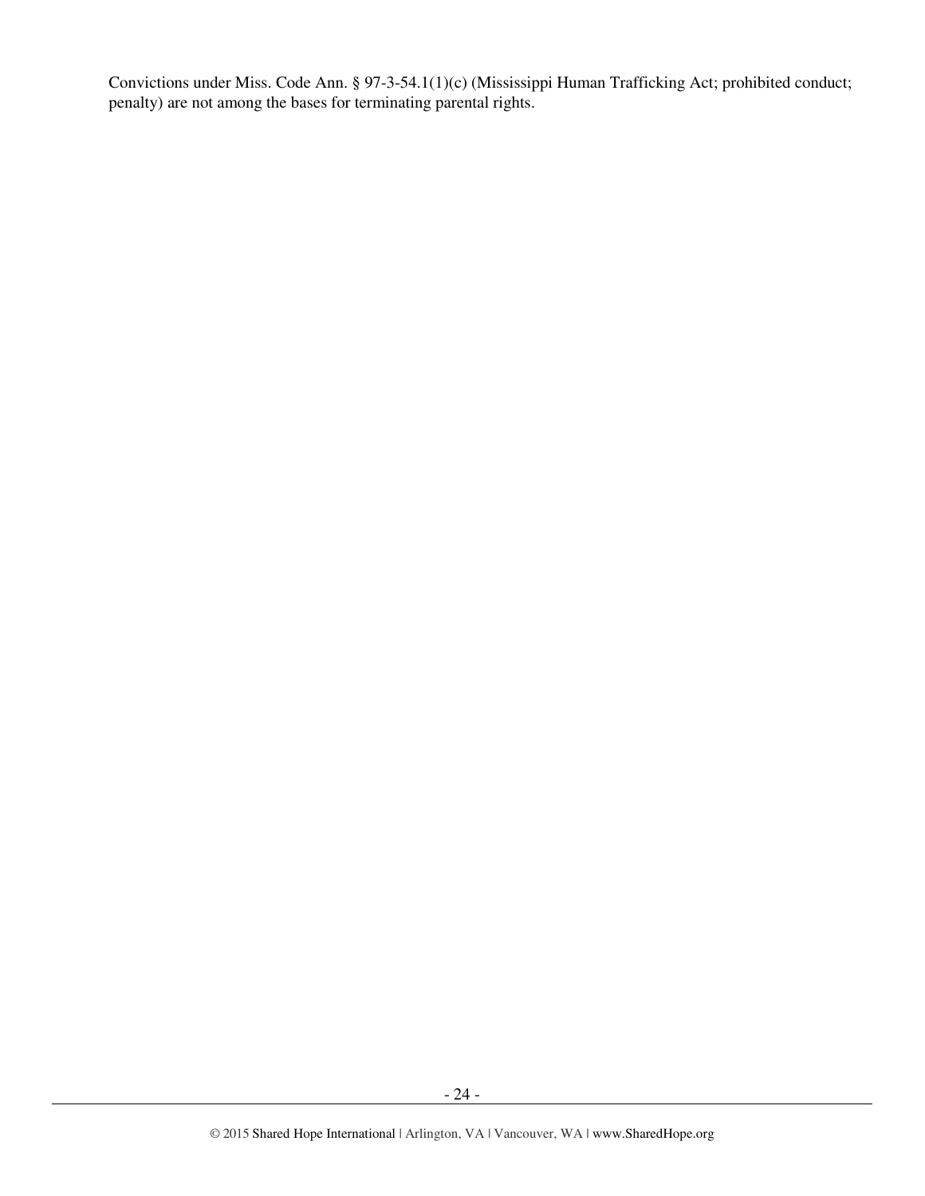Convictions under Miss. Code Ann. § 97-3-54.1(1)(c) (Mississippi Human Trafficking Act; prohibited conduct; penalty) are not among the bases for terminating parental rights.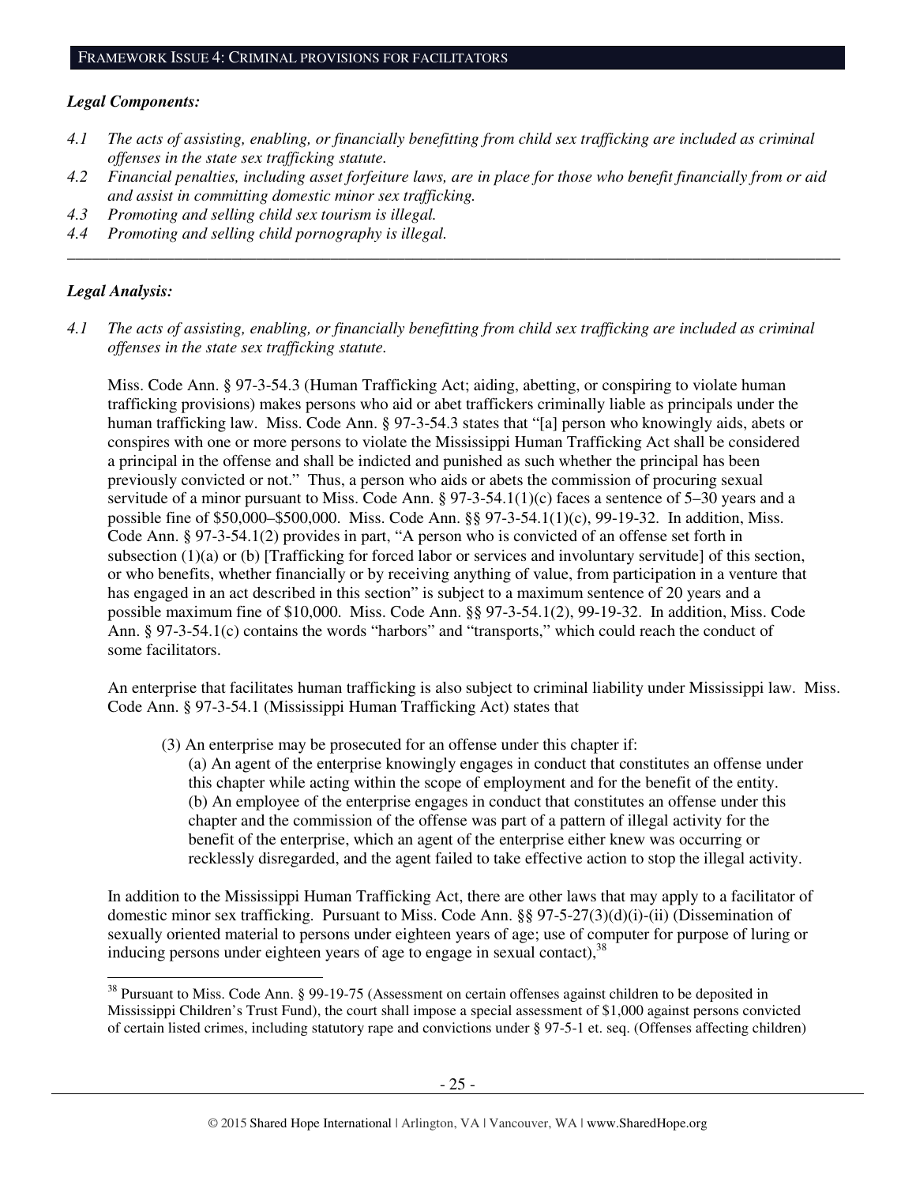## FRAMEWORK ISSUE 4: CRIMINAL PROVISIONS FOR FACILITATORS

***Legal Components:***

4.1 *The acts of assisting, enabling, or financially benefitting from child sex trafficking are included as criminal offenses in the state sex trafficking statute.*
4.2 *Financial penalties, including asset forfeiture laws, are in place for those who benefit financially from or aid and assist in committing domestic minor sex trafficking.*
4.3 *Promoting and selling child sex tourism is illegal.*
4.4 *Promoting and selling child pornography is illegal.*

---

***Legal Analysis:***

4.1 *The acts of assisting, enabling, or financially benefitting from child sex trafficking are included as criminal offenses in the state sex trafficking statute.*

Miss. Code Ann. § 97-3-54.3 (Human Trafficking Act; aiding, abetting, or conspiring to violate human trafficking provisions) makes persons who aid or abet traffickers criminally liable as principals under the human trafficking law. Miss. Code Ann. § 97-3-54.3 states that "[a] person who knowingly aids, abets or conspires with one or more persons to violate the Mississippi Human Trafficking Act shall be considered a principal in the offense and shall be indicted and punished as such whether the principal has been previously convicted or not." Thus, a person who aids or abets the commission of procuring sexual servitude of a minor pursuant to Miss. Code Ann. § 97-3-54.1(1)(c) faces a sentence of 5–30 years and a possible fine of $50,000–$500,000. Miss. Code Ann. §§ 97-3-54.1(1)(c), 99-19-32. In addition, Miss. Code Ann. § 97-3-54.1(2) provides in part, "A person who is convicted of an offense set forth in subsection (1)(a) or (b) [Trafficking for forced labor or services and involuntary servitude] of this section, or who benefits, whether financially or by receiving anything of value, from participation in a venture that has engaged in an act described in this section" is subject to a maximum sentence of 20 years and a possible maximum fine of $10,000. Miss. Code Ann. §§ 97-3-54.1(2), 99-19-32. In addition, Miss. Code Ann. § 97-3-54.1(c) contains the words "harbors" and "transports," which could reach the conduct of some facilitators.

An enterprise that facilitates human trafficking is also subject to criminal liability under Mississippi law. Miss. Code Ann. § 97-3-54.1 (Mississippi Human Trafficking Act) states that

> (3) An enterprise may be prosecuted for an offense under this chapter if:
> (a) An agent of the enterprise knowingly engages in conduct that constitutes an offense under this chapter while acting within the scope of employment and for the benefit of the entity.
> (b) An employee of the enterprise engages in conduct that constitutes an offense under this chapter and the commission of the offense was part of a pattern of illegal activity for the benefit of the enterprise, which an agent of the enterprise either knew was occurring or recklessly disregarded, and the agent failed to take effective action to stop the illegal activity.

In addition to the Mississippi Human Trafficking Act, there are other laws that may apply to a facilitator of domestic minor sex trafficking. Pursuant to Miss. Code Ann. §§ 97-5-27(3)(d)(i)-(ii) (Dissemination of sexually oriented material to persons under eighteen years of age; use of computer for purpose of luring or inducing persons under eighteen years of age to engage in sexual contact),[38]

---

[38] Pursuant to Miss. Code Ann. § 99-19-75 (Assessment on certain offenses against children to be deposited in Mississippi Children's Trust Fund), the court shall impose a special assessment of $1,000 against persons convicted of certain listed crimes, including statutory rape and convictions under § 97-5-1 et. seq. (Offenses affecting children)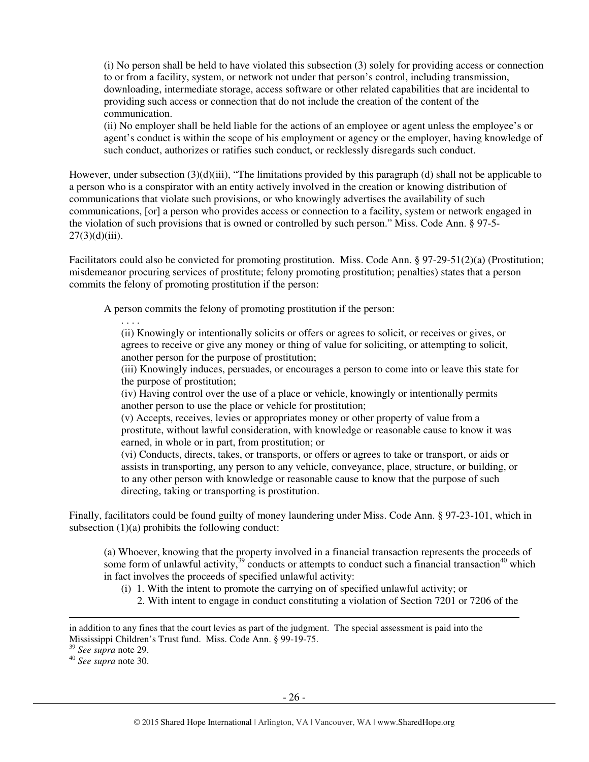> (i) No person shall be held to have violated this subsection (3) solely for providing access or connection to or from a facility, system, or network not under that person's control, including transmission, downloading, intermediate storage, access software or other related capabilities that are incidental to providing such access or connection that do not include the creation of the content of the communication.
> (ii) No employer shall be held liable for the actions of an employee or agent unless the employee's or agent's conduct is within the scope of his employment or agency or the employer, having knowledge of such conduct, authorizes or ratifies such conduct, or recklessly disregards such conduct.

However, under subsection (3)(d)(iii), "The limitations provided by this paragraph (d) shall not be applicable to a person who is a conspirator with an entity actively involved in the creation or knowing distribution of communications that violate such provisions, or who knowingly advertises the availability of such communications, [or] a person who provides access or connection to a facility, system or network engaged in the violation of such provisions that is owned or controlled by such person." Miss. Code Ann. § 97-5-27(3)(d)(iii).

Facilitators could also be convicted for promoting prostitution. Miss. Code Ann. § 97-29-51(2)(a) (Prostitution; misdemeanor procuring services of prostitute; felony promoting prostitution; penalties) states that a person commits the felony of promoting prostitution if the person:

> A person commits the felony of promoting prostitution if the person:
> . . . .
> (ii) Knowingly or intentionally solicits or offers or agrees to solicit, or receives or gives, or agrees to receive or give any money or thing of value for soliciting, or attempting to solicit, another person for the purpose of prostitution;
> (iii) Knowingly induces, persuades, or encourages a person to come into or leave this state for the purpose of prostitution;
> (iv) Having control over the use of a place or vehicle, knowingly or intentionally permits another person to use the place or vehicle for prostitution;
> (v) Accepts, receives, levies or appropriates money or other property of value from a prostitute, without lawful consideration, with knowledge or reasonable cause to know it was earned, in whole or in part, from prostitution; or
> (vi) Conducts, directs, takes, or transports, or offers or agrees to take or transport, or aids or assists in transporting, any person to any vehicle, conveyance, place, structure, or building, or to any other person with knowledge or reasonable cause to know that the purpose of such directing, taking or transporting is prostitution.

Finally, facilitators could be found guilty of money laundering under Miss. Code Ann. § 97-23-101, which in subsection (1)(a) prohibits the following conduct:

> (a) Whoever, knowing that the property involved in a financial transaction represents the proceeds of some form of unlawful activity,[39] conducts or attempts to conduct such a financial transaction[40] which in fact involves the proceeds of specified unlawful activity:
> (i) 1. With the intent to promote the carrying on of specified unlawful activity; or
> 2. With intent to engage in conduct constituting a violation of Section 7201 or 7206 of the

---

in addition to any fines that the court levies as part of the judgment. The special assessment is paid into the Mississippi Children's Trust fund. Miss. Code Ann. § 99-19-75.

[39] *See supra* note 29.

[40] *See supra* note 30.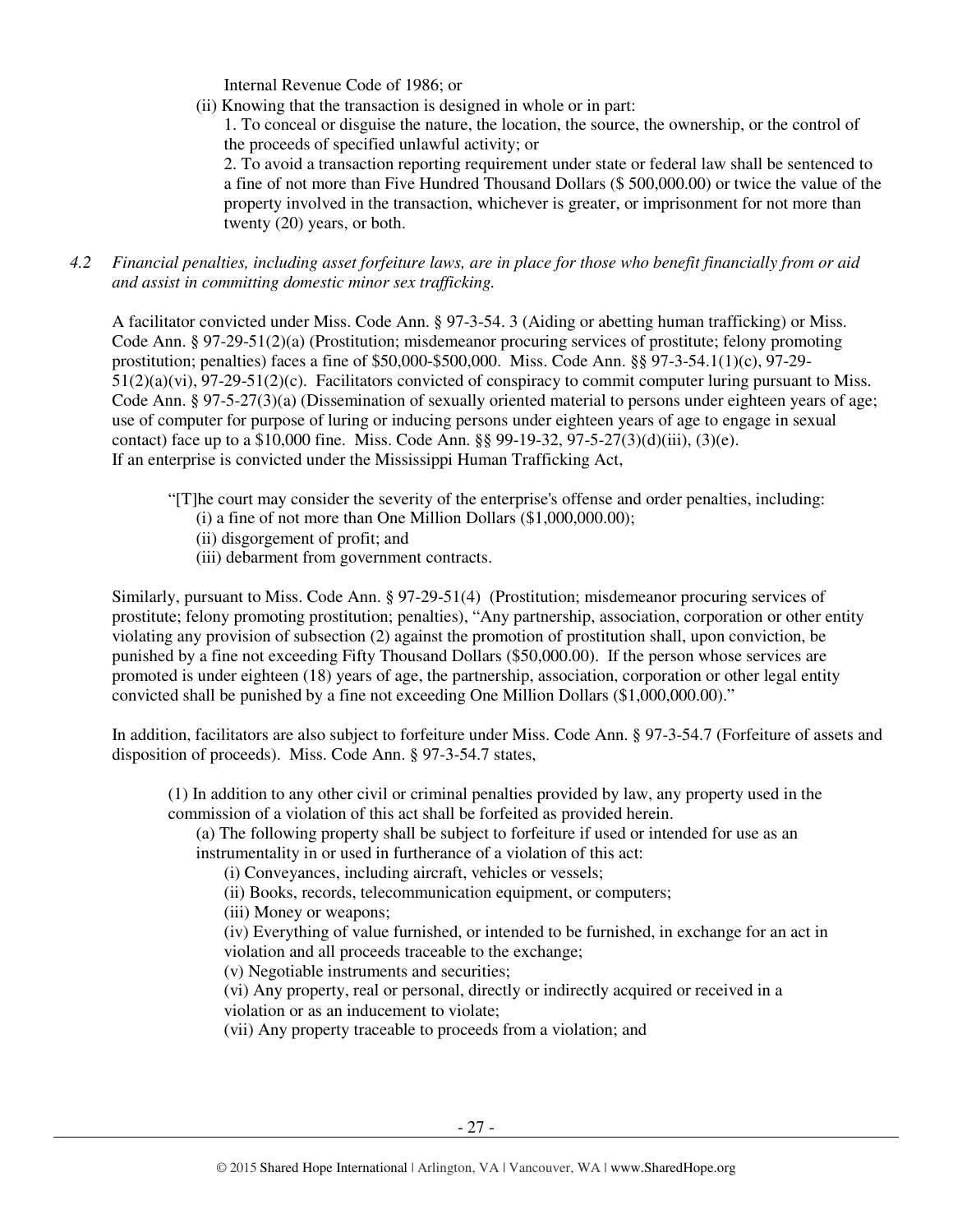Internal Revenue Code of 1986; or

(ii) Knowing that the transaction is designed in whole or in part:

1. To conceal or disguise the nature, the location, the source, the ownership, or the control of the proceeds of specified unlawful activity; or

2. To avoid a transaction reporting requirement under state or federal law shall be sentenced to a fine of not more than Five Hundred Thousand Dollars ($ 500,000.00) or twice the value of the property involved in the transaction, whichever is greater, or imprisonment for not more than twenty (20) years, or both.

*4.2 Financial penalties, including asset forfeiture laws, are in place for those who benefit financially from or aid and assist in committing domestic minor sex trafficking.*

A facilitator convicted under Miss. Code Ann. § 97-3-54. 3 (Aiding or abetting human trafficking) or Miss. Code Ann. § 97-29-51(2)(a) (Prostitution; misdemeanor procuring services of prostitute; felony promoting prostitution; penalties) faces a fine of $50,000-$500,000. Miss. Code Ann. §§ 97-3-54.1(1)(c), 97-29-51(2)(a)(vi), 97-29-51(2)(c). Facilitators convicted of conspiracy to commit computer luring pursuant to Miss. Code Ann. § 97-5-27(3)(a) (Dissemination of sexually oriented material to persons under eighteen years of age; use of computer for purpose of luring or inducing persons under eighteen years of age to engage in sexual contact) face up to a $10,000 fine. Miss. Code Ann. §§ 99-19-32, 97-5-27(3)(d)(iii), (3)(e).
If an enterprise is convicted under the Mississippi Human Trafficking Act,

> "[T]he court may consider the severity of the enterprise's offense and order penalties, including:
> (i) a fine of not more than One Million Dollars ($1,000,000.00);
> (ii) disgorgement of profit; and
> (iii) debarment from government contracts.

Similarly, pursuant to Miss. Code Ann. § 97-29-51(4) (Prostitution; misdemeanor procuring services of prostitute; felony promoting prostitution; penalties), "Any partnership, association, corporation or other entity violating any provision of subsection (2) against the promotion of prostitution shall, upon conviction, be punished by a fine not exceeding Fifty Thousand Dollars ($50,000.00). If the person whose services are promoted is under eighteen (18) years of age, the partnership, association, corporation or other legal entity convicted shall be punished by a fine not exceeding One Million Dollars ($1,000,000.00)."

In addition, facilitators are also subject to forfeiture under Miss. Code Ann. § 97-3-54.7 (Forfeiture of assets and disposition of proceeds). Miss. Code Ann. § 97-3-54.7 states,

> (1) In addition to any other civil or criminal penalties provided by law, any property used in the commission of a violation of this act shall be forfeited as provided herein.
> (a) The following property shall be subject to forfeiture if used or intended for use as an instrumentality in or used in furtherance of a violation of this act:
> (i) Conveyances, including aircraft, vehicles or vessels;
> (ii) Books, records, telecommunication equipment, or computers;
> (iii) Money or weapons;
> (iv) Everything of value furnished, or intended to be furnished, in exchange for an act in violation and all proceeds traceable to the exchange;
> (v) Negotiable instruments and securities;
> (vi) Any property, real or personal, directly or indirectly acquired or received in a violation or as an inducement to violate;
> (vii) Any property traceable to proceeds from a violation; and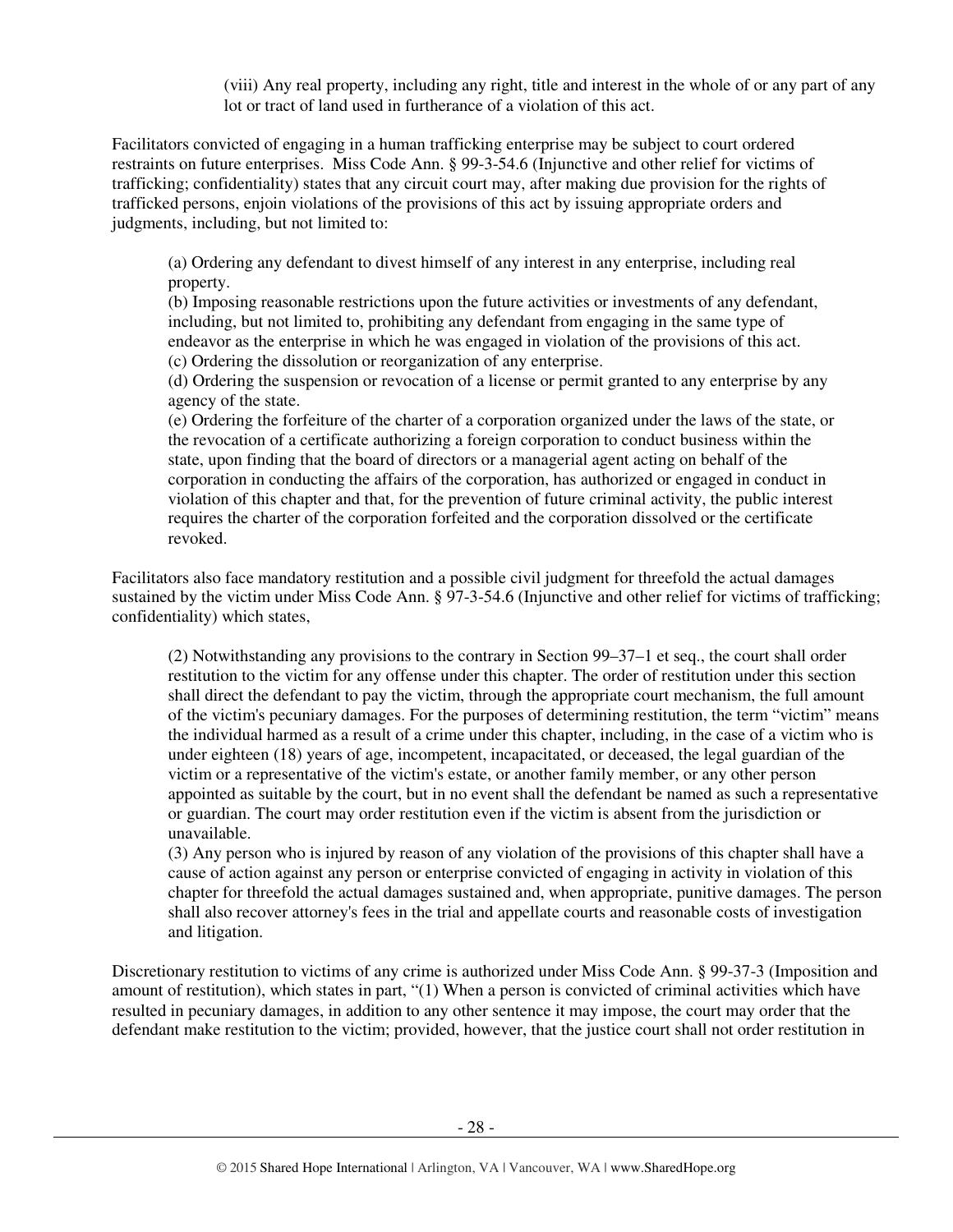(viii) Any real property, including any right, title and interest in the whole of or any part of any lot or tract of land used in furtherance of a violation of this act.

Facilitators convicted of engaging in a human trafficking enterprise may be subject to court ordered restraints on future enterprises. Miss Code Ann. § 99-3-54.6 (Injunctive and other relief for victims of trafficking; confidentiality) states that any circuit court may, after making due provision for the rights of trafficked persons, enjoin violations of the provisions of this act by issuing appropriate orders and judgments, including, but not limited to:

> (a) Ordering any defendant to divest himself of any interest in any enterprise, including real property.
> (b) Imposing reasonable restrictions upon the future activities or investments of any defendant, including, but not limited to, prohibiting any defendant from engaging in the same type of endeavor as the enterprise in which he was engaged in violation of the provisions of this act.
> (c) Ordering the dissolution or reorganization of any enterprise.
> (d) Ordering the suspension or revocation of a license or permit granted to any enterprise by any agency of the state.
> (e) Ordering the forfeiture of the charter of a corporation organized under the laws of the state, or the revocation of a certificate authorizing a foreign corporation to conduct business within the state, upon finding that the board of directors or a managerial agent acting on behalf of the corporation in conducting the affairs of the corporation, has authorized or engaged in conduct in violation of this chapter and that, for the prevention of future criminal activity, the public interest requires the charter of the corporation forfeited and the corporation dissolved or the certificate revoked.

Facilitators also face mandatory restitution and a possible civil judgment for threefold the actual damages sustained by the victim under Miss Code Ann. § 97-3-54.6 (Injunctive and other relief for victims of trafficking; confidentiality) which states,

> (2) Notwithstanding any provisions to the contrary in Section 99–37–1 et seq., the court shall order restitution to the victim for any offense under this chapter. The order of restitution under this section shall direct the defendant to pay the victim, through the appropriate court mechanism, the full amount of the victim's pecuniary damages. For the purposes of determining restitution, the term "victim" means the individual harmed as a result of a crime under this chapter, including, in the case of a victim who is under eighteen (18) years of age, incompetent, incapacitated, or deceased, the legal guardian of the victim or a representative of the victim's estate, or another family member, or any other person appointed as suitable by the court, but in no event shall the defendant be named as such a representative or guardian. The court may order restitution even if the victim is absent from the jurisdiction or unavailable.
> (3) Any person who is injured by reason of any violation of the provisions of this chapter shall have a cause of action against any person or enterprise convicted of engaging in activity in violation of this chapter for threefold the actual damages sustained and, when appropriate, punitive damages. The person shall also recover attorney's fees in the trial and appellate courts and reasonable costs of investigation and litigation.

Discretionary restitution to victims of any crime is authorized under Miss Code Ann. § 99-37-3 (Imposition and amount of restitution), which states in part, "(1) When a person is convicted of criminal activities which have resulted in pecuniary damages, in addition to any other sentence it may impose, the court may order that the defendant make restitution to the victim; provided, however, that the justice court shall not order restitution in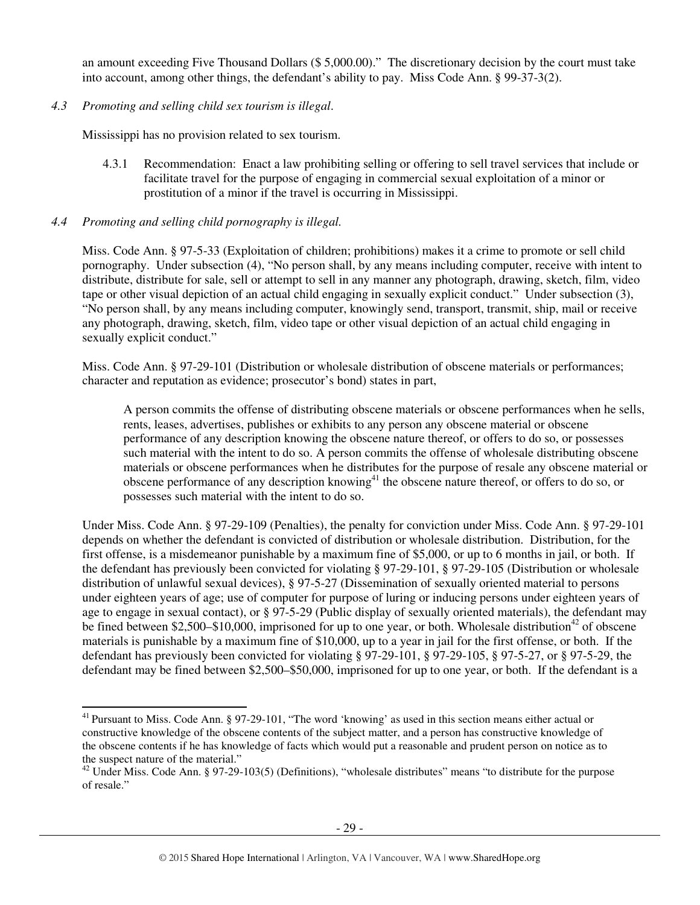an amount exceeding Five Thousand Dollars ($ 5,000.00)." The discretionary decision by the court must take into account, among other things, the defendant's ability to pay. Miss Code Ann. § 99-37-3(2).

*4.3 Promoting and selling child sex tourism is illegal.*

Mississippi has no provision related to sex tourism.

4.3.1 Recommendation: Enact a law prohibiting selling or offering to sell travel services that include or facilitate travel for the purpose of engaging in commercial sexual exploitation of a minor or prostitution of a minor if the travel is occurring in Mississippi.

*4.4 Promoting and selling child pornography is illegal.*

Miss. Code Ann. § 97-5-33 (Exploitation of children; prohibitions) makes it a crime to promote or sell child pornography. Under subsection (4), "No person shall, by any means including computer, receive with intent to distribute, distribute for sale, sell or attempt to sell in any manner any photograph, drawing, sketch, film, video tape or other visual depiction of an actual child engaging in sexually explicit conduct." Under subsection (3), "No person shall, by any means including computer, knowingly send, transport, transmit, ship, mail or receive any photograph, drawing, sketch, film, video tape or other visual depiction of an actual child engaging in sexually explicit conduct."

Miss. Code Ann. § 97-29-101 (Distribution or wholesale distribution of obscene materials or performances; character and reputation as evidence; prosecutor's bond) states in part,

> A person commits the offense of distributing obscene materials or obscene performances when he sells, rents, leases, advertises, publishes or exhibits to any person any obscene material or obscene performance of any description knowing the obscene nature thereof, or offers to do so, or possesses such material with the intent to do so. A person commits the offense of wholesale distributing obscene materials or obscene performances when he distributes for the purpose of resale any obscene material or obscene performance of any description knowing[41] the obscene nature thereof, or offers to do so, or possesses such material with the intent to do so.

Under Miss. Code Ann. § 97-29-109 (Penalties), the penalty for conviction under Miss. Code Ann. § 97-29-101 depends on whether the defendant is convicted of distribution or wholesale distribution. Distribution, for the first offense, is a misdemeanor punishable by a maximum fine of $5,000, or up to 6 months in jail, or both. If the defendant has previously been convicted for violating § 97-29-101, § 97-29-105 (Distribution or wholesale distribution of unlawful sexual devices), § 97-5-27 (Dissemination of sexually oriented material to persons under eighteen years of age; use of computer for purpose of luring or inducing persons under eighteen years of age to engage in sexual contact), or § 97-5-29 (Public display of sexually oriented materials), the defendant may be fined between $2,500–$10,000, imprisoned for up to one year, or both. Wholesale distribution[42] of obscene materials is punishable by a maximum fine of $10,000, up to a year in jail for the first offense, or both. If the defendant has previously been convicted for violating § 97-29-101, § 97-29-105, § 97-5-27, or § 97-5-29, the defendant may be fined between $2,500–$50,000, imprisoned for up to one year, or both. If the defendant is a

[41] Pursuant to Miss. Code Ann. § 97-29-101, "The word 'knowing' as used in this section means either actual or constructive knowledge of the obscene contents of the subject matter, and a person has constructive knowledge of the obscene contents if he has knowledge of facts which would put a reasonable and prudent person on notice as to the suspect nature of the material."

[42] Under Miss. Code Ann. § 97-29-103(5) (Definitions), "wholesale distributes" means "to distribute for the purpose of resale."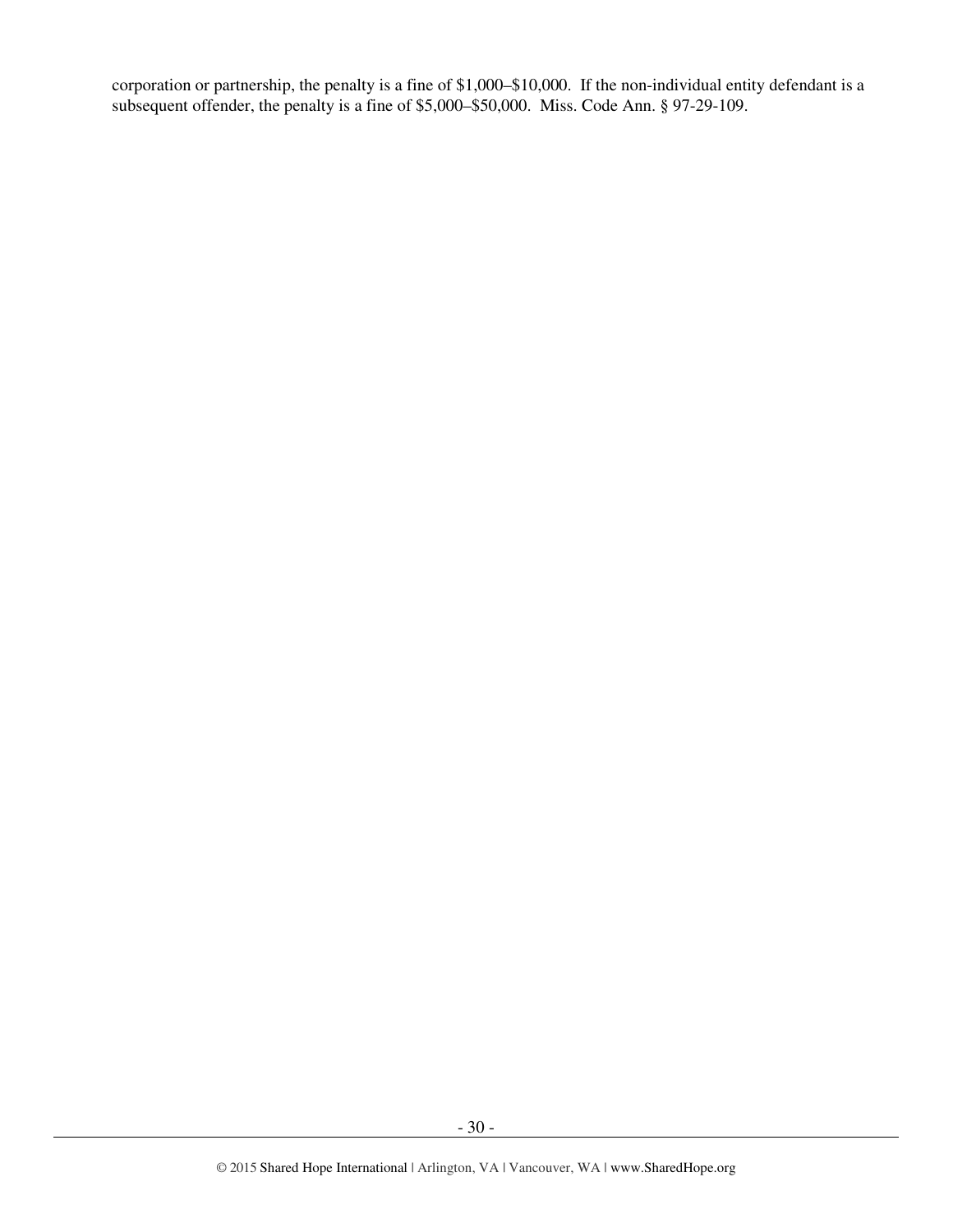corporation or partnership, the penalty is a fine of $1,000–$10,000. If the non-individual entity defendant is a subsequent offender, the penalty is a fine of $5,000–$50,000. Miss. Code Ann. § 97-29-109.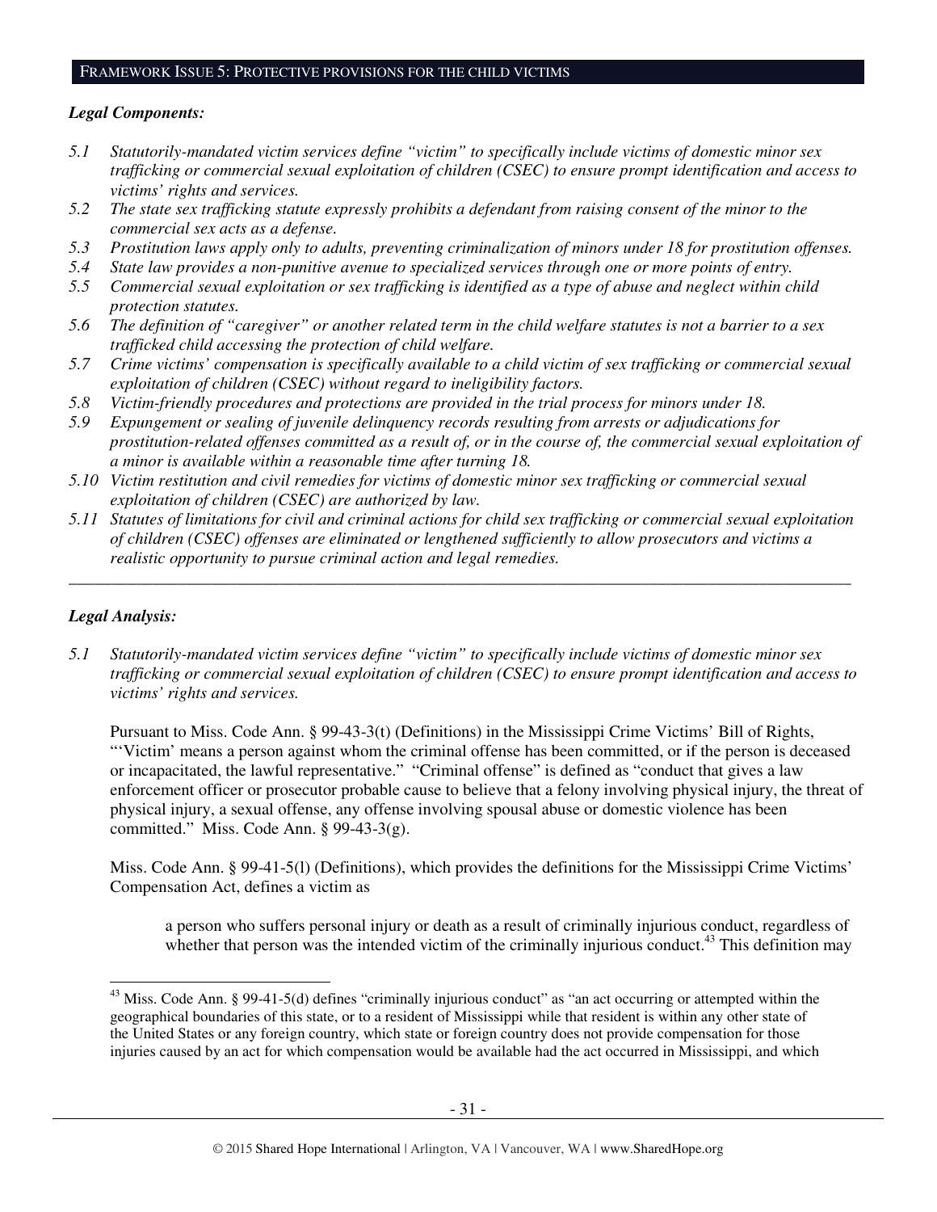## FRAMEWORK ISSUE 5: PROTECTIVE PROVISIONS FOR THE CHILD VICTIMS

***Legal Components:***

*5.1 Statutorily-mandated victim services define "victim" to specifically include victims of domestic minor sex trafficking or commercial sexual exploitation of children (CSEC) to ensure prompt identification and access to victims' rights and services.*

*5.2 The state sex trafficking statute expressly prohibits a defendant from raising consent of the minor to the commercial sex acts as a defense.*

*5.3 Prostitution laws apply only to adults, preventing criminalization of minors under 18 for prostitution offenses.*

*5.4 State law provides a non-punitive avenue to specialized services through one or more points of entry.*

*5.5 Commercial sexual exploitation or sex trafficking is identified as a type of abuse and neglect within child protection statutes.*

*5.6 The definition of "caregiver" or another related term in the child welfare statutes is not a barrier to a sex trafficked child accessing the protection of child welfare.*

*5.7 Crime victims' compensation is specifically available to a child victim of sex trafficking or commercial sexual exploitation of children (CSEC) without regard to ineligibility factors.*

*5.8 Victim-friendly procedures and protections are provided in the trial process for minors under 18.*

*5.9 Expungement or sealing of juvenile delinquency records resulting from arrests or adjudications for prostitution-related offenses committed as a result of, or in the course of, the commercial sexual exploitation of a minor is available within a reasonable time after turning 18.*

*5.10 Victim restitution and civil remedies for victims of domestic minor sex trafficking or commercial sexual exploitation of children (CSEC) are authorized by law.*

*5.11 Statutes of limitations for civil and criminal actions for child sex trafficking or commercial sexual exploitation of children (CSEC) offenses are eliminated or lengthened sufficiently to allow prosecutors and victims a realistic opportunity to pursue criminal action and legal remedies.*

---

***Legal Analysis:***

*5.1 Statutorily-mandated victim services define "victim" to specifically include victims of domestic minor sex trafficking or commercial sexual exploitation of children (CSEC) to ensure prompt identification and access to victims' rights and services.*

Pursuant to Miss. Code Ann. § 99-43-3(t) (Definitions) in the Mississippi Crime Victims' Bill of Rights, "'Victim' means a person against whom the criminal offense has been committed, or if the person is deceased or incapacitated, the lawful representative." "Criminal offense" is defined as "conduct that gives a law enforcement officer or prosecutor probable cause to believe that a felony involving physical injury, the threat of physical injury, a sexual offense, any offense involving spousal abuse or domestic violence has been committed." Miss. Code Ann. § 99-43-3(g).

Miss. Code Ann. § 99-41-5(l) (Definitions), which provides the definitions for the Mississippi Crime Victims' Compensation Act, defines a victim as

> a person who suffers personal injury or death as a result of criminally injurious conduct, regardless of whether that person was the intended victim of the criminally injurious conduct.[43] This definition may

[43] Miss. Code Ann. § 99-41-5(d) defines "criminally injurious conduct" as "an act occurring or attempted within the geographical boundaries of this state, or to a resident of Mississippi while that resident is within any other state of the United States or any foreign country, which state or foreign country does not provide compensation for those injuries caused by an act for which compensation would be available had the act occurred in Mississippi, and which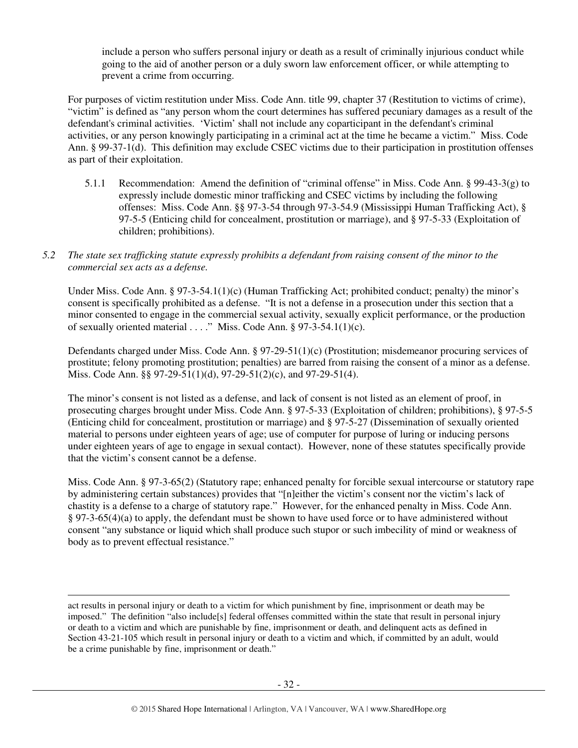include a person who suffers personal injury or death as a result of criminally injurious conduct while going to the aid of another person or a duly sworn law enforcement officer, or while attempting to prevent a crime from occurring.

For purposes of victim restitution under Miss. Code Ann. title 99, chapter 37 (Restitution to victims of crime), "victim" is defined as "any person whom the court determines has suffered pecuniary damages as a result of the defendant's criminal activities. 'Victim' shall not include any coparticipant in the defendant's criminal activities, or any person knowingly participating in a criminal act at the time he became a victim." Miss. Code Ann. § 99-37-1(d). This definition may exclude CSEC victims due to their participation in prostitution offenses as part of their exploitation.

5.1.1 Recommendation: Amend the definition of "criminal offense" in Miss. Code Ann. § 99-43-3(g) to expressly include domestic minor trafficking and CSEC victims by including the following offenses: Miss. Code Ann. §§ 97-3-54 through 97-3-54.9 (Mississippi Human Trafficking Act), § 97-5-5 (Enticing child for concealment, prostitution or marriage), and § 97-5-33 (Exploitation of children; prohibitions).

*5.2 The state sex trafficking statute expressly prohibits a defendant from raising consent of the minor to the commercial sex acts as a defense.*

Under Miss. Code Ann. § 97-3-54.1(1)(c) (Human Trafficking Act; prohibited conduct; penalty) the minor's consent is specifically prohibited as a defense. "It is not a defense in a prosecution under this section that a minor consented to engage in the commercial sexual activity, sexually explicit performance, or the production of sexually oriented material . . . ." Miss. Code Ann. § 97-3-54.1(1)(c).

Defendants charged under Miss. Code Ann. § 97-29-51(1)(c) (Prostitution; misdemeanor procuring services of prostitute; felony promoting prostitution; penalties) are barred from raising the consent of a minor as a defense. Miss. Code Ann. §§ 97-29-51(1)(d), 97-29-51(2)(c), and 97-29-51(4).

The minor's consent is not listed as a defense, and lack of consent is not listed as an element of proof, in prosecuting charges brought under Miss. Code Ann. § 97-5-33 (Exploitation of children; prohibitions), § 97-5-5 (Enticing child for concealment, prostitution or marriage) and § 97-5-27 (Dissemination of sexually oriented material to persons under eighteen years of age; use of computer for purpose of luring or inducing persons under eighteen years of age to engage in sexual contact). However, none of these statutes specifically provide that the victim's consent cannot be a defense.

Miss. Code Ann. § 97-3-65(2) (Statutory rape; enhanced penalty for forcible sexual intercourse or statutory rape by administering certain substances) provides that "[n]either the victim's consent nor the victim's lack of chastity is a defense to a charge of statutory rape." However, for the enhanced penalty in Miss. Code Ann. § 97-3-65(4)(a) to apply, the defendant must be shown to have used force or to have administered without consent "any substance or liquid which shall produce such stupor or such imbecility of mind or weakness of body as to prevent effectual resistance."

---

act results in personal injury or death to a victim for which punishment by fine, imprisonment or death may be imposed." The definition "also include[s] federal offenses committed within the state that result in personal injury or death to a victim and which are punishable by fine, imprisonment or death, and delinquent acts as defined in Section 43-21-105 which result in personal injury or death to a victim and which, if committed by an adult, would be a crime punishable by fine, imprisonment or death."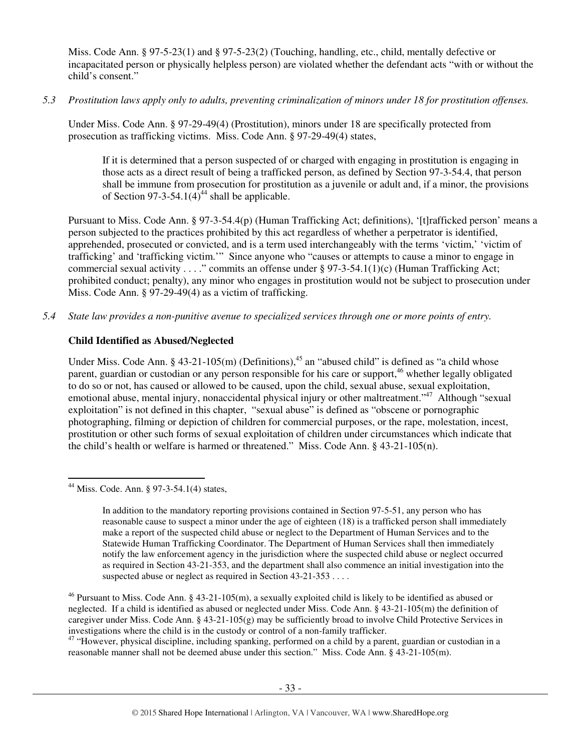Miss. Code Ann. § 97-5-23(1) and § 97-5-23(2) (Touching, handling, etc., child, mentally defective or incapacitated person or physically helpless person) are violated whether the defendant acts "with or without the child's consent."

*5.3 Prostitution laws apply only to adults, preventing criminalization of minors under 18 for prostitution offenses.*

Under Miss. Code Ann. § 97-29-49(4) (Prostitution), minors under 18 are specifically protected from prosecution as trafficking victims. Miss. Code Ann. § 97-29-49(4) states,

> If it is determined that a person suspected of or charged with engaging in prostitution is engaging in those acts as a direct result of being a trafficked person, as defined by Section 97-3-54.4, that person shall be immune from prosecution for prostitution as a juvenile or adult and, if a minor, the provisions of Section 97-3-54.1(4)[44] shall be applicable.

Pursuant to Miss. Code Ann. § 97-3-54.4(p) (Human Trafficking Act; definitions), '[t]rafficked person' means a person subjected to the practices prohibited by this act regardless of whether a perpetrator is identified, apprehended, prosecuted or convicted, and is a term used interchangeably with the terms 'victim,' 'victim of trafficking' and 'trafficking victim.'" Since anyone who "causes or attempts to cause a minor to engage in commercial sexual activity . . . ." commits an offense under § 97-3-54.1(1)(c) (Human Trafficking Act; prohibited conduct; penalty), any minor who engages in prostitution would not be subject to prosecution under Miss. Code Ann. § 97-29-49(4) as a victim of trafficking.

*5.4 State law provides a non-punitive avenue to specialized services through one or more points of entry.*

**Child Identified as Abused/Neglected**

Under Miss. Code Ann. § 43-21-105(m) (Definitions),[45] an "abused child" is defined as "a child whose parent, guardian or custodian or any person responsible for his care or support,[46] whether legally obligated to do so or not, has caused or allowed to be caused, upon the child, sexual abuse, sexual exploitation, emotional abuse, mental injury, nonaccidental physical injury or other maltreatment."[47] Although "sexual exploitation" is not defined in this chapter, "sexual abuse" is defined as "obscene or pornographic photographing, filming or depiction of children for commercial purposes, or the rape, molestation, incest, prostitution or other such forms of sexual exploitation of children under circumstances which indicate that the child's health or welfare is harmed or threatened." Miss. Code Ann. § 43-21-105(n).

---

[44] Miss. Code. Ann. § 97-3-54.1(4) states,

> In addition to the mandatory reporting provisions contained in Section 97-5-51, any person who has reasonable cause to suspect a minor under the age of eighteen (18) is a trafficked person shall immediately make a report of the suspected child abuse or neglect to the Department of Human Services and to the Statewide Human Trafficking Coordinator. The Department of Human Services shall then immediately notify the law enforcement agency in the jurisdiction where the suspected child abuse or neglect occurred as required in Section 43-21-353, and the department shall also commence an initial investigation into the suspected abuse or neglect as required in Section 43-21-353 . . . .

[46] Pursuant to Miss. Code Ann. § 43-21-105(m), a sexually exploited child is likely to be identified as abused or neglected. If a child is identified as abused or neglected under Miss. Code Ann. § 43-21-105(m) the definition of caregiver under Miss. Code Ann. § 43-21-105(g) may be sufficiently broad to involve Child Protective Services in investigations where the child is in the custody or control of a non-family trafficker.

[47] "However, physical discipline, including spanking, performed on a child by a parent, guardian or custodian in a reasonable manner shall not be deemed abuse under this section." Miss. Code Ann. § 43-21-105(m).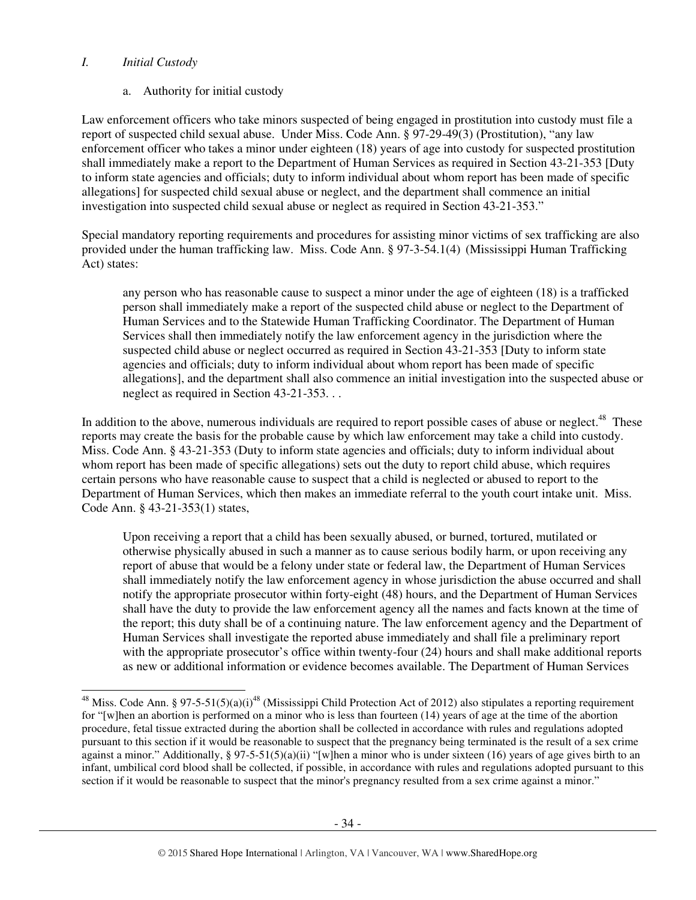## *I. Initial Custody*

a. Authority for initial custody

Law enforcement officers who take minors suspected of being engaged in prostitution into custody must file a report of suspected child sexual abuse. Under Miss. Code Ann. § 97-29-49(3) (Prostitution), "any law enforcement officer who takes a minor under eighteen (18) years of age into custody for suspected prostitution shall immediately make a report to the Department of Human Services as required in Section 43-21-353 [Duty to inform state agencies and officials; duty to inform individual about whom report has been made of specific allegations] for suspected child sexual abuse or neglect, and the department shall commence an initial investigation into suspected child sexual abuse or neglect as required in Section 43-21-353."

Special mandatory reporting requirements and procedures for assisting minor victims of sex trafficking are also provided under the human trafficking law. Miss. Code Ann. § 97-3-54.1(4) (Mississippi Human Trafficking Act) states:

> any person who has reasonable cause to suspect a minor under the age of eighteen (18) is a trafficked person shall immediately make a report of the suspected child abuse or neglect to the Department of Human Services and to the Statewide Human Trafficking Coordinator. The Department of Human Services shall then immediately notify the law enforcement agency in the jurisdiction where the suspected child abuse or neglect occurred as required in Section 43-21-353 [Duty to inform state agencies and officials; duty to inform individual about whom report has been made of specific allegations], and the department shall also commence an initial investigation into the suspected abuse or neglect as required in Section 43-21-353. . .

In addition to the above, numerous individuals are required to report possible cases of abuse or neglect.[48] These reports may create the basis for the probable cause by which law enforcement may take a child into custody. Miss. Code Ann. § 43-21-353 (Duty to inform state agencies and officials; duty to inform individual about whom report has been made of specific allegations) sets out the duty to report child abuse, which requires certain persons who have reasonable cause to suspect that a child is neglected or abused to report to the Department of Human Services, which then makes an immediate referral to the youth court intake unit. Miss. Code Ann. § 43-21-353(1) states,

> Upon receiving a report that a child has been sexually abused, or burned, tortured, mutilated or otherwise physically abused in such a manner as to cause serious bodily harm, or upon receiving any report of abuse that would be a felony under state or federal law, the Department of Human Services shall immediately notify the law enforcement agency in whose jurisdiction the abuse occurred and shall notify the appropriate prosecutor within forty-eight (48) hours, and the Department of Human Services shall have the duty to provide the law enforcement agency all the names and facts known at the time of the report; this duty shall be of a continuing nature. The law enforcement agency and the Department of Human Services shall investigate the reported abuse immediately and shall file a preliminary report with the appropriate prosecutor's office within twenty-four (24) hours and shall make additional reports as new or additional information or evidence becomes available. The Department of Human Services

---

[48] Miss. Code Ann. § 97-5-51(5)(a)(i)[48] (Mississippi Child Protection Act of 2012) also stipulates a reporting requirement for "[w]hen an abortion is performed on a minor who is less than fourteen (14) years of age at the time of the abortion procedure, fetal tissue extracted during the abortion shall be collected in accordance with rules and regulations adopted pursuant to this section if it would be reasonable to suspect that the pregnancy being terminated is the result of a sex crime against a minor." Additionally, § 97-5-51(5)(a)(ii) "[w]hen a minor who is under sixteen (16) years of age gives birth to an infant, umbilical cord blood shall be collected, if possible, in accordance with rules and regulations adopted pursuant to this section if it would be reasonable to suspect that the minor's pregnancy resulted from a sex crime against a minor."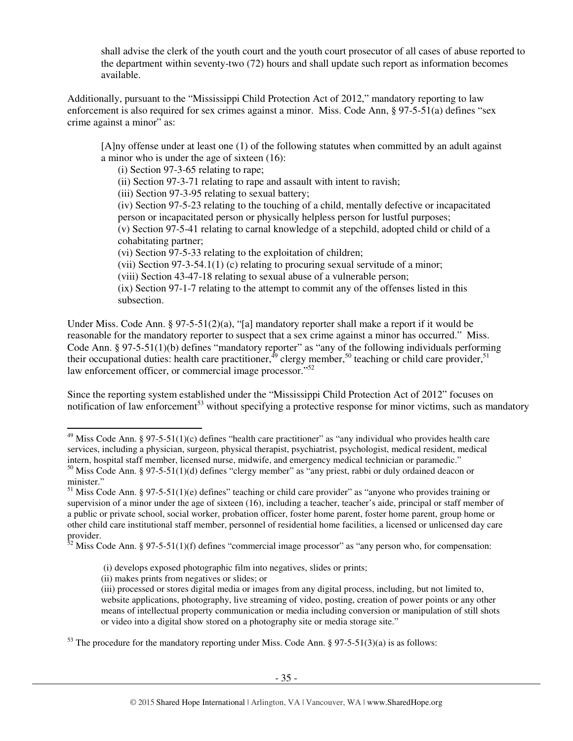shall advise the clerk of the youth court and the youth court prosecutor of all cases of abuse reported to the department within seventy-two (72) hours and shall update such report as information becomes available.

Additionally, pursuant to the "Mississippi Child Protection Act of 2012," mandatory reporting to law enforcement is also required for sex crimes against a minor. Miss. Code Ann, § 97-5-51(a) defines "sex crime against a minor" as:

> [A]ny offense under at least one (1) of the following statutes when committed by an adult against a minor who is under the age of sixteen (16):
>
> (i) Section 97-3-65 relating to rape;
> (ii) Section 97-3-71 relating to rape and assault with intent to ravish;
> (iii) Section 97-3-95 relating to sexual battery;
> (iv) Section 97-5-23 relating to the touching of a child, mentally defective or incapacitated person or incapacitated person or physically helpless person for lustful purposes;
> (v) Section 97-5-41 relating to carnal knowledge of a stepchild, adopted child or child of a cohabitating partner;
> (vi) Section 97-5-33 relating to the exploitation of children;
> (vii) Section 97-3-54.1(1) (c) relating to procuring sexual servitude of a minor;
> (viii) Section 43-47-18 relating to sexual abuse of a vulnerable person;
> (ix) Section 97-1-7 relating to the attempt to commit any of the offenses listed in this subsection.

Under Miss. Code Ann. § 97-5-51(2)(a), "[a] mandatory reporter shall make a report if it would be reasonable for the mandatory reporter to suspect that a sex crime against a minor has occurred." Miss. Code Ann. § 97-5-51(1)(b) defines "mandatory reporter" as "any of the following individuals performing their occupational duties: health care practitioner,[49] clergy member,[50] teaching or child care provider,[51] law enforcement officer, or commercial image processor."[52]

Since the reporting system established under the "Mississippi Child Protection Act of 2012" focuses on notification of law enforcement[53] without specifying a protective response for minor victims, such as mandatory

---

[49] Miss Code Ann. § 97-5-51(1)(c) defines "health care practitioner" as "any individual who provides health care services, including a physician, surgeon, physical therapist, psychiatrist, psychologist, medical resident, medical intern, hospital staff member, licensed nurse, midwife, and emergency medical technician or paramedic."

[50] Miss Code Ann. § 97-5-51(1)(d) defines "clergy member" as "any priest, rabbi or duly ordained deacon or minister."

[51] Miss Code Ann. § 97-5-51(1)(e) defines" teaching or child care provider" as "anyone who provides training or supervision of a minor under the age of sixteen (16), including a teacher, teacher's aide, principal or staff member of a public or private school, social worker, probation officer, foster home parent, foster home parent, group home or other child care institutional staff member, personnel of residential home facilities, a licensed or unlicensed day care provider.

[52] Miss Code Ann. § 97-5-51(1)(f) defines "commercial image processor" as "any person who, for compensation:

> (i) develops exposed photographic film into negatives, slides or prints;
> (ii) makes prints from negatives or slides; or
> (iii) processed or stores digital media or images from any digital process, including, but not limited to, website applications, photography, live streaming of video, posting, creation of power points or any other means of intellectual property communication or media including conversion or manipulation of still shots or video into a digital show stored on a photography site or media storage site."

[53] The procedure for the mandatory reporting under Miss. Code Ann. § 97-5-51(3)(a) is as follows: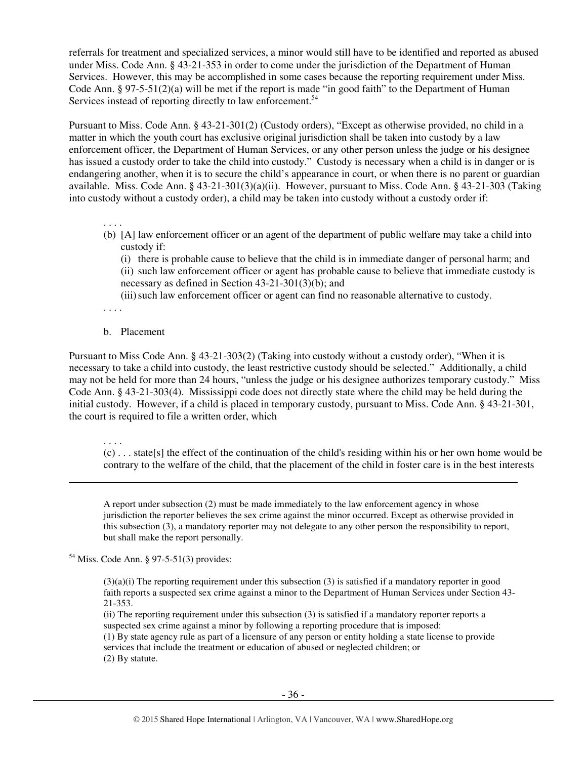referrals for treatment and specialized services, a minor would still have to be identified and reported as abused under Miss. Code Ann. § 43-21-353 in order to come under the jurisdiction of the Department of Human Services. However, this may be accomplished in some cases because the reporting requirement under Miss. Code Ann. § 97-5-51(2)(a) will be met if the report is made "in good faith" to the Department of Human Services instead of reporting directly to law enforcement.[54]

Pursuant to Miss. Code Ann. § 43-21-301(2) (Custody orders), "Except as otherwise provided, no child in a matter in which the youth court has exclusive original jurisdiction shall be taken into custody by a law enforcement officer, the Department of Human Services, or any other person unless the judge or his designee has issued a custody order to take the child into custody." Custody is necessary when a child is in danger or is endangering another, when it is to secure the child's appearance in court, or when there is no parent or guardian available. Miss. Code Ann. § 43-21-301(3)(a)(ii). However, pursuant to Miss. Code Ann. § 43-21-303 (Taking into custody without a custody order), a child may be taken into custody without a custody order if:

> . . . .
>
> (b) [A] law enforcement officer or an agent of the department of public welfare may take a child into custody if:
>
> (i) there is probable cause to believe that the child is in immediate danger of personal harm; and
>
> (ii) such law enforcement officer or agent has probable cause to believe that immediate custody is necessary as defined in Section 43-21-301(3)(b); and
>
> (iii) such law enforcement officer or agent can find no reasonable alternative to custody.
>
> . . . .

b. Placement

Pursuant to Miss Code Ann. § 43-21-303(2) (Taking into custody without a custody order), "When it is necessary to take a child into custody, the least restrictive custody should be selected." Additionally, a child may not be held for more than 24 hours, "unless the judge or his designee authorizes temporary custody." Miss Code Ann. § 43-21-303(4). Mississippi code does not directly state where the child may be held during the initial custody. However, if a child is placed in temporary custody, pursuant to Miss. Code Ann. § 43-21-301, the court is required to file a written order, which

> . . . .
>
> (c) . . . state[s] the effect of the continuation of the child's residing within his or her own home would be contrary to the welfare of the child, that the placement of the child in foster care is in the best interests

---

> A report under subsection (2) must be made immediately to the law enforcement agency in whose jurisdiction the reporter believes the sex crime against the minor occurred. Except as otherwise provided in this subsection (3), a mandatory reporter may not delegate to any other person the responsibility to report, but shall make the report personally.

[54] Miss. Code Ann. § 97-5-51(3) provides:

> (3)(a)(i) The reporting requirement under this subsection (3) is satisfied if a mandatory reporter in good faith reports a suspected sex crime against a minor to the Department of Human Services under Section 43-21-353.
>
> (ii) The reporting requirement under this subsection (3) is satisfied if a mandatory reporter reports a suspected sex crime against a minor by following a reporting procedure that is imposed:
>
> (1) By state agency rule as part of a licensure of any person or entity holding a state license to provide services that include the treatment or education of abused or neglected children; or
>
> (2) By statute.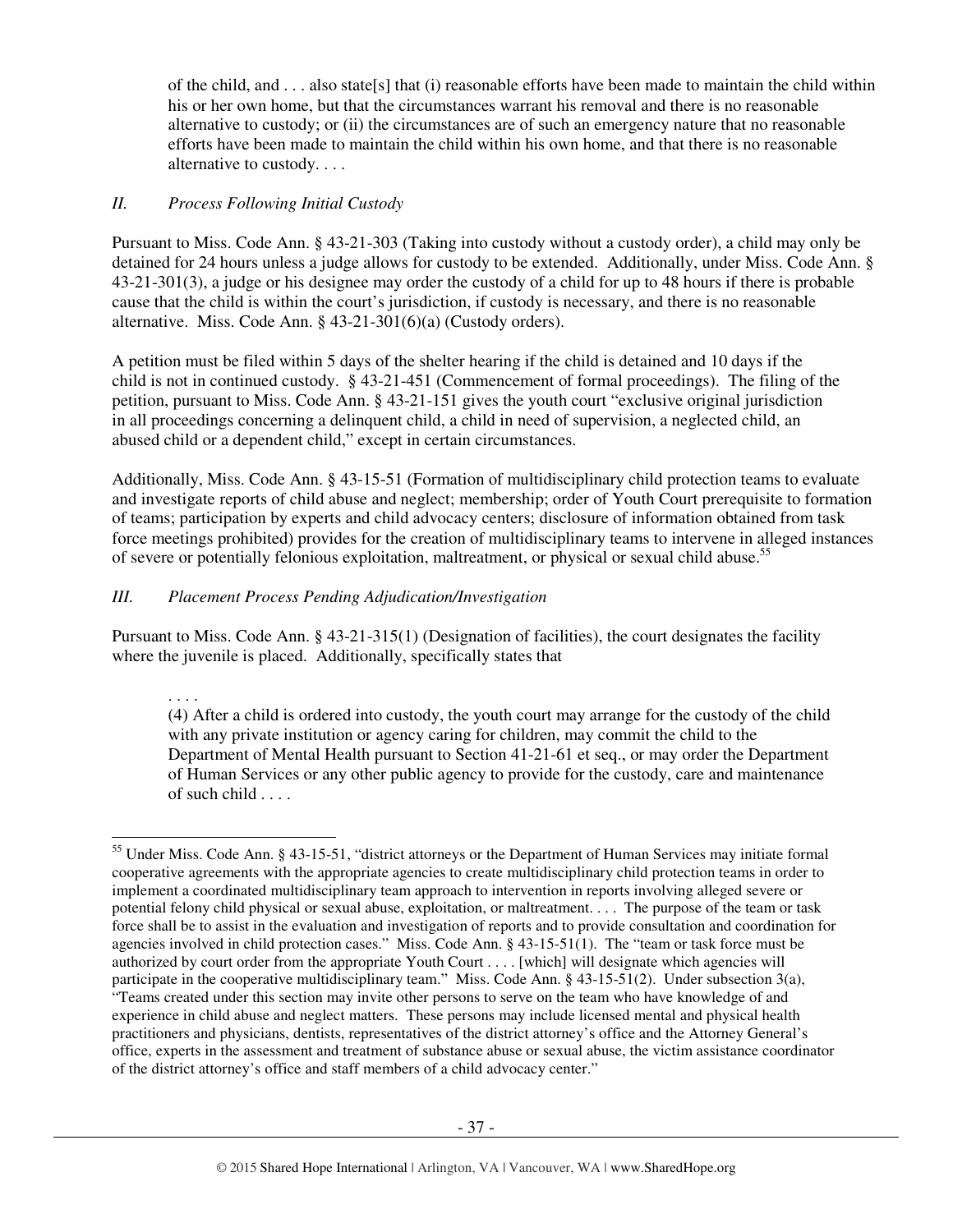> of the child, and . . . also state[s] that (i) reasonable efforts have been made to maintain the child within his or her own home, but that the circumstances warrant his removal and there is no reasonable alternative to custody; or (ii) the circumstances are of such an emergency nature that no reasonable efforts have been made to maintain the child within his own home, and that there is no reasonable alternative to custody. . . .

### *II. Process Following Initial Custody*

Pursuant to Miss. Code Ann. § 43-21-303 (Taking into custody without a custody order), a child may only be detained for 24 hours unless a judge allows for custody to be extended. Additionally, under Miss. Code Ann. § 43-21-301(3), a judge or his designee may order the custody of a child for up to 48 hours if there is probable cause that the child is within the court's jurisdiction, if custody is necessary, and there is no reasonable alternative. Miss. Code Ann. § 43-21-301(6)(a) (Custody orders).

A petition must be filed within 5 days of the shelter hearing if the child is detained and 10 days if the child is not in continued custody. § 43-21-451 (Commencement of formal proceedings). The filing of the petition, pursuant to Miss. Code Ann. § 43-21-151 gives the youth court "exclusive original jurisdiction in all proceedings concerning a delinquent child, a child in need of supervision, a neglected child, an abused child or a dependent child," except in certain circumstances.

Additionally, Miss. Code Ann. § 43-15-51 (Formation of multidisciplinary child protection teams to evaluate and investigate reports of child abuse and neglect; membership; order of Youth Court prerequisite to formation of teams; participation by experts and child advocacy centers; disclosure of information obtained from task force meetings prohibited) provides for the creation of multidisciplinary teams to intervene in alleged instances of severe or potentially felonious exploitation, maltreatment, or physical or sexual child abuse.[55]

### *III. Placement Process Pending Adjudication/Investigation*

Pursuant to Miss. Code Ann. § 43-21-315(1) (Designation of facilities), the court designates the facility where the juvenile is placed. Additionally, specifically states that

> . . . .
>
> (4) After a child is ordered into custody, the youth court may arrange for the custody of the child with any private institution or agency caring for children, may commit the child to the Department of Mental Health pursuant to Section 41-21-61 et seq., or may order the Department of Human Services or any other public agency to provide for the custody, care and maintenance of such child . . . .

---

[55] Under Miss. Code Ann. § 43-15-51, "district attorneys or the Department of Human Services may initiate formal cooperative agreements with the appropriate agencies to create multidisciplinary child protection teams in order to implement a coordinated multidisciplinary team approach to intervention in reports involving alleged severe or potential felony child physical or sexual abuse, exploitation, or maltreatment. . . . The purpose of the team or task force shall be to assist in the evaluation and investigation of reports and to provide consultation and coordination for agencies involved in child protection cases." Miss. Code Ann. § 43-15-51(1). The "team or task force must be authorized by court order from the appropriate Youth Court . . . . [which] will designate which agencies will participate in the cooperative multidisciplinary team." Miss. Code Ann. § 43-15-51(2). Under subsection 3(a), "Teams created under this section may invite other persons to serve on the team who have knowledge of and experience in child abuse and neglect matters. These persons may include licensed mental and physical health practitioners and physicians, dentists, representatives of the district attorney's office and the Attorney General's office, experts in the assessment and treatment of substance abuse or sexual abuse, the victim assistance coordinator of the district attorney's office and staff members of a child advocacy center."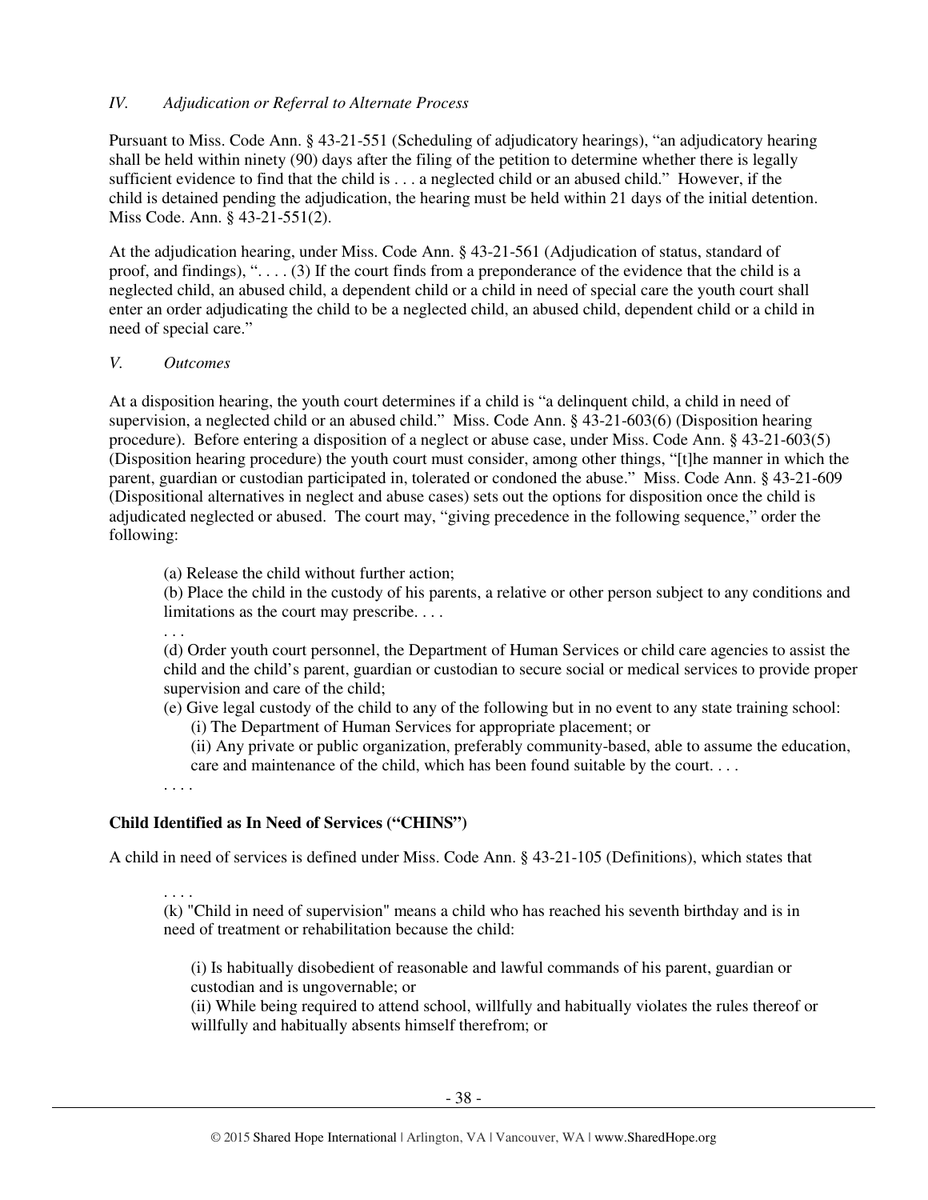*IV. Adjudication or Referral to Alternate Process*

Pursuant to Miss. Code Ann. § 43-21-551 (Scheduling of adjudicatory hearings), "an adjudicatory hearing shall be held within ninety (90) days after the filing of the petition to determine whether there is legally sufficient evidence to find that the child is . . . a neglected child or an abused child." However, if the child is detained pending the adjudication, the hearing must be held within 21 days of the initial detention. Miss Code. Ann. § 43-21-551(2).

At the adjudication hearing, under Miss. Code Ann. § 43-21-561 (Adjudication of status, standard of proof, and findings), ". . . . (3) If the court finds from a preponderance of the evidence that the child is a neglected child, an abused child, a dependent child or a child in need of special care the youth court shall enter an order adjudicating the child to be a neglected child, an abused child, dependent child or a child in need of special care."

*V. Outcomes*

At a disposition hearing, the youth court determines if a child is "a delinquent child, a child in need of supervision, a neglected child or an abused child." Miss. Code Ann. § 43-21-603(6) (Disposition hearing procedure). Before entering a disposition of a neglect or abuse case, under Miss. Code Ann. § 43-21-603(5) (Disposition hearing procedure) the youth court must consider, among other things, "[t]he manner in which the parent, guardian or custodian participated in, tolerated or condoned the abuse." Miss. Code Ann. § 43-21-609 (Dispositional alternatives in neglect and abuse cases) sets out the options for disposition once the child is adjudicated neglected or abused. The court may, "giving precedence in the following sequence," order the following:

> (a) Release the child without further action;
> (b) Place the child in the custody of his parents, a relative or other person subject to any conditions and limitations as the court may prescribe. . . .
> . . .
> (d) Order youth court personnel, the Department of Human Services or child care agencies to assist the child and the child's parent, guardian or custodian to secure social or medical services to provide proper supervision and care of the child;
> (e) Give legal custody of the child to any of the following but in no event to any state training school:
> (i) The Department of Human Services for appropriate placement; or
> (ii) Any private or public organization, preferably community-based, able to assume the education, care and maintenance of the child, which has been found suitable by the court. . . .
> . . . .

**Child Identified as In Need of Services ("CHINS")**

A child in need of services is defined under Miss. Code Ann. § 43-21-105 (Definitions), which states that

> . . . .
> (k) "Child in need of supervision" means a child who has reached his seventh birthday and is in need of treatment or rehabilitation because the child:
>
> (i) Is habitually disobedient of reasonable and lawful commands of his parent, guardian or custodian and is ungovernable; or
> (ii) While being required to attend school, willfully and habitually violates the rules thereof or willfully and habitually absents himself therefrom; or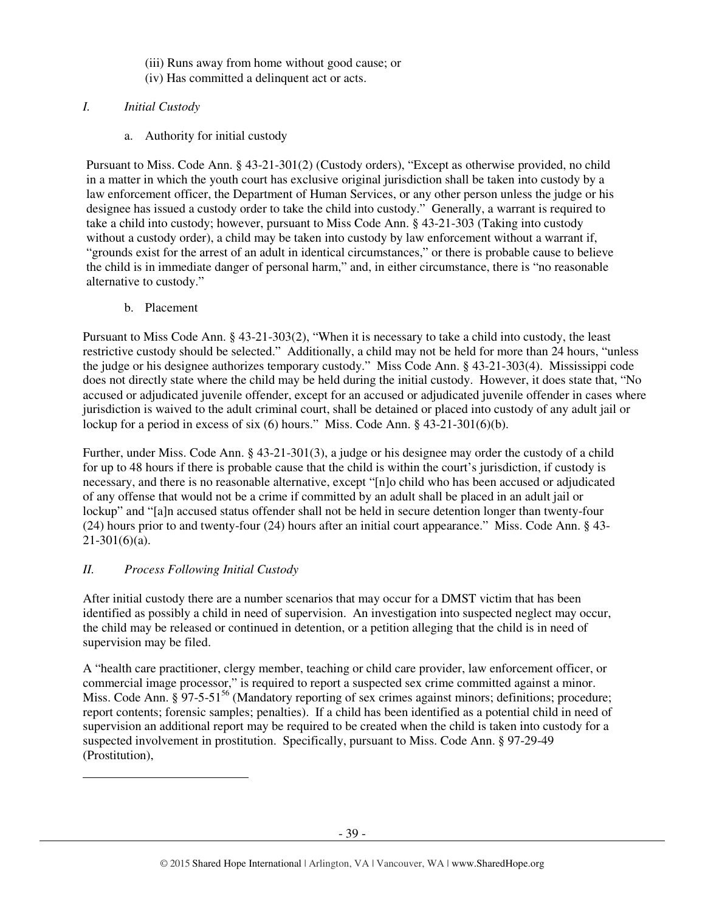(iii) Runs away from home without good cause; or
(iv) Has committed a delinquent act or acts.

## *I. Initial Custody*

a. Authority for initial custody

Pursuant to Miss. Code Ann. § 43-21-301(2) (Custody orders), "Except as otherwise provided, no child in a matter in which the youth court has exclusive original jurisdiction shall be taken into custody by a law enforcement officer, the Department of Human Services, or any other person unless the judge or his designee has issued a custody order to take the child into custody." Generally, a warrant is required to take a child into custody; however, pursuant to Miss Code Ann. § 43-21-303 (Taking into custody without a custody order), a child may be taken into custody by law enforcement without a warrant if, "grounds exist for the arrest of an adult in identical circumstances," or there is probable cause to believe the child is in immediate danger of personal harm," and, in either circumstance, there is "no reasonable alternative to custody."

b. Placement

Pursuant to Miss Code Ann. § 43-21-303(2), "When it is necessary to take a child into custody, the least restrictive custody should be selected." Additionally, a child may not be held for more than 24 hours, "unless the judge or his designee authorizes temporary custody." Miss Code Ann. § 43-21-303(4). Mississippi code does not directly state where the child may be held during the initial custody. However, it does state that, "No accused or adjudicated juvenile offender, except for an accused or adjudicated juvenile offender in cases where jurisdiction is waived to the adult criminal court, shall be detained or placed into custody of any adult jail or lockup for a period in excess of six (6) hours." Miss. Code Ann. § 43-21-301(6)(b).

Further, under Miss. Code Ann. § 43-21-301(3), a judge or his designee may order the custody of a child for up to 48 hours if there is probable cause that the child is within the court's jurisdiction, if custody is necessary, and there is no reasonable alternative, except "[n]o child who has been accused or adjudicated of any offense that would not be a crime if committed by an adult shall be placed in an adult jail or lockup" and "[a]n accused status offender shall not be held in secure detention longer than twenty-four (24) hours prior to and twenty-four (24) hours after an initial court appearance." Miss. Code Ann. § 43-21-301(6)(a).

## *II. Process Following Initial Custody*

After initial custody there are a number scenarios that may occur for a DMST victim that has been identified as possibly a child in need of supervision. An investigation into suspected neglect may occur, the child may be released or continued in detention, or a petition alleging that the child is in need of supervision may be filed.

A "health care practitioner, clergy member, teaching or child care provider, law enforcement officer, or commercial image processor," is required to report a suspected sex crime committed against a minor. Miss. Code Ann. § 97-5-51[56] (Mandatory reporting of sex crimes against minors; definitions; procedure; report contents; forensic samples; penalties). If a child has been identified as a potential child in need of supervision an additional report may be required to be created when the child is taken into custody for a suspected involvement in prostitution. Specifically, pursuant to Miss. Code Ann. § 97-29-49 (Prostitution),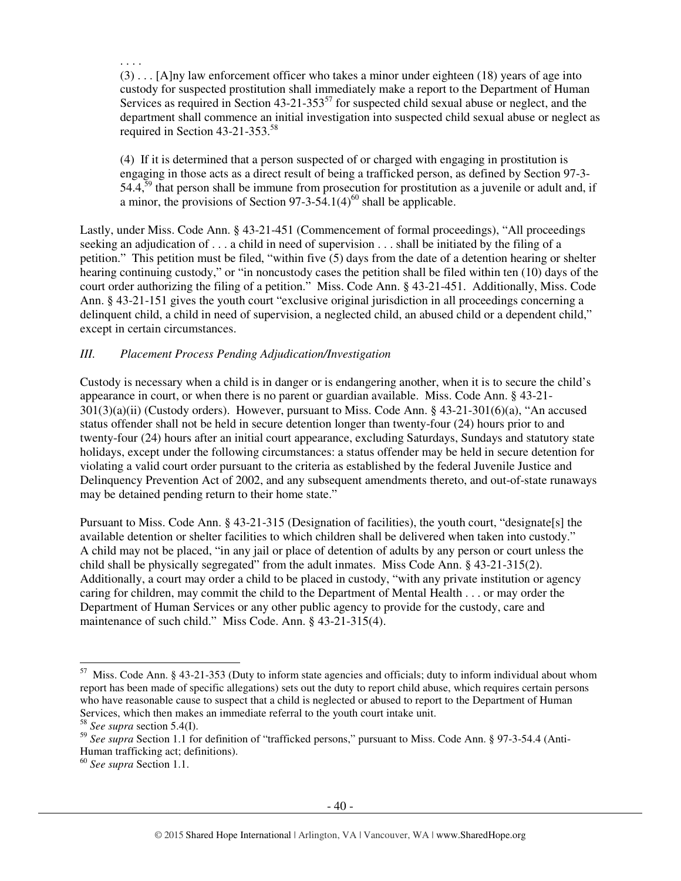. . . .

(3) . . . [A]ny law enforcement officer who takes a minor under eighteen (18) years of age into custody for suspected prostitution shall immediately make a report to the Department of Human Services as required in Section 43-21-353[57] for suspected child sexual abuse or neglect, and the department shall commence an initial investigation into suspected child sexual abuse or neglect as required in Section 43-21-353.[58]

(4) If it is determined that a person suspected of or charged with engaging in prostitution is engaging in those acts as a direct result of being a trafficked person, as defined by Section 97-3-54.4,[59] that person shall be immune from prosecution for prostitution as a juvenile or adult and, if a minor, the provisions of Section 97-3-54.1(4)[60] shall be applicable.

Lastly, under Miss. Code Ann. § 43-21-451 (Commencement of formal proceedings), "All proceedings seeking an adjudication of . . . a child in need of supervision . . . shall be initiated by the filing of a petition." This petition must be filed, "within five (5) days from the date of a detention hearing or shelter hearing continuing custody," or "in noncustody cases the petition shall be filed within ten (10) days of the court order authorizing the filing of a petition." Miss. Code Ann. § 43-21-451. Additionally, Miss. Code Ann. § 43-21-151 gives the youth court "exclusive original jurisdiction in all proceedings concerning a delinquent child, a child in need of supervision, a neglected child, an abused child or a dependent child," except in certain circumstances.

### *III. Placement Process Pending Adjudication/Investigation*

Custody is necessary when a child is in danger or is endangering another, when it is to secure the child's appearance in court, or when there is no parent or guardian available. Miss. Code Ann. § 43-21-301(3)(a)(ii) (Custody orders). However, pursuant to Miss. Code Ann. § 43-21-301(6)(a), "An accused status offender shall not be held in secure detention longer than twenty-four (24) hours prior to and twenty-four (24) hours after an initial court appearance, excluding Saturdays, Sundays and statutory state holidays, except under the following circumstances: a status offender may be held in secure detention for violating a valid court order pursuant to the criteria as established by the federal Juvenile Justice and Delinquency Prevention Act of 2002, and any subsequent amendments thereto, and out-of-state runaways may be detained pending return to their home state."

Pursuant to Miss. Code Ann. § 43-21-315 (Designation of facilities), the youth court, "designate[s] the available detention or shelter facilities to which children shall be delivered when taken into custody." A child may not be placed, "in any jail or place of detention of adults by any person or court unless the child shall be physically segregated" from the adult inmates. Miss Code Ann. § 43-21-315(2). Additionally, a court may order a child to be placed in custody, "with any private institution or agency caring for children, may commit the child to the Department of Mental Health . . . or may order the Department of Human Services or any other public agency to provide for the custody, care and maintenance of such child." Miss Code. Ann. § 43-21-315(4).

---

[57] Miss. Code Ann. § 43-21-353 (Duty to inform state agencies and officials; duty to inform individual about whom report has been made of specific allegations) sets out the duty to report child abuse, which requires certain persons who have reasonable cause to suspect that a child is neglected or abused to report to the Department of Human Services, which then makes an immediate referral to the youth court intake unit.

[58] *See supra* section 5.4(I).

[59] *See supra* Section 1.1 for definition of "trafficked persons," pursuant to Miss. Code Ann. § 97-3-54.4 (Anti-Human trafficking act; definitions).

[60] *See supra* Section 1.1.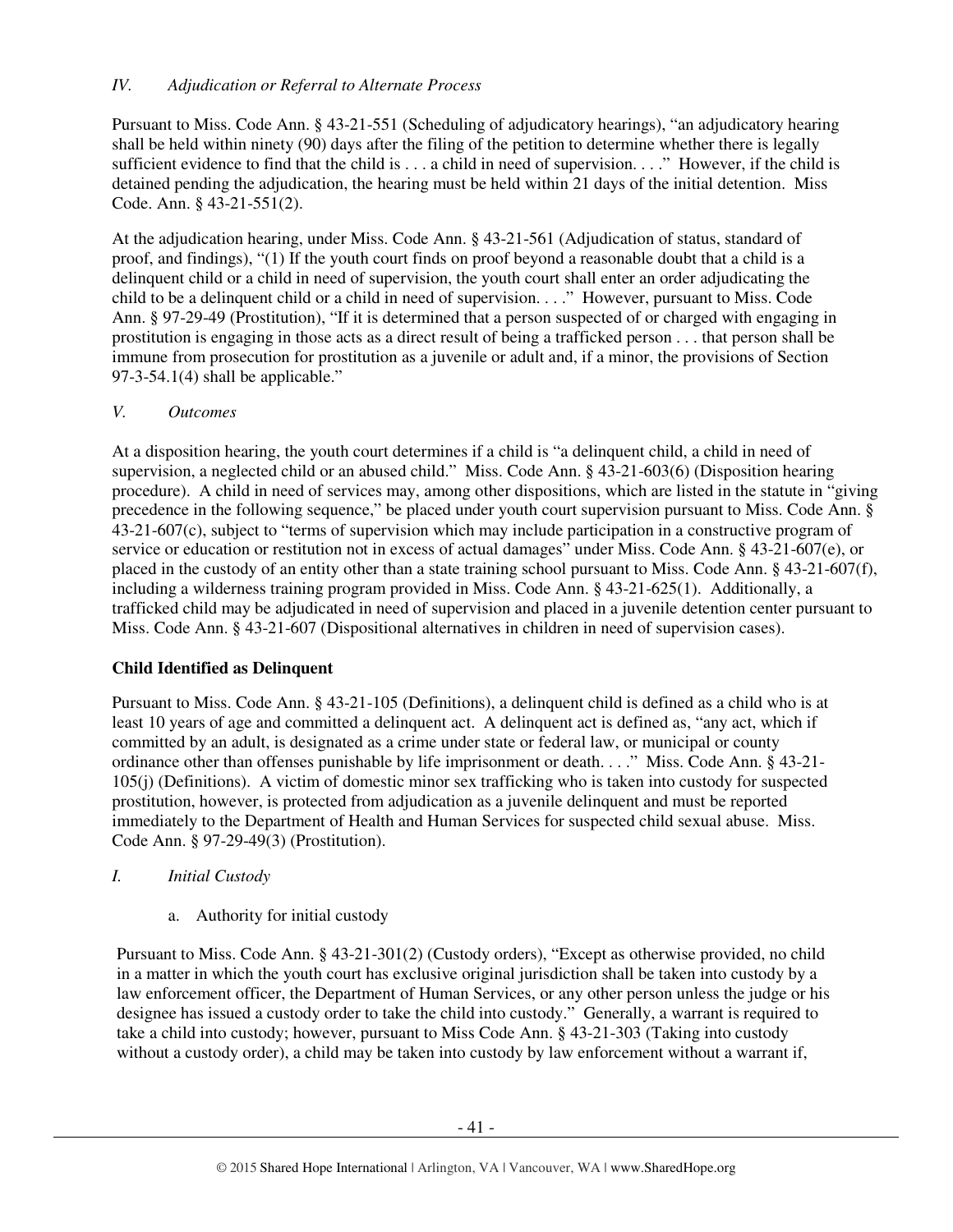*IV. Adjudication or Referral to Alternate Process*

Pursuant to Miss. Code Ann. § 43-21-551 (Scheduling of adjudicatory hearings), "an adjudicatory hearing shall be held within ninety (90) days after the filing of the petition to determine whether there is legally sufficient evidence to find that the child is . . . a child in need of supervision. . . ." However, if the child is detained pending the adjudication, the hearing must be held within 21 days of the initial detention. Miss Code. Ann. § 43-21-551(2).

At the adjudication hearing, under Miss. Code Ann. § 43-21-561 (Adjudication of status, standard of proof, and findings), "(1) If the youth court finds on proof beyond a reasonable doubt that a child is a delinquent child or a child in need of supervision, the youth court shall enter an order adjudicating the child to be a delinquent child or a child in need of supervision. . . ." However, pursuant to Miss. Code Ann. § 97-29-49 (Prostitution), "If it is determined that a person suspected of or charged with engaging in prostitution is engaging in those acts as a direct result of being a trafficked person . . . that person shall be immune from prosecution for prostitution as a juvenile or adult and, if a minor, the provisions of Section 97-3-54.1(4) shall be applicable."

*V. Outcomes*

At a disposition hearing, the youth court determines if a child is "a delinquent child, a child in need of supervision, a neglected child or an abused child." Miss. Code Ann. § 43-21-603(6) (Disposition hearing procedure). A child in need of services may, among other dispositions, which are listed in the statute in "giving precedence in the following sequence," be placed under youth court supervision pursuant to Miss. Code Ann. § 43-21-607(c), subject to "terms of supervision which may include participation in a constructive program of service or education or restitution not in excess of actual damages" under Miss. Code Ann. § 43-21-607(e), or placed in the custody of an entity other than a state training school pursuant to Miss. Code Ann. § 43-21-607(f), including a wilderness training program provided in Miss. Code Ann. § 43-21-625(1). Additionally, a trafficked child may be adjudicated in need of supervision and placed in a juvenile detention center pursuant to Miss. Code Ann. § 43-21-607 (Dispositional alternatives in children in need of supervision cases).

**Child Identified as Delinquent**

Pursuant to Miss. Code Ann. § 43-21-105 (Definitions), a delinquent child is defined as a child who is at least 10 years of age and committed a delinquent act. A delinquent act is defined as, "any act, which if committed by an adult, is designated as a crime under state or federal law, or municipal or county ordinance other than offenses punishable by life imprisonment or death. . . ." Miss. Code Ann. § 43-21-105(j) (Definitions). A victim of domestic minor sex trafficking who is taken into custody for suspected prostitution, however, is protected from adjudication as a juvenile delinquent and must be reported immediately to the Department of Health and Human Services for suspected child sexual abuse. Miss. Code Ann. § 97-29-49(3) (Prostitution).

*I. Initial Custody*

a. Authority for initial custody

Pursuant to Miss. Code Ann. § 43-21-301(2) (Custody orders), "Except as otherwise provided, no child in a matter in which the youth court has exclusive original jurisdiction shall be taken into custody by a law enforcement officer, the Department of Human Services, or any other person unless the judge or his designee has issued a custody order to take the child into custody." Generally, a warrant is required to take a child into custody; however, pursuant to Miss Code Ann. § 43-21-303 (Taking into custody without a custody order), a child may be taken into custody by law enforcement without a warrant if,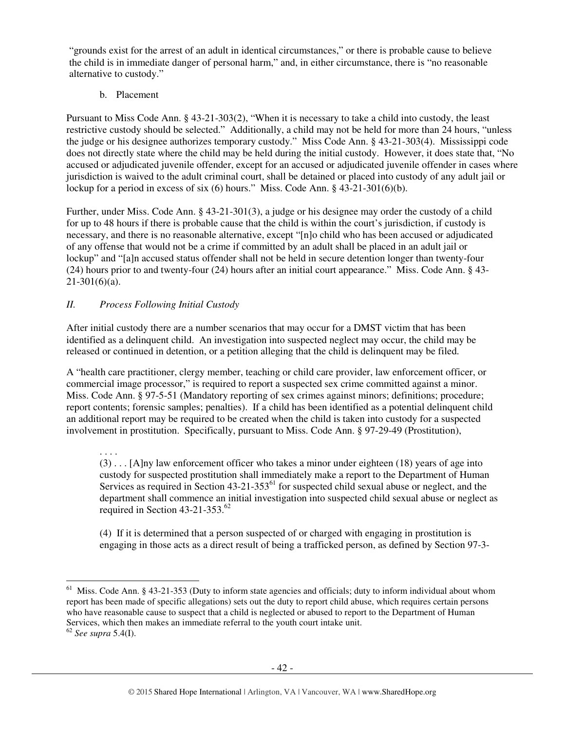"grounds exist for the arrest of an adult in identical circumstances," or there is probable cause to believe the child is in immediate danger of personal harm," and, in either circumstance, there is "no reasonable alternative to custody."

b. Placement

Pursuant to Miss Code Ann. § 43-21-303(2), "When it is necessary to take a child into custody, the least restrictive custody should be selected." Additionally, a child may not be held for more than 24 hours, "unless the judge or his designee authorizes temporary custody." Miss Code Ann. § 43-21-303(4). Mississippi code does not directly state where the child may be held during the initial custody. However, it does state that, "No accused or adjudicated juvenile offender, except for an accused or adjudicated juvenile offender in cases where jurisdiction is waived to the adult criminal court, shall be detained or placed into custody of any adult jail or lockup for a period in excess of six (6) hours." Miss. Code Ann. § 43-21-301(6)(b).

Further, under Miss. Code Ann. § 43-21-301(3), a judge or his designee may order the custody of a child for up to 48 hours if there is probable cause that the child is within the court's jurisdiction, if custody is necessary, and there is no reasonable alternative, except "[n]o child who has been accused or adjudicated of any offense that would not be a crime if committed by an adult shall be placed in an adult jail or lockup" and "[a]n accused status offender shall not be held in secure detention longer than twenty-four (24) hours prior to and twenty-four (24) hours after an initial court appearance." Miss. Code Ann. § 43-21-301(6)(a).

## *II. Process Following Initial Custody*

After initial custody there are a number scenarios that may occur for a DMST victim that has been identified as a delinquent child. An investigation into suspected neglect may occur, the child may be released or continued in detention, or a petition alleging that the child is delinquent may be filed.

A "health care practitioner, clergy member, teaching or child care provider, law enforcement officer, or commercial image processor," is required to report a suspected sex crime committed against a minor. Miss. Code Ann. § 97-5-51 (Mandatory reporting of sex crimes against minors; definitions; procedure; report contents; forensic samples; penalties). If a child has been identified as a potential delinquent child an additional report may be required to be created when the child is taken into custody for a suspected involvement in prostitution. Specifically, pursuant to Miss. Code Ann. § 97-29-49 (Prostitution),

> . . . .
>
> (3) . . . [A]ny law enforcement officer who takes a minor under eighteen (18) years of age into custody for suspected prostitution shall immediately make a report to the Department of Human Services as required in Section 43-21-353[61] for suspected child sexual abuse or neglect, and the department shall commence an initial investigation into suspected child sexual abuse or neglect as required in Section 43-21-353.[62]
>
> (4) If it is determined that a person suspected of or charged with engaging in prostitution is engaging in those acts as a direct result of being a trafficked person, as defined by Section 97-3-

---

[61] Miss. Code Ann. § 43-21-353 (Duty to inform state agencies and officials; duty to inform individual about whom report has been made of specific allegations) sets out the duty to report child abuse, which requires certain persons who have reasonable cause to suspect that a child is neglected or abused to report to the Department of Human Services, which then makes an immediate referral to the youth court intake unit.

[62] *See supra* 5.4(I).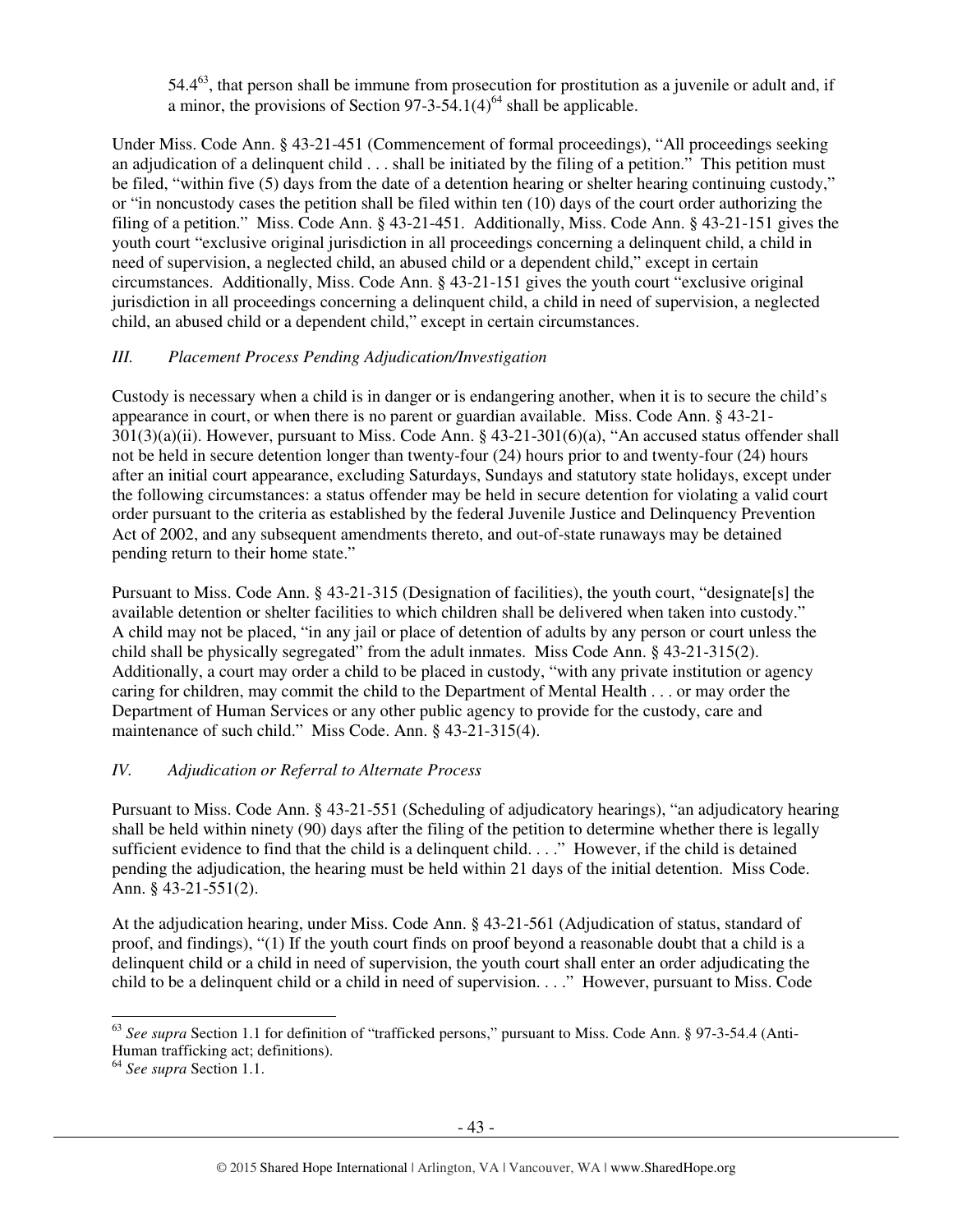54.4[63], that person shall be immune from prosecution for prostitution as a juvenile or adult and, if a minor, the provisions of Section 97-3-54.1(4)[64] shall be applicable.

Under Miss. Code Ann. § 43-21-451 (Commencement of formal proceedings), "All proceedings seeking an adjudication of a delinquent child . . . shall be initiated by the filing of a petition." This petition must be filed, "within five (5) days from the date of a detention hearing or shelter hearing continuing custody," or "in noncustody cases the petition shall be filed within ten (10) days of the court order authorizing the filing of a petition." Miss. Code Ann. § 43-21-451. Additionally, Miss. Code Ann. § 43-21-151 gives the youth court "exclusive original jurisdiction in all proceedings concerning a delinquent child, a child in need of supervision, a neglected child, an abused child or a dependent child," except in certain circumstances. Additionally, Miss. Code Ann. § 43-21-151 gives the youth court "exclusive original jurisdiction in all proceedings concerning a delinquent child, a child in need of supervision, a neglected child, an abused child or a dependent child," except in certain circumstances.

*III. Placement Process Pending Adjudication/Investigation*

Custody is necessary when a child is in danger or is endangering another, when it is to secure the child's appearance in court, or when there is no parent or guardian available. Miss. Code Ann. § 43-21-301(3)(a)(ii). However, pursuant to Miss. Code Ann. § 43-21-301(6)(a), "An accused status offender shall not be held in secure detention longer than twenty-four (24) hours prior to and twenty-four (24) hours after an initial court appearance, excluding Saturdays, Sundays and statutory state holidays, except under the following circumstances: a status offender may be held in secure detention for violating a valid court order pursuant to the criteria as established by the federal Juvenile Justice and Delinquency Prevention Act of 2002, and any subsequent amendments thereto, and out-of-state runaways may be detained pending return to their home state."

Pursuant to Miss. Code Ann. § 43-21-315 (Designation of facilities), the youth court, "designate[s] the available detention or shelter facilities to which children shall be delivered when taken into custody." A child may not be placed, "in any jail or place of detention of adults by any person or court unless the child shall be physically segregated" from the adult inmates. Miss Code Ann. § 43-21-315(2). Additionally, a court may order a child to be placed in custody, "with any private institution or agency caring for children, may commit the child to the Department of Mental Health . . . or may order the Department of Human Services or any other public agency to provide for the custody, care and maintenance of such child." Miss Code. Ann. § 43-21-315(4).

*IV. Adjudication or Referral to Alternate Process*

Pursuant to Miss. Code Ann. § 43-21-551 (Scheduling of adjudicatory hearings), "an adjudicatory hearing shall be held within ninety (90) days after the filing of the petition to determine whether there is legally sufficient evidence to find that the child is a delinquent child. . . ." However, if the child is detained pending the adjudication, the hearing must be held within 21 days of the initial detention. Miss Code. Ann. § 43-21-551(2).

At the adjudication hearing, under Miss. Code Ann. § 43-21-561 (Adjudication of status, standard of proof, and findings), "(1) If the youth court finds on proof beyond a reasonable doubt that a child is a delinquent child or a child in need of supervision, the youth court shall enter an order adjudicating the child to be a delinquent child or a child in need of supervision. . . ." However, pursuant to Miss. Code

---

[63] *See supra* Section 1.1 for definition of "trafficked persons," pursuant to Miss. Code Ann. § 97-3-54.4 (Anti-Human trafficking act; definitions).

[64] *See supra* Section 1.1.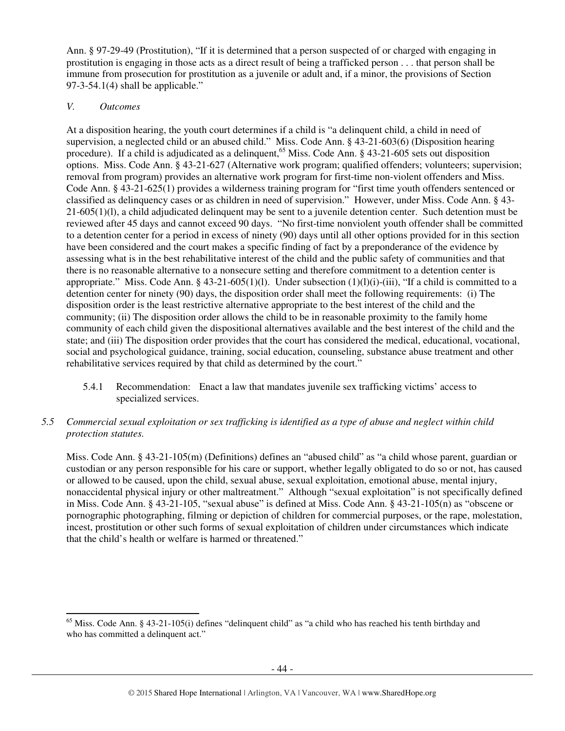Ann. § 97-29-49 (Prostitution), "If it is determined that a person suspected of or charged with engaging in prostitution is engaging in those acts as a direct result of being a trafficked person . . . that person shall be immune from prosecution for prostitution as a juvenile or adult and, if a minor, the provisions of Section 97-3-54.1(4) shall be applicable."

*V. Outcomes*

At a disposition hearing, the youth court determines if a child is "a delinquent child, a child in need of supervision, a neglected child or an abused child." Miss. Code Ann. § 43-21-603(6) (Disposition hearing procedure). If a child is adjudicated as a delinquent,[65] Miss. Code Ann. § 43-21-605 sets out disposition options. Miss. Code Ann. § 43-21-627 (Alternative work program; qualified offenders; volunteers; supervision; removal from program) provides an alternative work program for first-time non-violent offenders and Miss. Code Ann. § 43-21-625(1) provides a wilderness training program for "first time youth offenders sentenced or classified as delinquency cases or as children in need of supervision." However, under Miss. Code Ann. § 43-21-605(1)(l), a child adjudicated delinquent may be sent to a juvenile detention center. Such detention must be reviewed after 45 days and cannot exceed 90 days. "No first-time nonviolent youth offender shall be committed to a detention center for a period in excess of ninety (90) days until all other options provided for in this section have been considered and the court makes a specific finding of fact by a preponderance of the evidence by assessing what is in the best rehabilitative interest of the child and the public safety of communities and that there is no reasonable alternative to a nonsecure setting and therefore commitment to a detention center is appropriate." Miss. Code Ann. § 43-21-605(1)(l). Under subsection (1)(l)(i)-(iii), "If a child is committed to a detention center for ninety (90) days, the disposition order shall meet the following requirements: (i) The disposition order is the least restrictive alternative appropriate to the best interest of the child and the community; (ii) The disposition order allows the child to be in reasonable proximity to the family home community of each child given the dispositional alternatives available and the best interest of the child and the state; and (iii) The disposition order provides that the court has considered the medical, educational, vocational, social and psychological guidance, training, social education, counseling, substance abuse treatment and other rehabilitative services required by that child as determined by the court."

5.4.1 Recommendation: Enact a law that mandates juvenile sex trafficking victims' access to specialized services.

*5.5 Commercial sexual exploitation or sex trafficking is identified as a type of abuse and neglect within child protection statutes.*

Miss. Code Ann. § 43-21-105(m) (Definitions) defines an "abused child" as "a child whose parent, guardian or custodian or any person responsible for his care or support, whether legally obligated to do so or not, has caused or allowed to be caused, upon the child, sexual abuse, sexual exploitation, emotional abuse, mental injury, nonaccidental physical injury or other maltreatment." Although "sexual exploitation" is not specifically defined in Miss. Code Ann. § 43-21-105, "sexual abuse" is defined at Miss. Code Ann. § 43-21-105(n) as "obscene or pornographic photographing, filming or depiction of children for commercial purposes, or the rape, molestation, incest, prostitution or other such forms of sexual exploitation of children under circumstances which indicate that the child's health or welfare is harmed or threatened."

---

[65] Miss. Code Ann. § 43-21-105(i) defines "delinquent child" as "a child who has reached his tenth birthday and who has committed a delinquent act."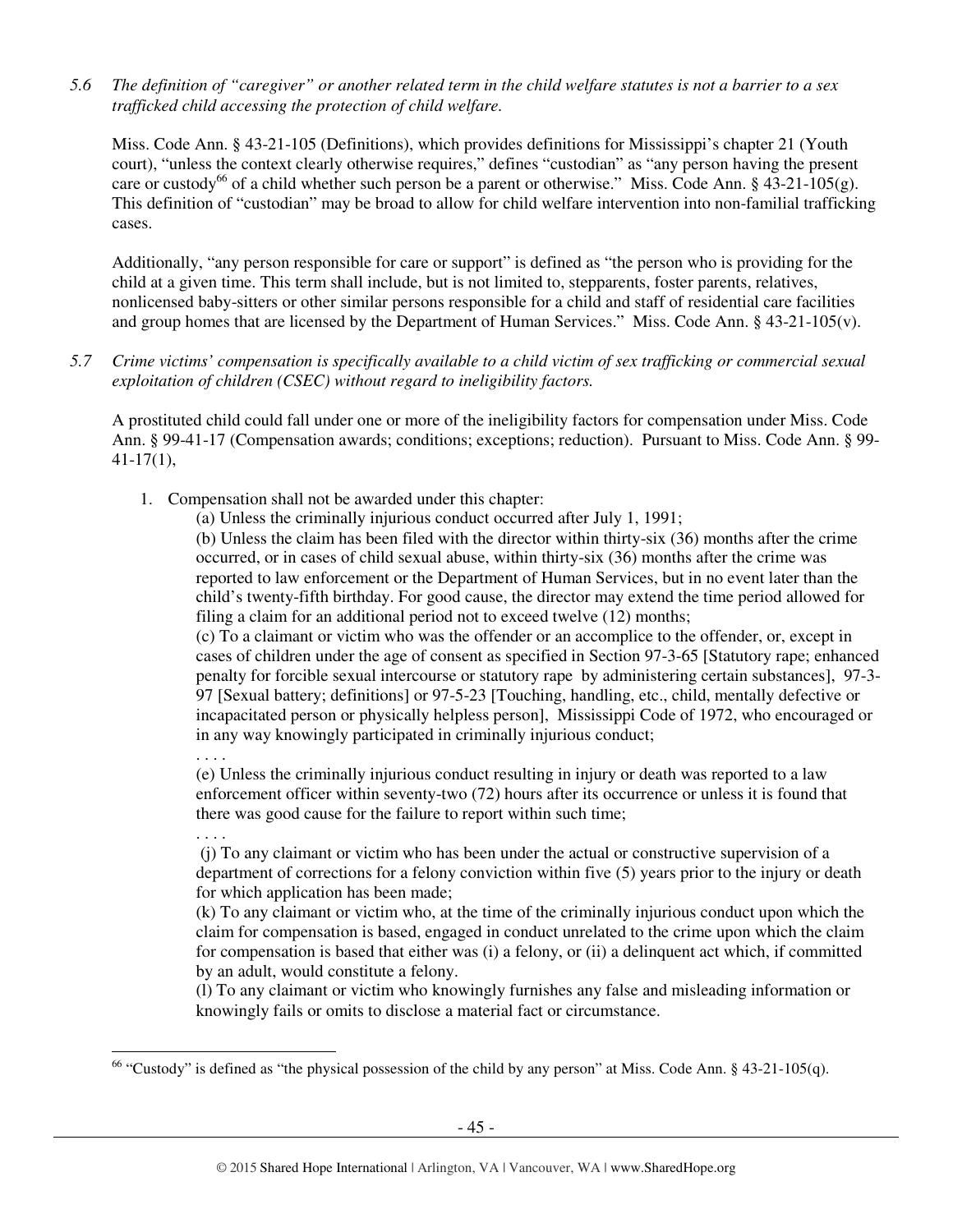*5.6 The definition of "caregiver" or another related term in the child welfare statutes is not a barrier to a sex trafficked child accessing the protection of child welfare.*

Miss. Code Ann. § 43-21-105 (Definitions), which provides definitions for Mississippi's chapter 21 (Youth court), "unless the context clearly otherwise requires," defines "custodian" as "any person having the present care or custody[66] of a child whether such person be a parent or otherwise." Miss. Code Ann. § 43-21-105(g). This definition of "custodian" may be broad to allow for child welfare intervention into non-familial trafficking cases.

Additionally, "any person responsible for care or support" is defined as "the person who is providing for the child at a given time. This term shall include, but is not limited to, stepparents, foster parents, relatives, nonlicensed baby-sitters or other similar persons responsible for a child and staff of residential care facilities and group homes that are licensed by the Department of Human Services." Miss. Code Ann. § 43-21-105(v).

*5.7 Crime victims' compensation is specifically available to a child victim of sex trafficking or commercial sexual exploitation of children (CSEC) without regard to ineligibility factors.*

A prostituted child could fall under one or more of the ineligibility factors for compensation under Miss. Code Ann. § 99-41-17 (Compensation awards; conditions; exceptions; reduction). Pursuant to Miss. Code Ann. § 99-41-17(1),

1. Compensation shall not be awarded under this chapter:

   (a) Unless the criminally injurious conduct occurred after July 1, 1991;

   (b) Unless the claim has been filed with the director within thirty-six (36) months after the crime occurred, or in cases of child sexual abuse, within thirty-six (36) months after the crime was reported to law enforcement or the Department of Human Services, but in no event later than the child's twenty-fifth birthday. For good cause, the director may extend the time period allowed for filing a claim for an additional period not to exceed twelve (12) months;

   (c) To a claimant or victim who was the offender or an accomplice to the offender, or, except in cases of children under the age of consent as specified in Section 97-3-65 [Statutory rape; enhanced penalty for forcible sexual intercourse or statutory rape by administering certain substances], 97-3-97 [Sexual battery; definitions] or 97-5-23 [Touching, handling, etc., child, mentally defective or incapacitated person or physically helpless person], Mississippi Code of 1972, who encouraged or in any way knowingly participated in criminally injurious conduct;

   . . . .

   (e) Unless the criminally injurious conduct resulting in injury or death was reported to a law enforcement officer within seventy-two (72) hours after its occurrence or unless it is found that there was good cause for the failure to report within such time;

   . . . .

   (j) To any claimant or victim who has been under the actual or constructive supervision of a department of corrections for a felony conviction within five (5) years prior to the injury or death for which application has been made;

   (k) To any claimant or victim who, at the time of the criminally injurious conduct upon which the claim for compensation is based, engaged in conduct unrelated to the crime upon which the claim for compensation is based that either was (i) a felony, or (ii) a delinquent act which, if committed by an adult, would constitute a felony.

   (l) To any claimant or victim who knowingly furnishes any false and misleading information or knowingly fails or omits to disclose a material fact or circumstance.

---

[66] "Custody" is defined as "the physical possession of the child by any person" at Miss. Code Ann. § 43-21-105(q).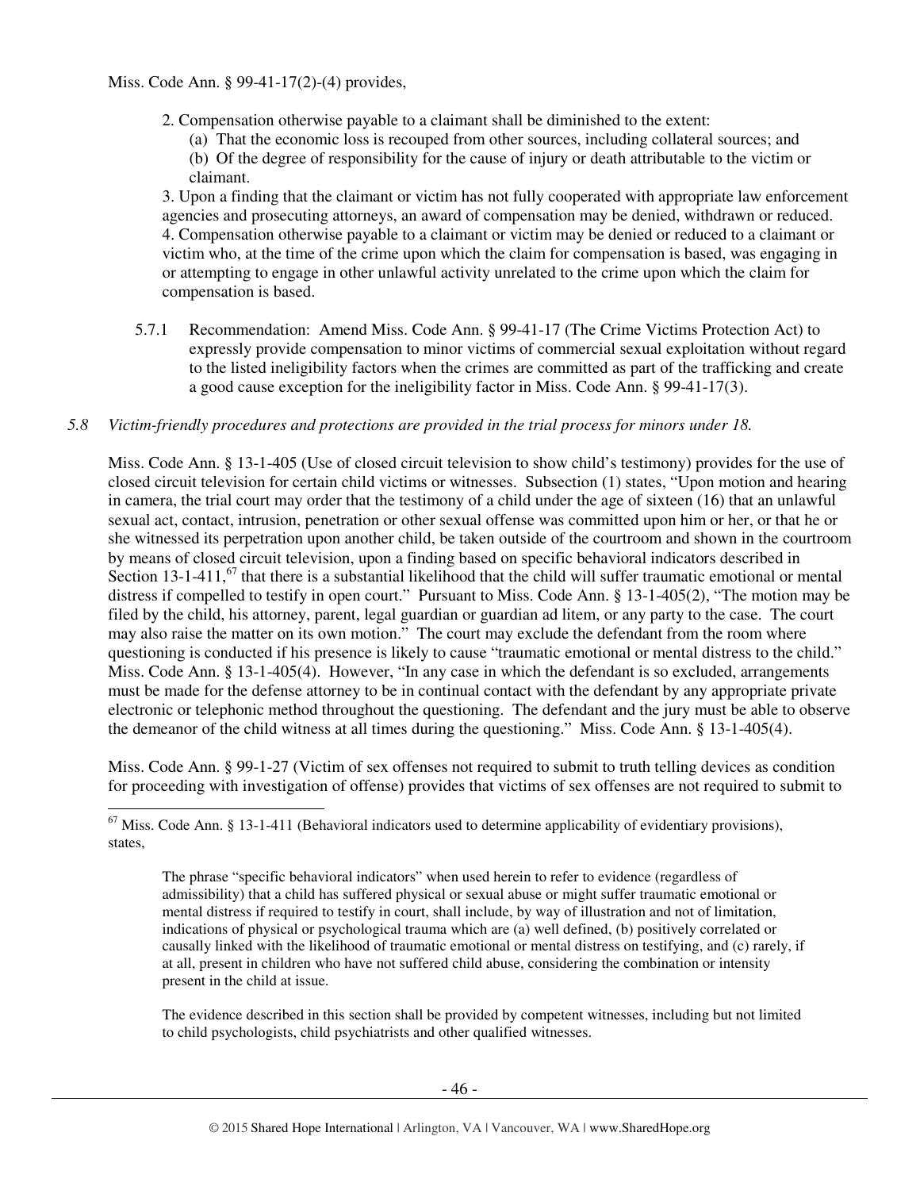Miss. Code Ann. § 99-41-17(2)-(4) provides,

> 2. Compensation otherwise payable to a claimant shall be diminished to the extent:
>
> (a) That the economic loss is recouped from other sources, including collateral sources; and
>
> (b) Of the degree of responsibility for the cause of injury or death attributable to the victim or claimant.
>
> 3. Upon a finding that the claimant or victim has not fully cooperated with appropriate law enforcement agencies and prosecuting attorneys, an award of compensation may be denied, withdrawn or reduced.
>
> 4. Compensation otherwise payable to a claimant or victim may be denied or reduced to a claimant or victim who, at the time of the crime upon which the claim for compensation is based, was engaging in or attempting to engage in other unlawful activity unrelated to the crime upon which the claim for compensation is based.

5.7.1 Recommendation: Amend Miss. Code Ann. § 99-41-17 (The Crime Victims Protection Act) to expressly provide compensation to minor victims of commercial sexual exploitation without regard to the listed ineligibility factors when the crimes are committed as part of the trafficking and create a good cause exception for the ineligibility factor in Miss. Code Ann. § 99-41-17(3).

*5.8 Victim-friendly procedures and protections are provided in the trial process for minors under 18.*

Miss. Code Ann. § 13-1-405 (Use of closed circuit television to show child's testimony) provides for the use of closed circuit television for certain child victims or witnesses. Subsection (1) states, "Upon motion and hearing in camera, the trial court may order that the testimony of a child under the age of sixteen (16) that an unlawful sexual act, contact, intrusion, penetration or other sexual offense was committed upon him or her, or that he or she witnessed its perpetration upon another child, be taken outside of the courtroom and shown in the courtroom by means of closed circuit television, upon a finding based on specific behavioral indicators described in Section 13-1-411,[67] that there is a substantial likelihood that the child will suffer traumatic emotional or mental distress if compelled to testify in open court." Pursuant to Miss. Code Ann. § 13-1-405(2), "The motion may be filed by the child, his attorney, parent, legal guardian or guardian ad litem, or any party to the case. The court may also raise the matter on its own motion." The court may exclude the defendant from the room where questioning is conducted if his presence is likely to cause "traumatic emotional or mental distress to the child." Miss. Code Ann. § 13-1-405(4). However, "In any case in which the defendant is so excluded, arrangements must be made for the defense attorney to be in continual contact with the defendant by any appropriate private electronic or telephonic method throughout the questioning. The defendant and the jury must be able to observe the demeanor of the child witness at all times during the questioning." Miss. Code Ann. § 13-1-405(4).

Miss. Code Ann. § 99-1-27 (Victim of sex offenses not required to submit to truth telling devices as condition for proceeding with investigation of offense) provides that victims of sex offenses are not required to submit to

---

[67] Miss. Code Ann. § 13-1-411 (Behavioral indicators used to determine applicability of evidentiary provisions), states,

> The phrase "specific behavioral indicators" when used herein to refer to evidence (regardless of admissibility) that a child has suffered physical or sexual abuse or might suffer traumatic emotional or mental distress if required to testify in court, shall include, by way of illustration and not of limitation, indications of physical or psychological trauma which are (a) well defined, (b) positively correlated or causally linked with the likelihood of traumatic emotional or mental distress on testifying, and (c) rarely, if at all, present in children who have not suffered child abuse, considering the combination or intensity present in the child at issue.
>
> The evidence described in this section shall be provided by competent witnesses, including but not limited to child psychologists, child psychiatrists and other qualified witnesses.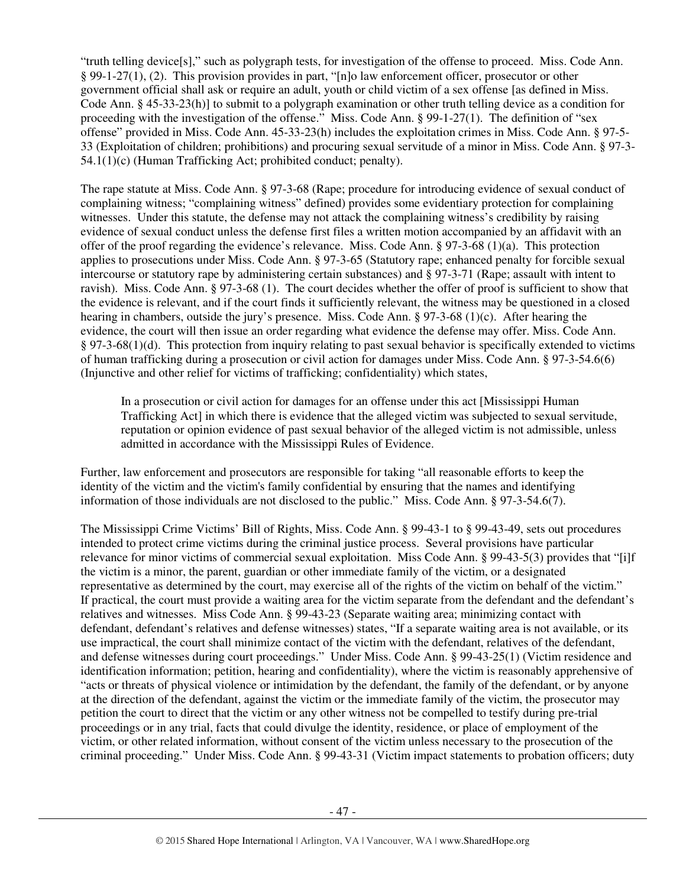"truth telling device[s]," such as polygraph tests, for investigation of the offense to proceed. Miss. Code Ann. § 99-1-27(1), (2). This provision provides in part, "[n]o law enforcement officer, prosecutor or other government official shall ask or require an adult, youth or child victim of a sex offense [as defined in Miss. Code Ann. § 45-33-23(h)] to submit to a polygraph examination or other truth telling device as a condition for proceeding with the investigation of the offense." Miss. Code Ann. § 99-1-27(1). The definition of "sex offense" provided in Miss. Code Ann. 45-33-23(h) includes the exploitation crimes in Miss. Code Ann. § 97-5-33 (Exploitation of children; prohibitions) and procuring sexual servitude of a minor in Miss. Code Ann. § 97-3-54.1(1)(c) (Human Trafficking Act; prohibited conduct; penalty).

The rape statute at Miss. Code Ann. § 97-3-68 (Rape; procedure for introducing evidence of sexual conduct of complaining witness; "complaining witness" defined) provides some evidentiary protection for complaining witnesses. Under this statute, the defense may not attack the complaining witness's credibility by raising evidence of sexual conduct unless the defense first files a written motion accompanied by an affidavit with an offer of the proof regarding the evidence's relevance. Miss. Code Ann. § 97-3-68 (1)(a). This protection applies to prosecutions under Miss. Code Ann. § 97-3-65 (Statutory rape; enhanced penalty for forcible sexual intercourse or statutory rape by administering certain substances) and § 97-3-71 (Rape; assault with intent to ravish). Miss. Code Ann. § 97-3-68 (1). The court decides whether the offer of proof is sufficient to show that the evidence is relevant, and if the court finds it sufficiently relevant, the witness may be questioned in a closed hearing in chambers, outside the jury's presence. Miss. Code Ann. § 97-3-68 (1)(c). After hearing the evidence, the court will then issue an order regarding what evidence the defense may offer. Miss. Code Ann. § 97-3-68(1)(d). This protection from inquiry relating to past sexual behavior is specifically extended to victims of human trafficking during a prosecution or civil action for damages under Miss. Code Ann. § 97-3-54.6(6) (Injunctive and other relief for victims of trafficking; confidentiality) which states,

> In a prosecution or civil action for damages for an offense under this act [Mississippi Human Trafficking Act] in which there is evidence that the alleged victim was subjected to sexual servitude, reputation or opinion evidence of past sexual behavior of the alleged victim is not admissible, unless admitted in accordance with the Mississippi Rules of Evidence.

Further, law enforcement and prosecutors are responsible for taking "all reasonable efforts to keep the identity of the victim and the victim's family confidential by ensuring that the names and identifying information of those individuals are not disclosed to the public." Miss. Code Ann. § 97-3-54.6(7).

The Mississippi Crime Victims' Bill of Rights, Miss. Code Ann. § 99-43-1 to § 99-43-49, sets out procedures intended to protect crime victims during the criminal justice process. Several provisions have particular relevance for minor victims of commercial sexual exploitation. Miss Code Ann. § 99-43-5(3) provides that "[i]f the victim is a minor, the parent, guardian or other immediate family of the victim, or a designated representative as determined by the court, may exercise all of the rights of the victim on behalf of the victim." If practical, the court must provide a waiting area for the victim separate from the defendant and the defendant's relatives and witnesses. Miss Code Ann. § 99-43-23 (Separate waiting area; minimizing contact with defendant, defendant's relatives and defense witnesses) states, "If a separate waiting area is not available, or its use impractical, the court shall minimize contact of the victim with the defendant, relatives of the defendant, and defense witnesses during court proceedings." Under Miss. Code Ann. § 99-43-25(1) (Victim residence and identification information; petition, hearing and confidentiality), where the victim is reasonably apprehensive of "acts or threats of physical violence or intimidation by the defendant, the family of the defendant, or by anyone at the direction of the defendant, against the victim or the immediate family of the victim, the prosecutor may petition the court to direct that the victim or any other witness not be compelled to testify during pre-trial proceedings or in any trial, facts that could divulge the identity, residence, or place of employment of the victim, or other related information, without consent of the victim unless necessary to the prosecution of the criminal proceeding." Under Miss. Code Ann. § 99-43-31 (Victim impact statements to probation officers; duty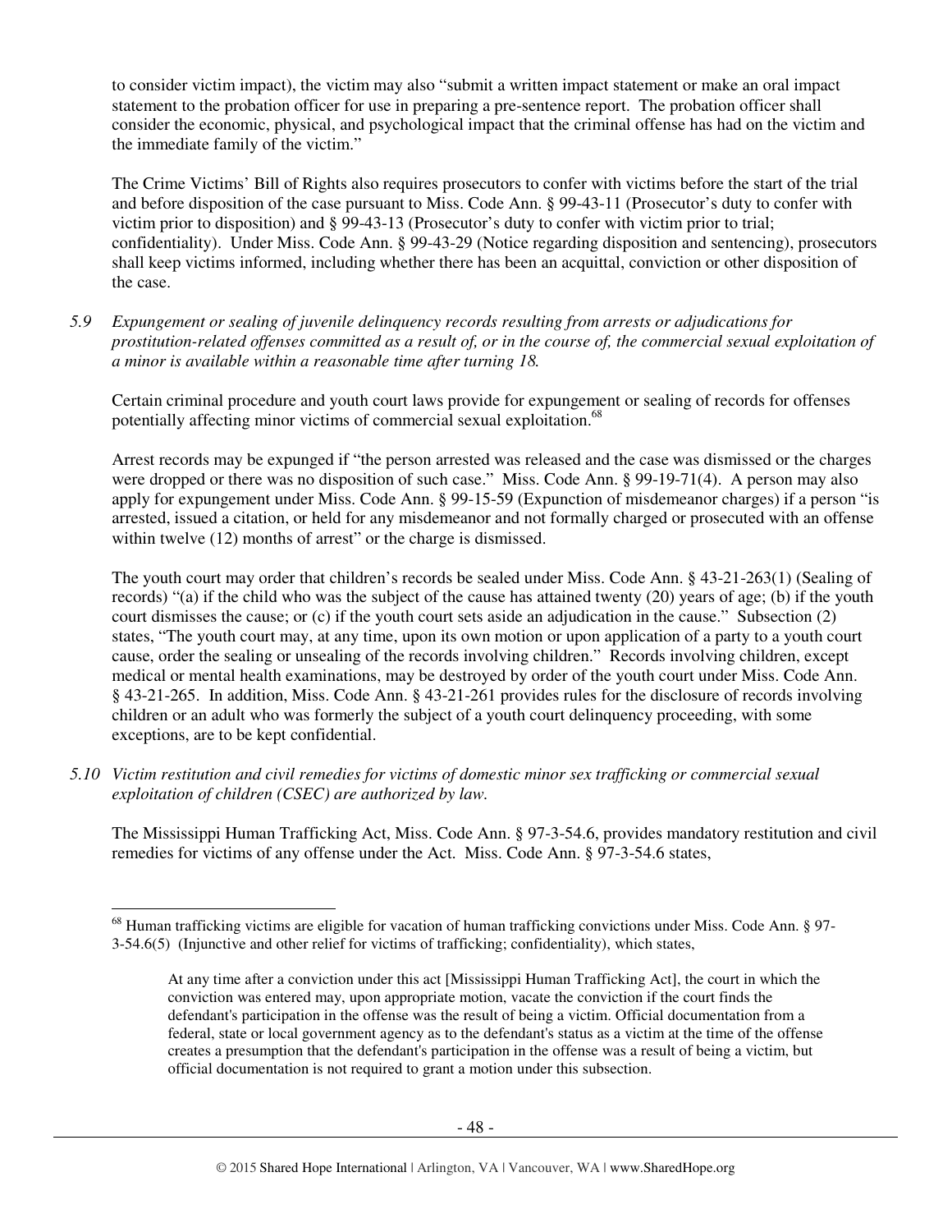to consider victim impact), the victim may also "submit a written impact statement or make an oral impact statement to the probation officer for use in preparing a pre-sentence report. The probation officer shall consider the economic, physical, and psychological impact that the criminal offense has had on the victim and the immediate family of the victim."

The Crime Victims' Bill of Rights also requires prosecutors to confer with victims before the start of the trial and before disposition of the case pursuant to Miss. Code Ann. § 99-43-11 (Prosecutor's duty to confer with victim prior to disposition) and § 99-43-13 (Prosecutor's duty to confer with victim prior to trial; confidentiality). Under Miss. Code Ann. § 99-43-29 (Notice regarding disposition and sentencing), prosecutors shall keep victims informed, including whether there has been an acquittal, conviction or other disposition of the case.

*5.9 Expungement or sealing of juvenile delinquency records resulting from arrests or adjudications for prostitution-related offenses committed as a result of, or in the course of, the commercial sexual exploitation of a minor is available within a reasonable time after turning 18.*

Certain criminal procedure and youth court laws provide for expungement or sealing of records for offenses potentially affecting minor victims of commercial sexual exploitation.[68]

Arrest records may be expunged if "the person arrested was released and the case was dismissed or the charges were dropped or there was no disposition of such case." Miss. Code Ann. § 99-19-71(4). A person may also apply for expungement under Miss. Code Ann. § 99-15-59 (Expunction of misdemeanor charges) if a person "is arrested, issued a citation, or held for any misdemeanor and not formally charged or prosecuted with an offense within twelve (12) months of arrest" or the charge is dismissed.

The youth court may order that children's records be sealed under Miss. Code Ann. § 43-21-263(1) (Sealing of records) "(a) if the child who was the subject of the cause has attained twenty (20) years of age; (b) if the youth court dismisses the cause; or (c) if the youth court sets aside an adjudication in the cause." Subsection (2) states, "The youth court may, at any time, upon its own motion or upon application of a party to a youth court cause, order the sealing or unsealing of the records involving children." Records involving children, except medical or mental health examinations, may be destroyed by order of the youth court under Miss. Code Ann. § 43-21-265. In addition, Miss. Code Ann. § 43-21-261 provides rules for the disclosure of records involving children or an adult who was formerly the subject of a youth court delinquency proceeding, with some exceptions, are to be kept confidential.

*5.10 Victim restitution and civil remedies for victims of domestic minor sex trafficking or commercial sexual exploitation of children (CSEC) are authorized by law.*

The Mississippi Human Trafficking Act, Miss. Code Ann. § 97-3-54.6, provides mandatory restitution and civil remedies for victims of any offense under the Act. Miss. Code Ann. § 97-3-54.6 states,

---

[68] Human trafficking victims are eligible for vacation of human trafficking convictions under Miss. Code Ann. § 97-3-54.6(5) (Injunctive and other relief for victims of trafficking; confidentiality), which states,

> At any time after a conviction under this act [Mississippi Human Trafficking Act], the court in which the conviction was entered may, upon appropriate motion, vacate the conviction if the court finds the defendant's participation in the offense was the result of being a victim. Official documentation from a federal, state or local government agency as to the defendant's status as a victim at the time of the offense creates a presumption that the defendant's participation in the offense was a result of being a victim, but official documentation is not required to grant a motion under this subsection.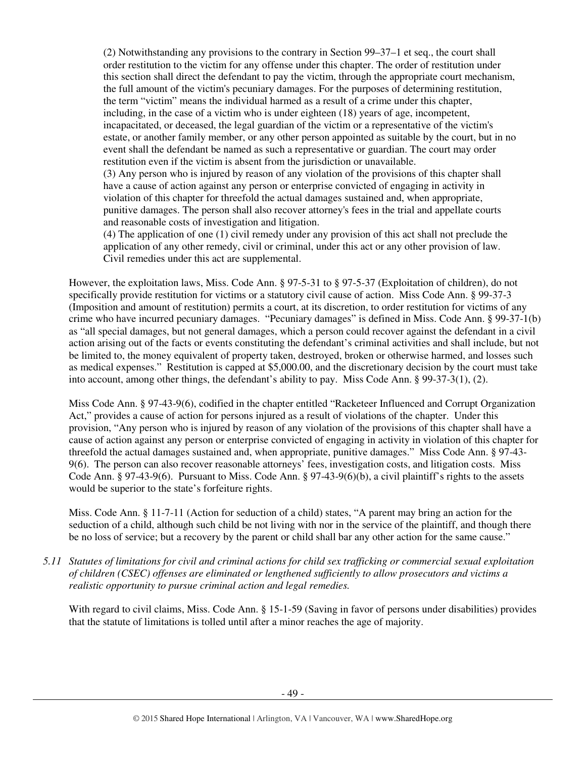> (2) Notwithstanding any provisions to the contrary in Section 99–37–1 et seq., the court shall order restitution to the victim for any offense under this chapter. The order of restitution under this section shall direct the defendant to pay the victim, through the appropriate court mechanism, the full amount of the victim's pecuniary damages. For the purposes of determining restitution, the term "victim" means the individual harmed as a result of a crime under this chapter, including, in the case of a victim who is under eighteen (18) years of age, incompetent, incapacitated, or deceased, the legal guardian of the victim or a representative of the victim's estate, or another family member, or any other person appointed as suitable by the court, but in no event shall the defendant be named as such a representative or guardian. The court may order restitution even if the victim is absent from the jurisdiction or unavailable.
> (3) Any person who is injured by reason of any violation of the provisions of this chapter shall have a cause of action against any person or enterprise convicted of engaging in activity in violation of this chapter for threefold the actual damages sustained and, when appropriate, punitive damages. The person shall also recover attorney's fees in the trial and appellate courts and reasonable costs of investigation and litigation.
> (4) The application of one (1) civil remedy under any provision of this act shall not preclude the application of any other remedy, civil or criminal, under this act or any other provision of law. Civil remedies under this act are supplemental.

However, the exploitation laws, Miss. Code Ann. § 97-5-31 to § 97-5-37 (Exploitation of children), do not specifically provide restitution for victims or a statutory civil cause of action. Miss Code Ann. § 99-37-3 (Imposition and amount of restitution) permits a court, at its discretion, to order restitution for victims of any crime who have incurred pecuniary damages. "Pecuniary damages" is defined in Miss. Code Ann. § 99-37-1(b) as "all special damages, but not general damages, which a person could recover against the defendant in a civil action arising out of the facts or events constituting the defendant's criminal activities and shall include, but not be limited to, the money equivalent of property taken, destroyed, broken or otherwise harmed, and losses such as medical expenses." Restitution is capped at $5,000.00, and the discretionary decision by the court must take into account, among other things, the defendant's ability to pay. Miss Code Ann. § 99-37-3(1), (2).

Miss Code Ann. § 97-43-9(6), codified in the chapter entitled "Racketeer Influenced and Corrupt Organization Act," provides a cause of action for persons injured as a result of violations of the chapter. Under this provision, "Any person who is injured by reason of any violation of the provisions of this chapter shall have a cause of action against any person or enterprise convicted of engaging in activity in violation of this chapter for threefold the actual damages sustained and, when appropriate, punitive damages." Miss Code Ann. § 97-43-9(6). The person can also recover reasonable attorneys' fees, investigation costs, and litigation costs. Miss Code Ann. § 97-43-9(6). Pursuant to Miss. Code Ann. § 97-43-9(6)(b), a civil plaintiff's rights to the assets would be superior to the state's forfeiture rights.

Miss. Code Ann. § 11-7-11 (Action for seduction of a child) states, "A parent may bring an action for the seduction of a child, although such child be not living with nor in the service of the plaintiff, and though there be no loss of service; but a recovery by the parent or child shall bar any other action for the same cause."

*5.11 Statutes of limitations for civil and criminal actions for child sex trafficking or commercial sexual exploitation of children (CSEC) offenses are eliminated or lengthened sufficiently to allow prosecutors and victims a realistic opportunity to pursue criminal action and legal remedies.*

With regard to civil claims, Miss. Code Ann. § 15-1-59 (Saving in favor of persons under disabilities) provides that the statute of limitations is tolled until after a minor reaches the age of majority.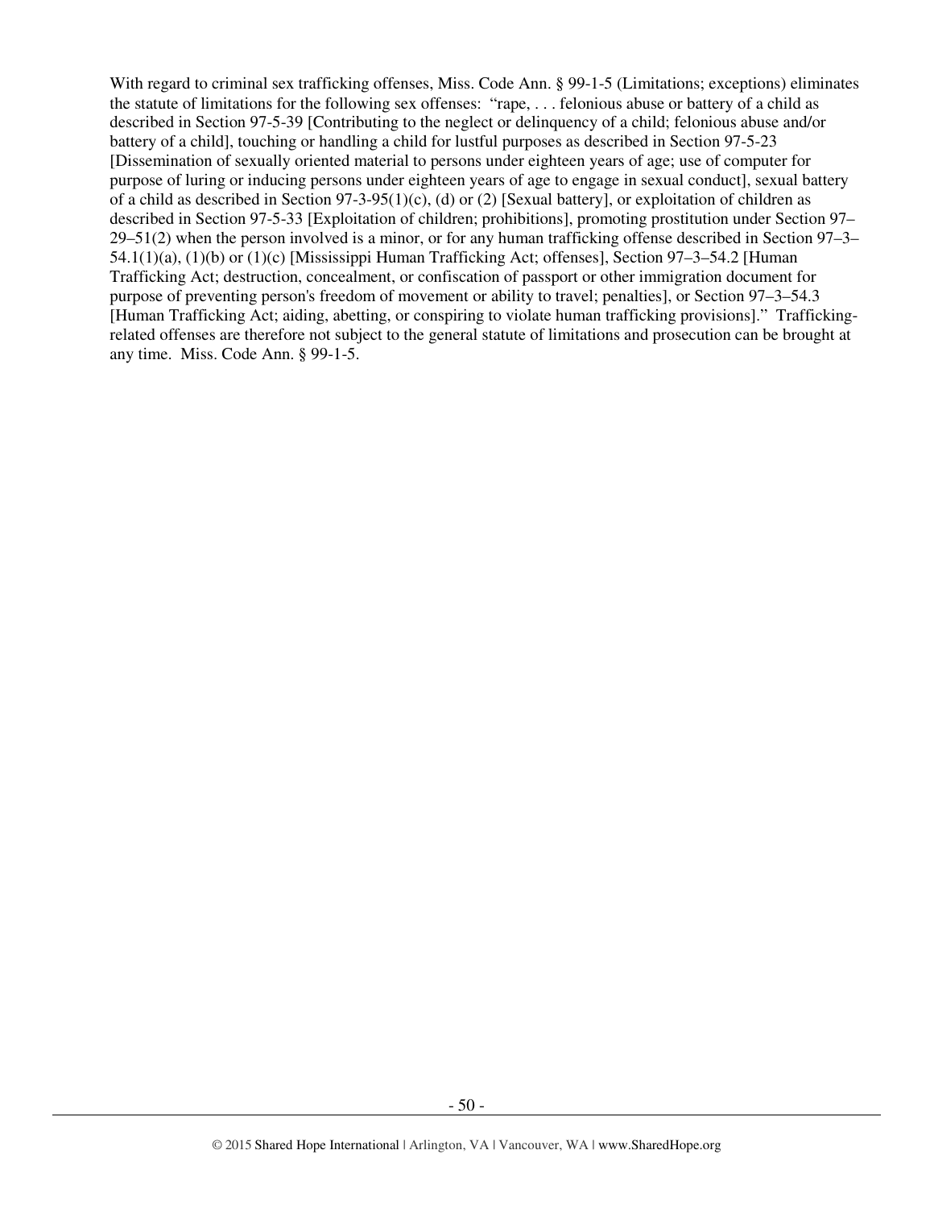With regard to criminal sex trafficking offenses, Miss. Code Ann. § 99-1-5 (Limitations; exceptions) eliminates the statute of limitations for the following sex offenses: "rape, . . . felonious abuse or battery of a child as described in Section 97-5-39 [Contributing to the neglect or delinquency of a child; felonious abuse and/or battery of a child], touching or handling a child for lustful purposes as described in Section 97-5-23 [Dissemination of sexually oriented material to persons under eighteen years of age; use of computer for purpose of luring or inducing persons under eighteen years of age to engage in sexual conduct], sexual battery of a child as described in Section 97-3-95(1)(c), (d) or (2) [Sexual battery], or exploitation of children as described in Section 97-5-33 [Exploitation of children; prohibitions], promoting prostitution under Section 97–29–51(2) when the person involved is a minor, or for any human trafficking offense described in Section 97–3–54.1(1)(a), (1)(b) or (1)(c) [Mississippi Human Trafficking Act; offenses], Section 97–3–54.2 [Human Trafficking Act; destruction, concealment, or confiscation of passport or other immigration document for purpose of preventing person's freedom of movement or ability to travel; penalties], or Section 97–3–54.3 [Human Trafficking Act; aiding, abetting, or conspiring to violate human trafficking provisions]." Trafficking-related offenses are therefore not subject to the general statute of limitations and prosecution can be brought at any time. Miss. Code Ann. § 99-1-5.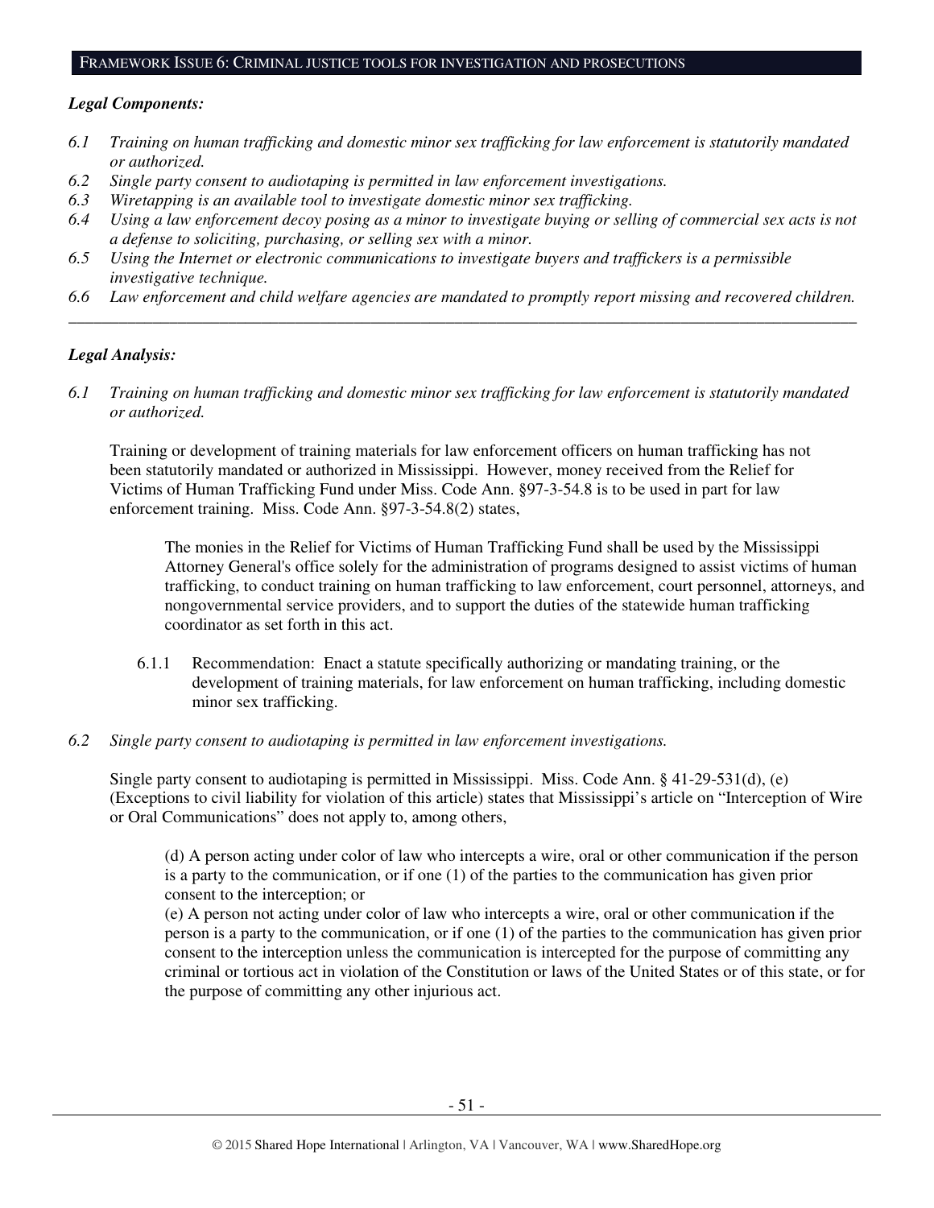## FRAMEWORK ISSUE 6: CRIMINAL JUSTICE TOOLS FOR INVESTIGATION AND PROSECUTIONS

***Legal Components:***

*6.1 Training on human trafficking and domestic minor sex trafficking for law enforcement is statutorily mandated or authorized.*
*6.2 Single party consent to audiotaping is permitted in law enforcement investigations.*
*6.3 Wiretapping is an available tool to investigate domestic minor sex trafficking.*
*6.4 Using a law enforcement decoy posing as a minor to investigate buying or selling of commercial sex acts is not a defense to soliciting, purchasing, or selling sex with a minor.*
*6.5 Using the Internet or electronic communications to investigate buyers and traffickers is a permissible investigative technique.*
*6.6 Law enforcement and child welfare agencies are mandated to promptly report missing and recovered children.*

---

***Legal Analysis:***

*6.1 Training on human trafficking and domestic minor sex trafficking for law enforcement is statutorily mandated or authorized.*

Training or development of training materials for law enforcement officers on human trafficking has not been statutorily mandated or authorized in Mississippi. However, money received from the Relief for Victims of Human Trafficking Fund under Miss. Code Ann. §97-3-54.8 is to be used in part for law enforcement training. Miss. Code Ann. §97-3-54.8(2) states,

> The monies in the Relief for Victims of Human Trafficking Fund shall be used by the Mississippi Attorney General's office solely for the administration of programs designed to assist victims of human trafficking, to conduct training on human trafficking to law enforcement, court personnel, attorneys, and nongovernmental service providers, and to support the duties of the statewide human trafficking coordinator as set forth in this act.

6.1.1 Recommendation: Enact a statute specifically authorizing or mandating training, or the development of training materials, for law enforcement on human trafficking, including domestic minor sex trafficking.

*6.2 Single party consent to audiotaping is permitted in law enforcement investigations.*

Single party consent to audiotaping is permitted in Mississippi. Miss. Code Ann. § 41-29-531(d), (e) (Exceptions to civil liability for violation of this article) states that Mississippi's article on "Interception of Wire or Oral Communications" does not apply to, among others,

> (d) A person acting under color of law who intercepts a wire, oral or other communication if the person is a party to the communication, or if one (1) of the parties to the communication has given prior consent to the interception; or
> (e) A person not acting under color of law who intercepts a wire, oral or other communication if the person is a party to the communication, or if one (1) of the parties to the communication has given prior consent to the interception unless the communication is intercepted for the purpose of committing any criminal or tortious act in violation of the Constitution or laws of the United States or of this state, or for the purpose of committing any other injurious act.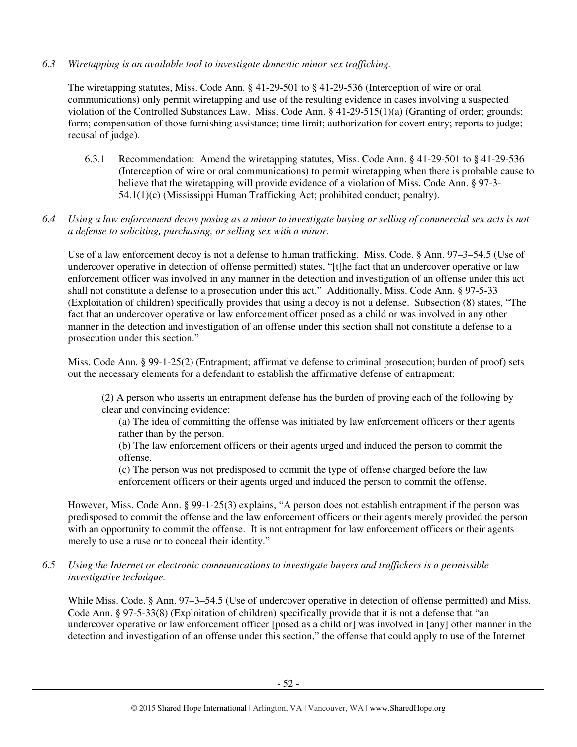*6.3 Wiretapping is an available tool to investigate domestic minor sex trafficking.*

The wiretapping statutes, Miss. Code Ann. § 41-29-501 to § 41-29-536 (Interception of wire or oral communications) only permit wiretapping and use of the resulting evidence in cases involving a suspected violation of the Controlled Substances Law. Miss. Code Ann. § 41-29-515(1)(a) (Granting of order; grounds; form; compensation of those furnishing assistance; time limit; authorization for covert entry; reports to judge; recusal of judge).

6.3.1 Recommendation: Amend the wiretapping statutes, Miss. Code Ann. § 41-29-501 to § 41-29-536 (Interception of wire or oral communications) to permit wiretapping when there is probable cause to believe that the wiretapping will provide evidence of a violation of Miss. Code Ann. § 97-3-54.1(1)(c) (Mississippi Human Trafficking Act; prohibited conduct; penalty).

*6.4 Using a law enforcement decoy posing as a minor to investigate buying or selling of commercial sex acts is not a defense to soliciting, purchasing, or selling sex with a minor.*

Use of a law enforcement decoy is not a defense to human trafficking. Miss. Code. § Ann. 97–3–54.5 (Use of undercover operative in detection of offense permitted) states, "[t]he fact that an undercover operative or law enforcement officer was involved in any manner in the detection and investigation of an offense under this act shall not constitute a defense to a prosecution under this act." Additionally, Miss. Code Ann. § 97-5-33 (Exploitation of children) specifically provides that using a decoy is not a defense. Subsection (8) states, "The fact that an undercover operative or law enforcement officer posed as a child or was involved in any other manner in the detection and investigation of an offense under this section shall not constitute a defense to a prosecution under this section."

Miss. Code Ann. § 99-1-25(2) (Entrapment; affirmative defense to criminal prosecution; burden of proof) sets out the necessary elements for a defendant to establish the affirmative defense of entrapment:

> (2) A person who asserts an entrapment defense has the burden of proving each of the following by clear and convincing evidence:
>
> (a) The idea of committing the offense was initiated by law enforcement officers or their agents rather than by the person.
>
> (b) The law enforcement officers or their agents urged and induced the person to commit the offense.
>
> (c) The person was not predisposed to commit the type of offense charged before the law enforcement officers or their agents urged and induced the person to commit the offense.

However, Miss. Code Ann. § 99-1-25(3) explains, "A person does not establish entrapment if the person was predisposed to commit the offense and the law enforcement officers or their agents merely provided the person with an opportunity to commit the offense. It is not entrapment for law enforcement officers or their agents merely to use a ruse or to conceal their identity."

*6.5 Using the Internet or electronic communications to investigate buyers and traffickers is a permissible investigative technique.*

While Miss. Code. § Ann. 97–3–54.5 (Use of undercover operative in detection of offense permitted) and Miss. Code Ann. § 97-5-33(8) (Exploitation of children) specifically provide that it is not a defense that "an undercover operative or law enforcement officer [posed as a child or] was involved in [any] other manner in the detection and investigation of an offense under this section," the offense that could apply to use of the Internet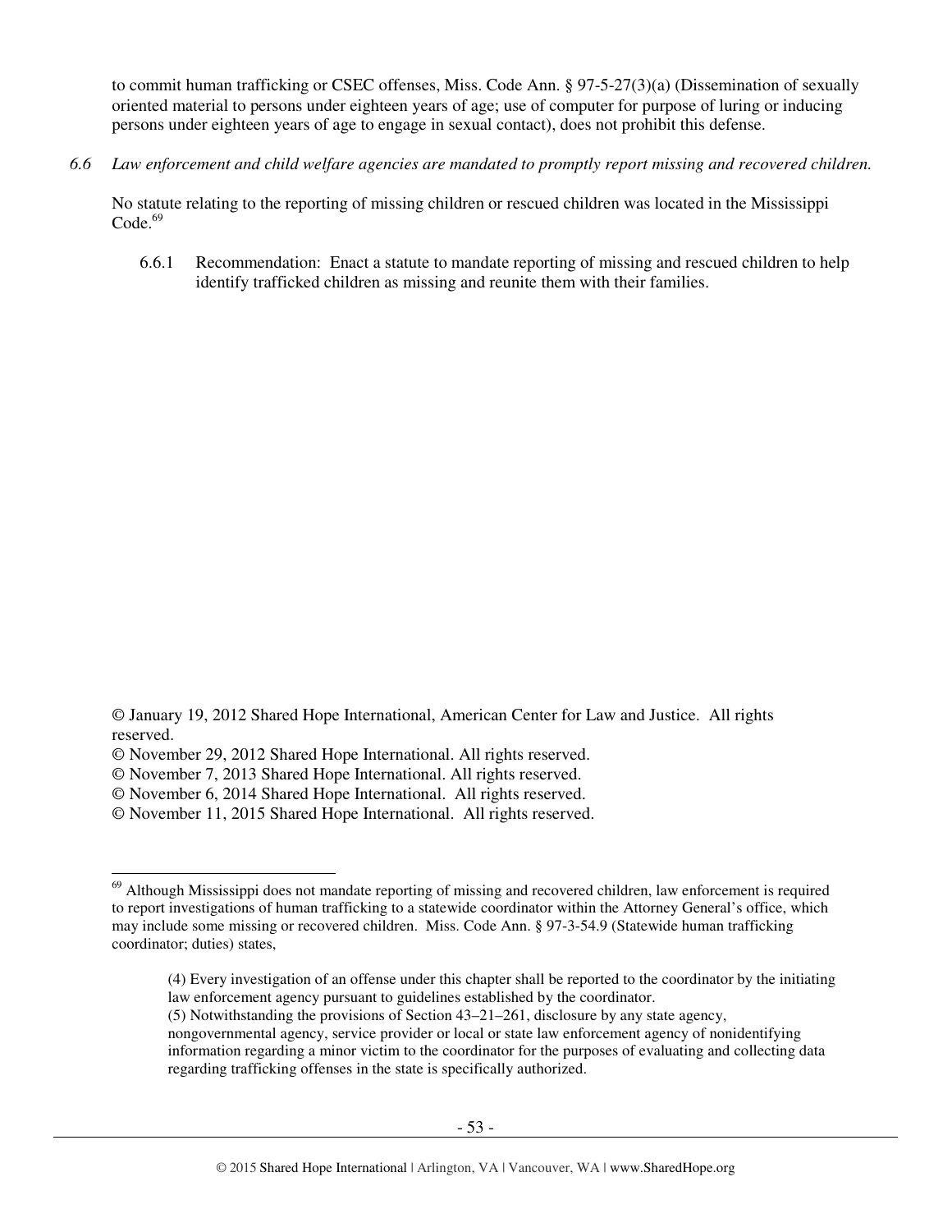to commit human trafficking or CSEC offenses, Miss. Code Ann. § 97-5-27(3)(a) (Dissemination of sexually oriented material to persons under eighteen years of age; use of computer for purpose of luring or inducing persons under eighteen years of age to engage in sexual contact), does not prohibit this defense.

*6.6 Law enforcement and child welfare agencies are mandated to promptly report missing and recovered children.*

No statute relating to the reporting of missing children or rescued children was located in the Mississippi Code.[69]

6.6.1 Recommendation: Enact a statute to mandate reporting of missing and rescued children to help identify trafficked children as missing and reunite them with their families.

© January 19, 2012 Shared Hope International, American Center for Law and Justice. All rights reserved.
© November 29, 2012 Shared Hope International. All rights reserved.
© November 7, 2013 Shared Hope International. All rights reserved.
© November 6, 2014 Shared Hope International. All rights reserved.
© November 11, 2015 Shared Hope International. All rights reserved.

---

[69] Although Mississippi does not mandate reporting of missing and recovered children, law enforcement is required to report investigations of human trafficking to a statewide coordinator within the Attorney General's office, which may include some missing or recovered children. Miss. Code Ann. § 97-3-54.9 (Statewide human trafficking coordinator; duties) states,

> (4) Every investigation of an offense under this chapter shall be reported to the coordinator by the initiating law enforcement agency pursuant to guidelines established by the coordinator.
> (5) Notwithstanding the provisions of Section 43–21–261, disclosure by any state agency, nongovernmental agency, service provider or local or state law enforcement agency of nonidentifying information regarding a minor victim to the coordinator for the purposes of evaluating and collecting data regarding trafficking offenses in the state is specifically authorized.